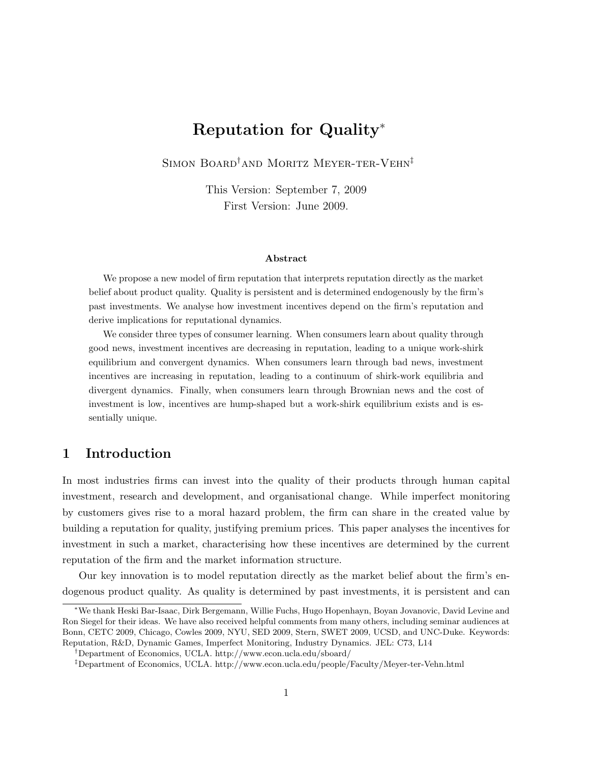# Reputation for Quality*

Simon Board[†] and Moritz Meyer-ter-Vehn[‡]

This Version: September 7, 2009
First Version: June 2009.

### Abstract

We propose a new model of firm reputation that interprets reputation directly as the market belief about product quality. Quality is persistent and is determined endogenously by the firm's past investments. We analyse how investment incentives depend on the firm's reputation and derive implications for reputational dynamics.

We consider three types of consumer learning. When consumers learn about quality through good news, investment incentives are decreasing in reputation, leading to a unique work-shirk equilibrium and convergent dynamics. When consumers learn through bad news, investment incentives are increasing in reputation, leading to a continuum of shirk-work equilibria and divergent dynamics. Finally, when consumers learn through Brownian news and the cost of investment is low, incentives are hump-shaped but a work-shirk equilibrium exists and is essentially unique.

## 1 Introduction

In most industries firms can invest into the quality of their products through human capital investment, research and development, and organisational change. While imperfect monitoring by customers gives rise to a moral hazard problem, the firm can share in the created value by building a reputation for quality, justifying premium prices. This paper analyses the incentives for investment in such a market, characterising how these incentives are determined by the current reputation of the firm and the market information structure.

Our key innovation is to model reputation directly as the market belief about the firm's endogenous product quality. As quality is determined by past investments, it is persistent and can

---

*We thank Heski Bar-Isaac, Dirk Bergemann, Willie Fuchs, Hugo Hopenhayn, Boyan Jovanovic, David Levine and Ron Siegel for their ideas. We have also received helpful comments from many others, including seminar audiences at Bonn, CETC 2009, Chicago, Cowles 2009, NYU, SED 2009, Stern, SWET 2009, UCSD, and UNC-Duke. Keywords: Reputation, R&D, Dynamic Games, Imperfect Monitoring, Industry Dynamics. JEL: C73, L14

[†]Department of Economics, UCLA. http://www.econ.ucla.edu/sboard/

[‡]Department of Economics, UCLA. http://www.econ.ucla.edu/people/Faculty/Meyer-ter-Vehn.html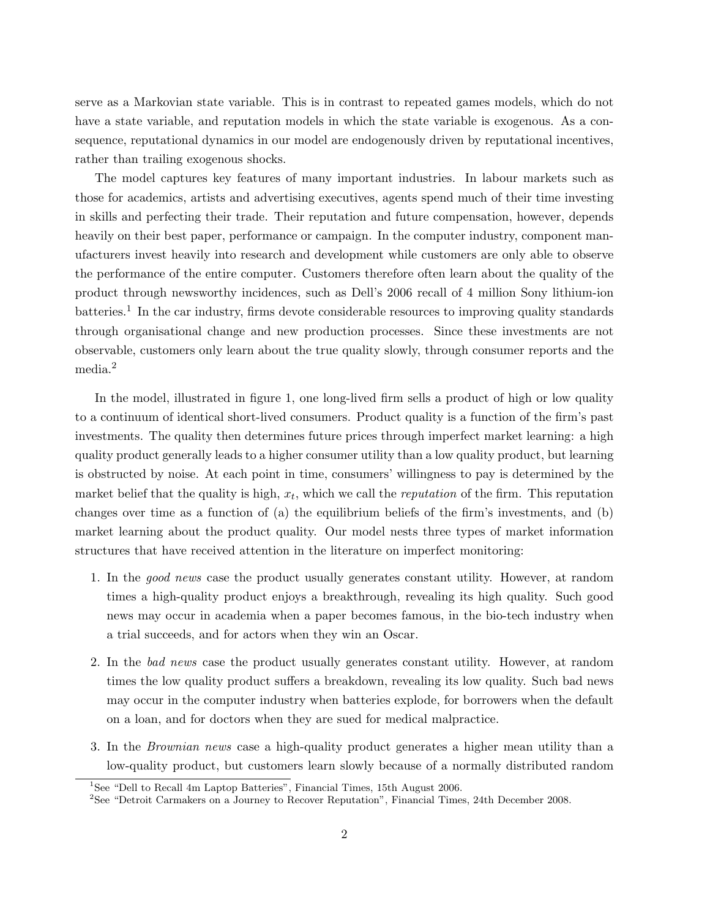serve as a Markovian state variable. This is in contrast to repeated games models, which do not have a state variable, and reputation models in which the state variable is exogenous. As a consequence, reputational dynamics in our model are endogenously driven by reputational incentives, rather than trailing exogenous shocks.

The model captures key features of many important industries. In labour markets such as those for academics, artists and advertising executives, agents spend much of their time investing in skills and perfecting their trade. Their reputation and future compensation, however, depends heavily on their best paper, performance or campaign. In the computer industry, component manufacturers invest heavily into research and development while customers are only able to observe the performance of the entire computer. Customers therefore often learn about the quality of the product through newsworthy incidences, such as Dell's 2006 recall of 4 million Sony lithium-ion batteries.[1] In the car industry, firms devote considerable resources to improving quality standards through organisational change and new production processes. Since these investments are not observable, customers only learn about the true quality slowly, through consumer reports and the media.[2]

In the model, illustrated in figure 1, one long-lived firm sells a product of high or low quality to a continuum of identical short-lived consumers. Product quality is a function of the firm's past investments. The quality then determines future prices through imperfect market learning: a high quality product generally leads to a higher consumer utility than a low quality product, but learning is obstructed by noise. At each point in time, consumers' willingness to pay is determined by the market belief that the quality is high, $x_t$, which we call the *reputation* of the firm. This reputation changes over time as a function of (a) the equilibrium beliefs of the firm's investments, and (b) market learning about the product quality. Our model nests three types of market information structures that have received attention in the literature on imperfect monitoring:

1. In the *good news* case the product usually generates constant utility. However, at random times a high-quality product enjoys a breakthrough, revealing its high quality. Such good news may occur in academia when a paper becomes famous, in the bio-tech industry when a trial succeeds, and for actors when they win an Oscar.

2. In the *bad news* case the product usually generates constant utility. However, at random times the low quality product suffers a breakdown, revealing its low quality. Such bad news may occur in the computer industry when batteries explode, for borrowers when the default on a loan, and for doctors when they are sued for medical malpractice.

3. In the *Brownian news* case a high-quality product generates a higher mean utility than a low-quality product, but customers learn slowly because of a normally distributed random

[1] See "Dell to Recall 4m Laptop Batteries", Financial Times, 15th August 2006.

[2] See "Detroit Carmakers on a Journey to Recover Reputation", Financial Times, 24th December 2008.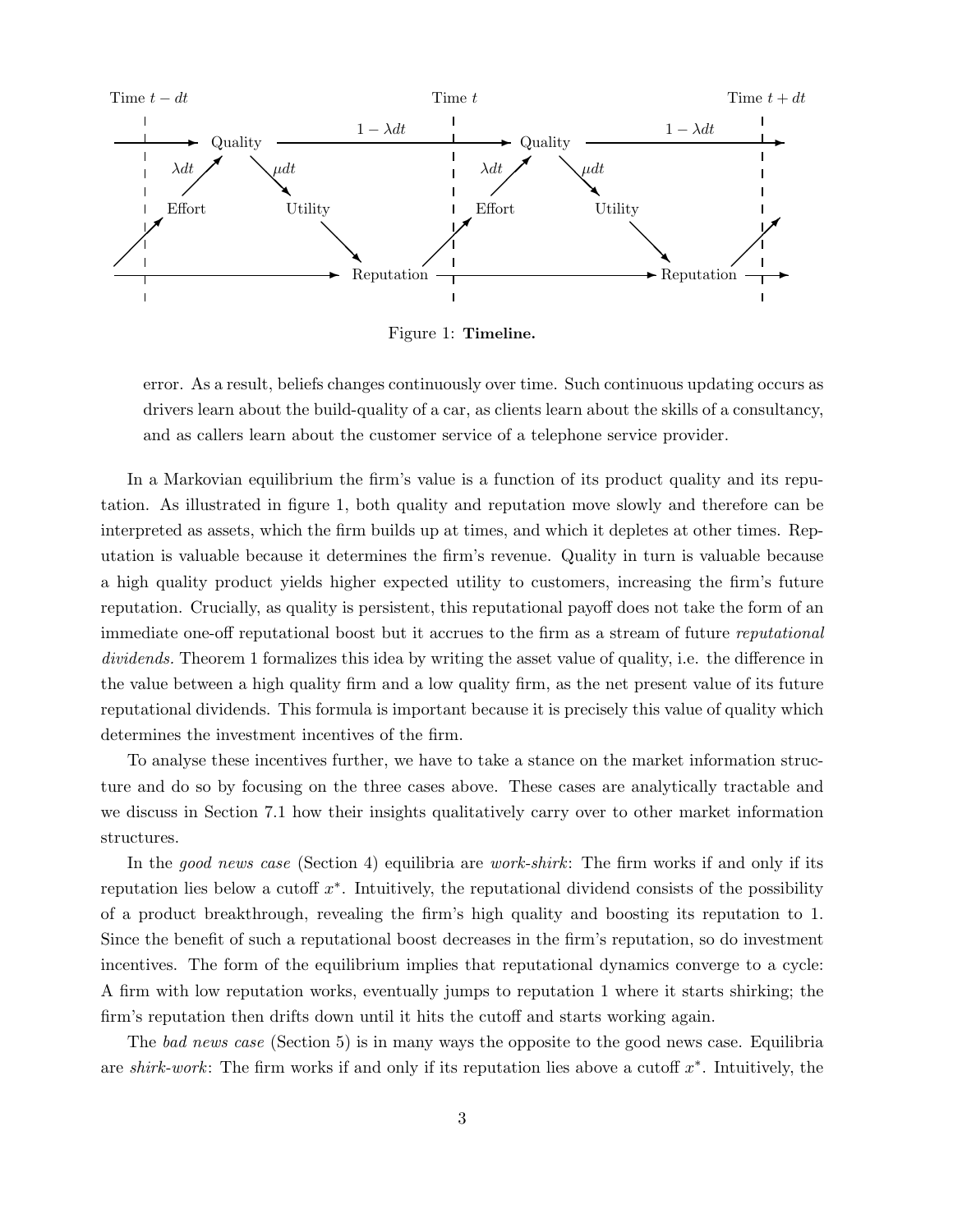Figure 1: **Timeline.**

error. As a result, beliefs changes continuously over time. Such continuous updating occurs as drivers learn about the build-quality of a car, as clients learn about the skills of a consultancy, and as callers learn about the customer service of a telephone service provider.

In a Markovian equilibrium the firm's value is a function of its product quality and its reputation. As illustrated in figure 1, both quality and reputation move slowly and therefore can be interpreted as assets, which the firm builds up at times, and which it depletes at other times. Reputation is valuable because it determines the firm's revenue. Quality in turn is valuable because a high quality product yields higher expected utility to customers, increasing the firm's future reputation. Crucially, as quality is persistent, this reputational payoff does not take the form of an immediate one-off reputational boost but it accrues to the firm as a stream of future *reputational dividends.* Theorem 1 formalizes this idea by writing the asset value of quality, i.e. the difference in the value between a high quality firm and a low quality firm, as the net present value of its future reputational dividends. This formula is important because it is precisely this value of quality which determines the investment incentives of the firm.

To analyse these incentives further, we have to take a stance on the market information structure and do so by focusing on the three cases above. These cases are analytically tractable and we discuss in Section 7.1 how their insights qualitatively carry over to other market information structures.

In the *good news case* (Section 4) equilibria are *work-shirk*: The firm works if and only if its reputation lies below a cutoff $x^*$. Intuitively, the reputational dividend consists of the possibility of a product breakthrough, revealing the firm's high quality and boosting its reputation to 1. Since the benefit of such a reputational boost decreases in the firm's reputation, so do investment incentives. The form of the equilibrium implies that reputational dynamics converge to a cycle: A firm with low reputation works, eventually jumps to reputation 1 where it starts shirking; the firm's reputation then drifts down until it hits the cutoff and starts working again.

The *bad news case* (Section 5) is in many ways the opposite to the good news case. Equilibria are *shirk-work*: The firm works if and only if its reputation lies above a cutoff $x^*$. Intuitively, the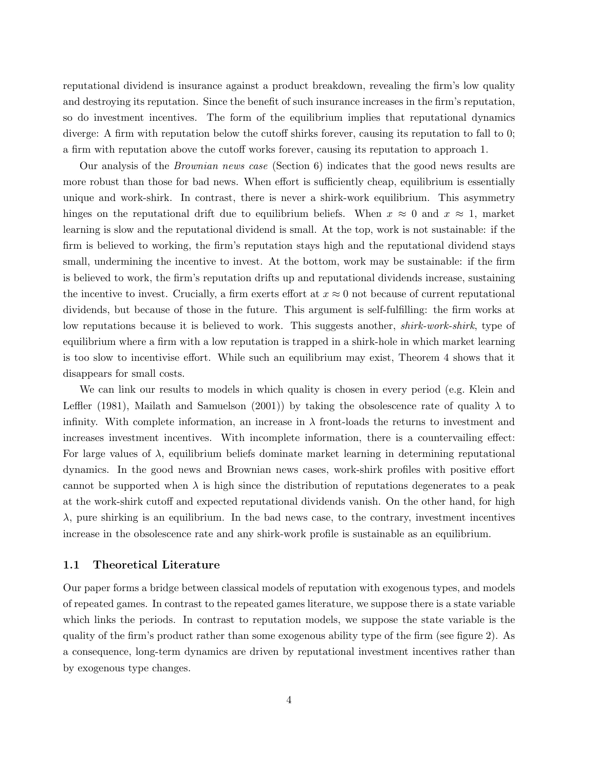reputational dividend is insurance against a product breakdown, revealing the firm's low quality and destroying its reputation. Since the benefit of such insurance increases in the firm's reputation, so do investment incentives. The form of the equilibrium implies that reputational dynamics diverge: A firm with reputation below the cutoff shirks forever, causing its reputation to fall to 0; a firm with reputation above the cutoff works forever, causing its reputation to approach 1.

Our analysis of the *Brownian news case* (Section 6) indicates that the good news results are more robust than those for bad news. When effort is sufficiently cheap, equilibrium is essentially unique and work-shirk. In contrast, there is never a shirk-work equilibrium. This asymmetry hinges on the reputational drift due to equilibrium beliefs. When $x \approx 0$ and $x \approx 1$, market learning is slow and the reputational dividend is small. At the top, work is not sustainable: if the firm is believed to working, the firm's reputation stays high and the reputational dividend stays small, undermining the incentive to invest. At the bottom, work may be sustainable: if the firm is believed to work, the firm's reputation drifts up and reputational dividends increase, sustaining the incentive to invest. Crucially, a firm exerts effort at $x \approx 0$ not because of current reputational dividends, but because of those in the future. This argument is self-fulfilling: the firm works at low reputations because it is believed to work. This suggests another, *shirk-work-shirk*, type of equilibrium where a firm with a low reputation is trapped in a shirk-hole in which market learning is too slow to incentivise effort. While such an equilibrium may exist, Theorem 4 shows that it disappears for small costs.

We can link our results to models in which quality is chosen in every period (e.g. Klein and Leffler (1981), Mailath and Samuelson (2001)) by taking the obsolescence rate of quality $\lambda$ to infinity. With complete information, an increase in $\lambda$ front-loads the returns to investment and increases investment incentives. With incomplete information, there is a countervailing effect: For large values of $\lambda$, equilibrium beliefs dominate market learning in determining reputational dynamics. In the good news and Brownian news cases, work-shirk profiles with positive effort cannot be supported when $\lambda$ is high since the distribution of reputations degenerates to a peak at the work-shirk cutoff and expected reputational dividends vanish. On the other hand, for high $\lambda$, pure shirking is an equilibrium. In the bad news case, to the contrary, investment incentives increase in the obsolescence rate and any shirk-work profile is sustainable as an equilibrium.

### 1.1 Theoretical Literature

Our paper forms a bridge between classical models of reputation with exogenous types, and models of repeated games. In contrast to the repeated games literature, we suppose there is a state variable which links the periods. In contrast to reputation models, we suppose the state variable is the quality of the firm's product rather than some exogenous ability type of the firm (see figure 2). As a consequence, long-term dynamics are driven by reputational investment incentives rather than by exogenous type changes.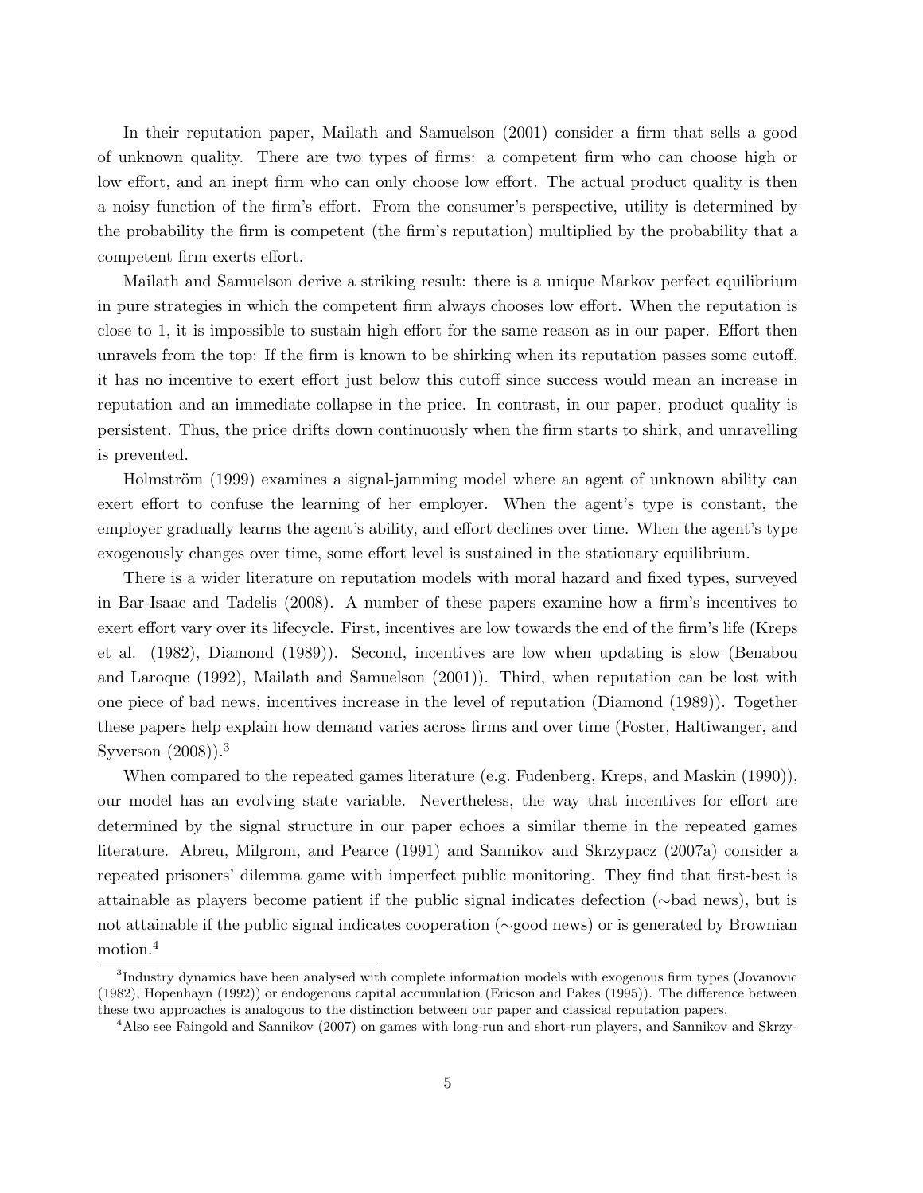In their reputation paper, Mailath and Samuelson (2001) consider a firm that sells a good of unknown quality. There are two types of firms: a competent firm who can choose high or low effort, and an inept firm who can only choose low effort. The actual product quality is then a noisy function of the firm's effort. From the consumer's perspective, utility is determined by the probability the firm is competent (the firm's reputation) multiplied by the probability that a competent firm exerts effort.

Mailath and Samuelson derive a striking result: there is a unique Markov perfect equilibrium in pure strategies in which the competent firm always chooses low effort. When the reputation is close to 1, it is impossible to sustain high effort for the same reason as in our paper. Effort then unravels from the top: If the firm is known to be shirking when its reputation passes some cutoff, it has no incentive to exert effort just below this cutoff since success would mean an increase in reputation and an immediate collapse in the price. In contrast, in our paper, product quality is persistent. Thus, the price drifts down continuously when the firm starts to shirk, and unravelling is prevented.

Holmström (1999) examines a signal-jamming model where an agent of unknown ability can exert effort to confuse the learning of her employer. When the agent's type is constant, the employer gradually learns the agent's ability, and effort declines over time. When the agent's type exogenously changes over time, some effort level is sustained in the stationary equilibrium.

There is a wider literature on reputation models with moral hazard and fixed types, surveyed in Bar-Isaac and Tadelis (2008). A number of these papers examine how a firm's incentives to exert effort vary over its lifecycle. First, incentives are low towards the end of the firm's life (Kreps et al. (1982), Diamond (1989)). Second, incentives are low when updating is slow (Benabou and Laroque (1992), Mailath and Samuelson (2001)). Third, when reputation can be lost with one piece of bad news, incentives increase in the level of reputation (Diamond (1989)). Together these papers help explain how demand varies across firms and over time (Foster, Haltiwanger, and Syverson (2008)).[3]

When compared to the repeated games literature (e.g. Fudenberg, Kreps, and Maskin (1990)), our model has an evolving state variable. Nevertheless, the way that incentives for effort are determined by the signal structure in our paper echoes a similar theme in the repeated games literature. Abreu, Milgrom, and Pearce (1991) and Sannikov and Skrzypacz (2007a) consider a repeated prisoners' dilemma game with imperfect public monitoring. They find that first-best is attainable as players become patient if the public signal indicates defection (∼bad news), but is not attainable if the public signal indicates cooperation (∼good news) or is generated by Brownian motion.[4]

[3] Industry dynamics have been analysed with complete information models with exogenous firm types (Jovanovic (1982), Hopenhayn (1992)) or endogenous capital accumulation (Ericson and Pakes (1995)). The difference between these two approaches is analogous to the distinction between our paper and classical reputation papers.

[4] Also see Faingold and Sannikov (2007) on games with long-run and short-run players, and Sannikov and Skrzy-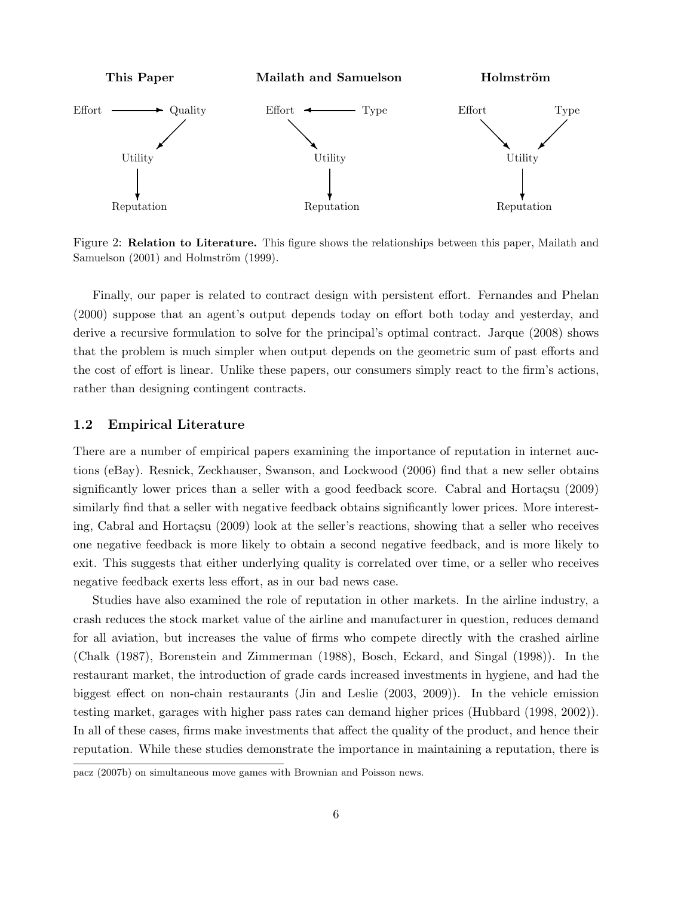**This Paper** — Effort → Quality → Utility → Reputation

**Mailath and Samuelson** — Type → Effort → Utility → Reputation

**Holmström** — Effort → Utility ← Type; Utility → Reputation

Figure 2: **Relation to Literature.** This figure shows the relationships between this paper, Mailath and Samuelson (2001) and Holmström (1999).

Finally, our paper is related to contract design with persistent effort. Fernandes and Phelan (2000) suppose that an agent's output depends today on effort both today and yesterday, and derive a recursive formulation to solve for the principal's optimal contract. Jarque (2008) shows that the problem is much simpler when output depends on the geometric sum of past efforts and the cost of effort is linear. Unlike these papers, our consumers simply react to the firm's actions, rather than designing contingent contracts.

### 1.2 Empirical Literature

There are a number of empirical papers examining the importance of reputation in internet auctions (eBay). Resnick, Zeckhauser, Swanson, and Lockwood (2006) find that a new seller obtains significantly lower prices than a seller with a good feedback score. Cabral and Hortaçsu (2009) similarly find that a seller with negative feedback obtains significantly lower prices. More interesting, Cabral and Hortaçsu (2009) look at the seller's reactions, showing that a seller who receives one negative feedback is more likely to obtain a second negative feedback, and is more likely to exit. This suggests that either underlying quality is correlated over time, or a seller who receives negative feedback exerts less effort, as in our bad news case.

Studies have also examined the role of reputation in other markets. In the airline industry, a crash reduces the stock market value of the airline and manufacturer in question, reduces demand for all aviation, but increases the value of firms who compete directly with the crashed airline (Chalk (1987), Borenstein and Zimmerman (1988), Bosch, Eckard, and Singal (1998)). In the restaurant market, the introduction of grade cards increased investments in hygiene, and had the biggest effect on non-chain restaurants (Jin and Leslie (2003, 2009)). In the vehicle emission testing market, garages with higher pass rates can demand higher prices (Hubbard (1998, 2002)). In all of these cases, firms make investments that affect the quality of the product, and hence their reputation. While these studies demonstrate the importance in maintaining a reputation, there is

pacz (2007b) on simultaneous move games with Brownian and Poisson news.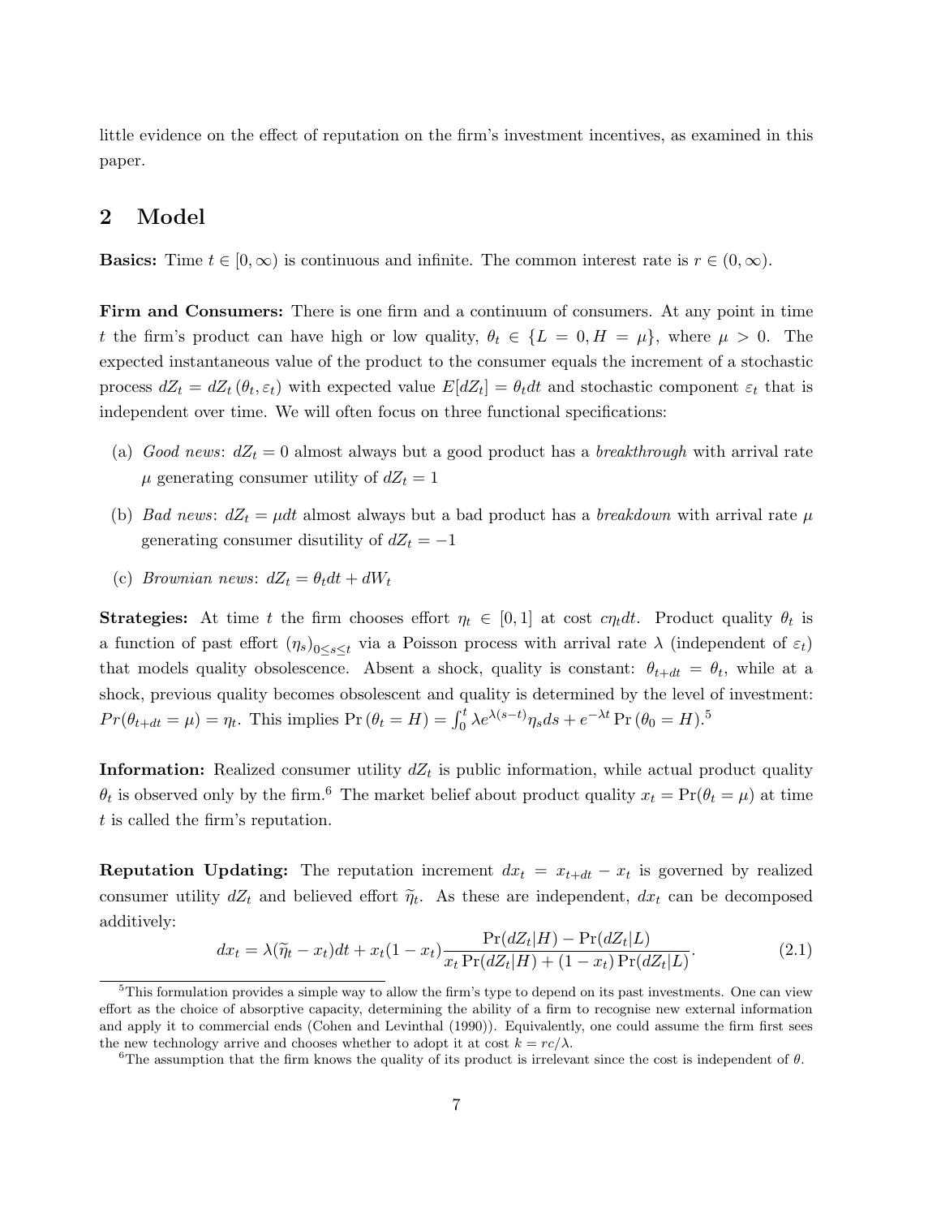little evidence on the effect of reputation on the firm's investment incentives, as examined in this paper.

## 2 Model

**Basics:** Time $t \in [0, \infty)$ is continuous and infinite. The common interest rate is $r \in (0, \infty)$.

**Firm and Consumers:** There is one firm and a continuum of consumers. At any point in time $t$ the firm's product can have high or low quality, $\theta_t \in \{L = 0, H = \mu\}$, where $\mu > 0$. The expected instantaneous value of the product to the consumer equals the increment of a stochastic process $dZ_t = dZ_t(\theta_t, \varepsilon_t)$ with expected value $E[dZ_t] = \theta_t dt$ and stochastic component $\varepsilon_t$ that is independent over time. We will often focus on three functional specifications:

(a) *Good news*: $dZ_t = 0$ almost always but a good product has a *breakthrough* with arrival rate $\mu$ generating consumer utility of $dZ_t = 1$

(b) *Bad news*: $dZ_t = \mu dt$ almost always but a bad product has a *breakdown* with arrival rate $\mu$ generating consumer disutility of $dZ_t = -1$

(c) *Brownian news*: $dZ_t = \theta_t dt + dW_t$

**Strategies:** At time $t$ the firm chooses effort $\eta_t \in [0, 1]$ at cost $c\eta_t dt$. Product quality $\theta_t$ is a function of past effort $(\eta_s)_{0 \leq s \leq t}$ via a Poisson process with arrival rate $\lambda$ (independent of $\varepsilon_t$) that models quality obsolescence. Absent a shock, quality is constant: $\theta_{t+dt} = \theta_t$, while at a shock, previous quality becomes obsolescent and quality is determined by the level of investment: $Pr(\theta_{t+dt} = \mu) = \eta_t$. This implies $\Pr(\theta_t = H) = \int_0^t \lambda e^{\lambda(s-t)} \eta_s ds + e^{-\lambda t} \Pr(\theta_0 = H)$.[5]

**Information:** Realized consumer utility $dZ_t$ is public information, while actual product quality $\theta_t$ is observed only by the firm.[6] The market belief about product quality $x_t = \Pr(\theta_t = \mu)$ at time $t$ is called the firm's reputation.

**Reputation Updating:** The reputation increment $dx_t = x_{t+dt} - x_t$ is governed by realized consumer utility $dZ_t$ and believed effort $\widetilde{\eta}_t$. As these are independent, $dx_t$ can be decomposed additively:

$$dx_t = \lambda(\widetilde{\eta}_t - x_t)dt + x_t(1 - x_t)\frac{\Pr(dZ_t|H) - \Pr(dZ_t|L)}{x_t \Pr(dZ_t|H) + (1 - x_t)\Pr(dZ_t|L)}. \tag{2.1}$$

---

[5] This formulation provides a simple way to allow the firm's type to depend on its past investments. One can view effort as the choice of absorptive capacity, determining the ability of a firm to recognise new external information and apply it to commercial ends (Cohen and Levinthal (1990)). Equivalently, one could assume the firm first sees the new technology arrive and chooses whether to adopt it at cost $k = rc/\lambda$.

[6] The assumption that the firm knows the quality of its product is irrelevant since the cost is independent of $\theta$.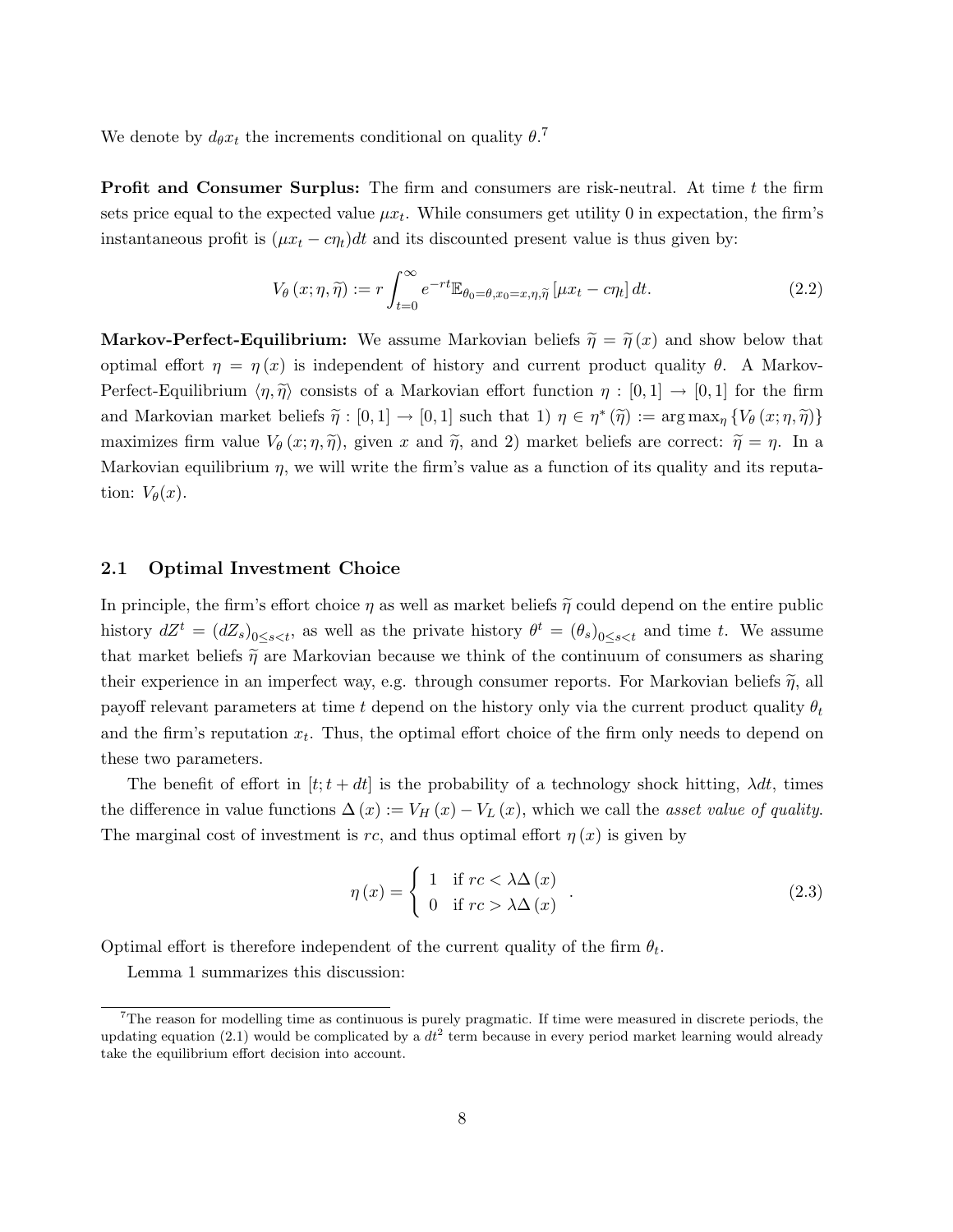We denote by $d_\theta x_t$ the increments conditional on quality $\theta$.[7]

**Profit and Consumer Surplus:** The firm and consumers are risk-neutral. At time $t$ the firm sets price equal to the expected value $\mu x_t$. While consumers get utility 0 in expectation, the firm's instantaneous profit is $(\mu x_t - c\eta_t)dt$ and its discounted present value is thus given by:

$$V_\theta(x; \eta, \widetilde{\eta}) := r \int_{t=0}^{\infty} e^{-rt} \mathbb{E}_{\theta_0=\theta, x_0=x, \eta, \widetilde{\eta}} [\mu x_t - c\eta_t] \, dt. \tag{2.2}$$

**Markov-Perfect-Equilibrium:** We assume Markovian beliefs $\widetilde{\eta} = \widetilde{\eta}(x)$ and show below that optimal effort $\eta = \eta(x)$ is independent of history and current product quality $\theta$. A Markov-Perfect-Equilibrium $\langle \eta, \widetilde{\eta} \rangle$ consists of a Markovian effort function $\eta : [0,1] \to [0,1]$ for the firm and Markovian market beliefs $\widetilde{\eta} : [0,1] \to [0,1]$ such that 1) $\eta \in \eta^*(\widetilde{\eta}) := \arg\max_\eta \{V_\theta(x; \eta, \widetilde{\eta})\}$ maximizes firm value $V_\theta(x; \eta, \widetilde{\eta})$, given $x$ and $\widetilde{\eta}$, and 2) market beliefs are correct: $\widetilde{\eta} = \eta$. In a Markovian equilibrium $\eta$, we will write the firm's value as a function of its quality and its reputation: $V_\theta(x)$.

## 2.1 Optimal Investment Choice

In principle, the firm's effort choice $\eta$ as well as market beliefs $\widetilde{\eta}$ could depend on the entire public history $dZ^t = (dZ_s)_{0 \leq s < t}$, as well as the private history $\theta^t = (\theta_s)_{0 \leq s < t}$ and time $t$. We assume that market beliefs $\widetilde{\eta}$ are Markovian because we think of the continuum of consumers as sharing their experience in an imperfect way, e.g. through consumer reports. For Markovian beliefs $\widetilde{\eta}$, all payoff relevant parameters at time $t$ depend on the history only via the current product quality $\theta_t$ and the firm's reputation $x_t$. Thus, the optimal effort choice of the firm only needs to depend on these two parameters.

The benefit of effort in $[t; t+dt]$ is the probability of a technology shock hitting, $\lambda dt$, times the difference in value functions $\Delta(x) := V_H(x) - V_L(x)$, which we call the *asset value of quality*. The marginal cost of investment is $rc$, and thus optimal effort $\eta(x)$ is given by

$$\eta(x) = \begin{cases} 1 & \text{if } rc < \lambda \Delta(x) \\ 0 & \text{if } rc > \lambda \Delta(x) \end{cases}. \tag{2.3}$$

Optimal effort is therefore independent of the current quality of the firm $\theta_t$.

Lemma 1 summarizes this discussion:

---

[7] The reason for modelling time as continuous is purely pragmatic. If time were measured in discrete periods, the updating equation (2.1) would be complicated by a $dt^2$ term because in every period market learning would already take the equilibrium effort decision into account.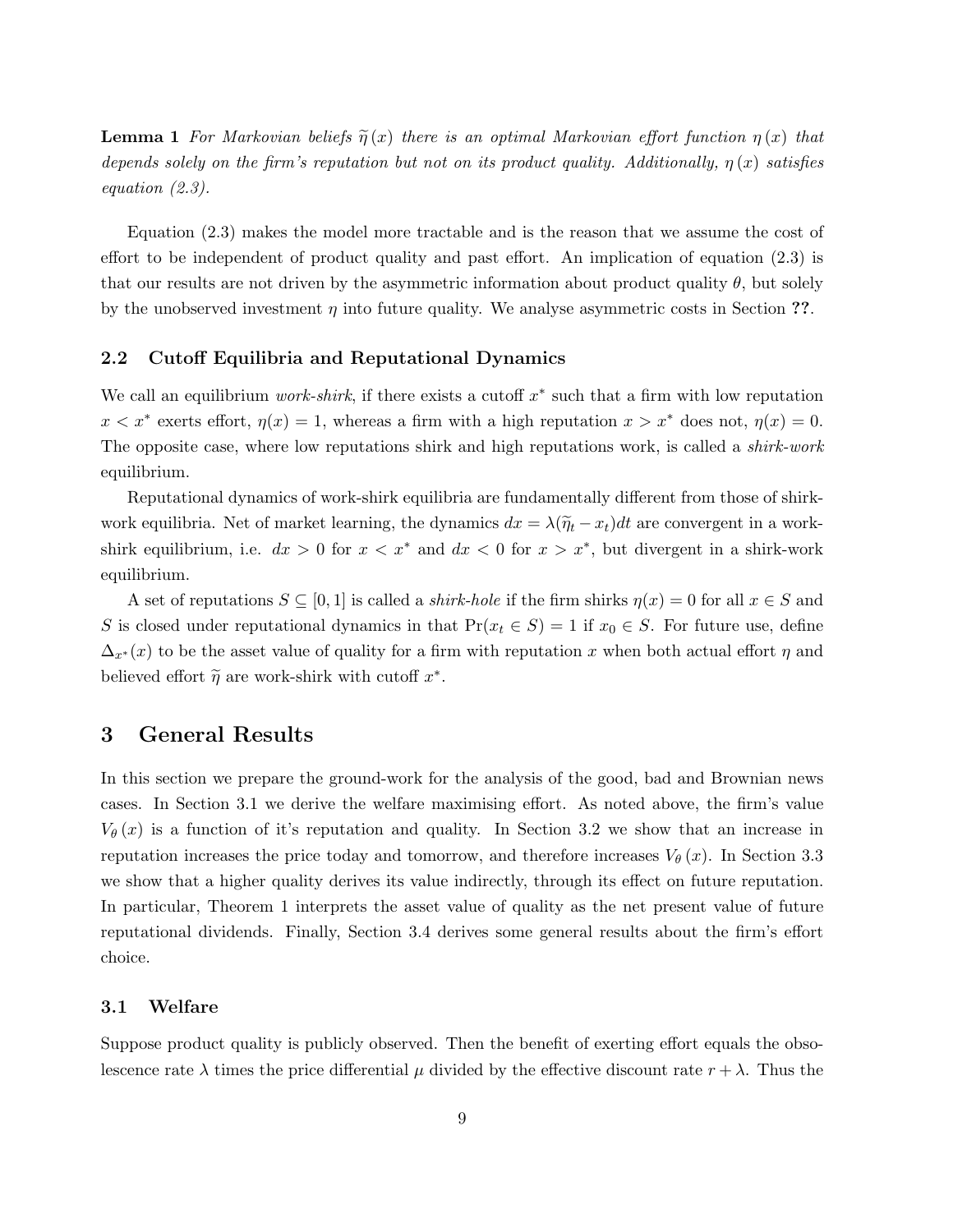**Lemma 1** *For Markovian beliefs $\widetilde{\eta}(x)$ there is an optimal Markovian effort function $\eta(x)$ that depends solely on the firm's reputation but not on its product quality. Additionally, $\eta(x)$ satisfies equation (2.3).*

Equation (2.3) makes the model more tractable and is the reason that we assume the cost of effort to be independent of product quality and past effort. An implication of equation (2.3) is that our results are not driven by the asymmetric information about product quality $\theta$, but solely by the unobserved investment $\eta$ into future quality. We analyse asymmetric costs in Section **??**.

### 2.2 Cutoff Equilibria and Reputational Dynamics

We call an equilibrium *work-shirk*, if there exists a cutoff $x^*$ such that a firm with low reputation $x < x^*$ exerts effort, $\eta(x) = 1$, whereas a firm with a high reputation $x > x^*$ does not, $\eta(x) = 0$. The opposite case, where low reputations shirk and high reputations work, is called a *shirk-work* equilibrium.

Reputational dynamics of work-shirk equilibria are fundamentally different from those of shirk-work equilibria. Net of market learning, the dynamics $dx = \lambda(\widetilde{\eta}_t - x_t)dt$ are convergent in a work-shirk equilibrium, i.e. $dx > 0$ for $x < x^*$ and $dx < 0$ for $x > x^*$, but divergent in a shirk-work equilibrium.

A set of reputations $S \subseteq [0, 1]$ is called a *shirk-hole* if the firm shirks $\eta(x) = 0$ for all $x \in S$ and $S$ is closed under reputational dynamics in that $\Pr(x_t \in S) = 1$ if $x_0 \in S$. For future use, define $\Delta_{x^*}(x)$ to be the asset value of quality for a firm with reputation $x$ when both actual effort $\eta$ and believed effort $\widetilde{\eta}$ are work-shirk with cutoff $x^*$.

## 3 General Results

In this section we prepare the ground-work for the analysis of the good, bad and Brownian news cases. In Section 3.1 we derive the welfare maximising effort. As noted above, the firm's value $V_\theta(x)$ is a function of it's reputation and quality. In Section 3.2 we show that an increase in reputation increases the price today and tomorrow, and therefore increases $V_\theta(x)$. In Section 3.3 we show that a higher quality derives its value indirectly, through its effect on future reputation. In particular, Theorem 1 interprets the asset value of quality as the net present value of future reputational dividends. Finally, Section 3.4 derives some general results about the firm's effort choice.

### 3.1 Welfare

Suppose product quality is publicly observed. Then the benefit of exerting effort equals the obsolescence rate $\lambda$ times the price differential $\mu$ divided by the effective discount rate $r + \lambda$. Thus the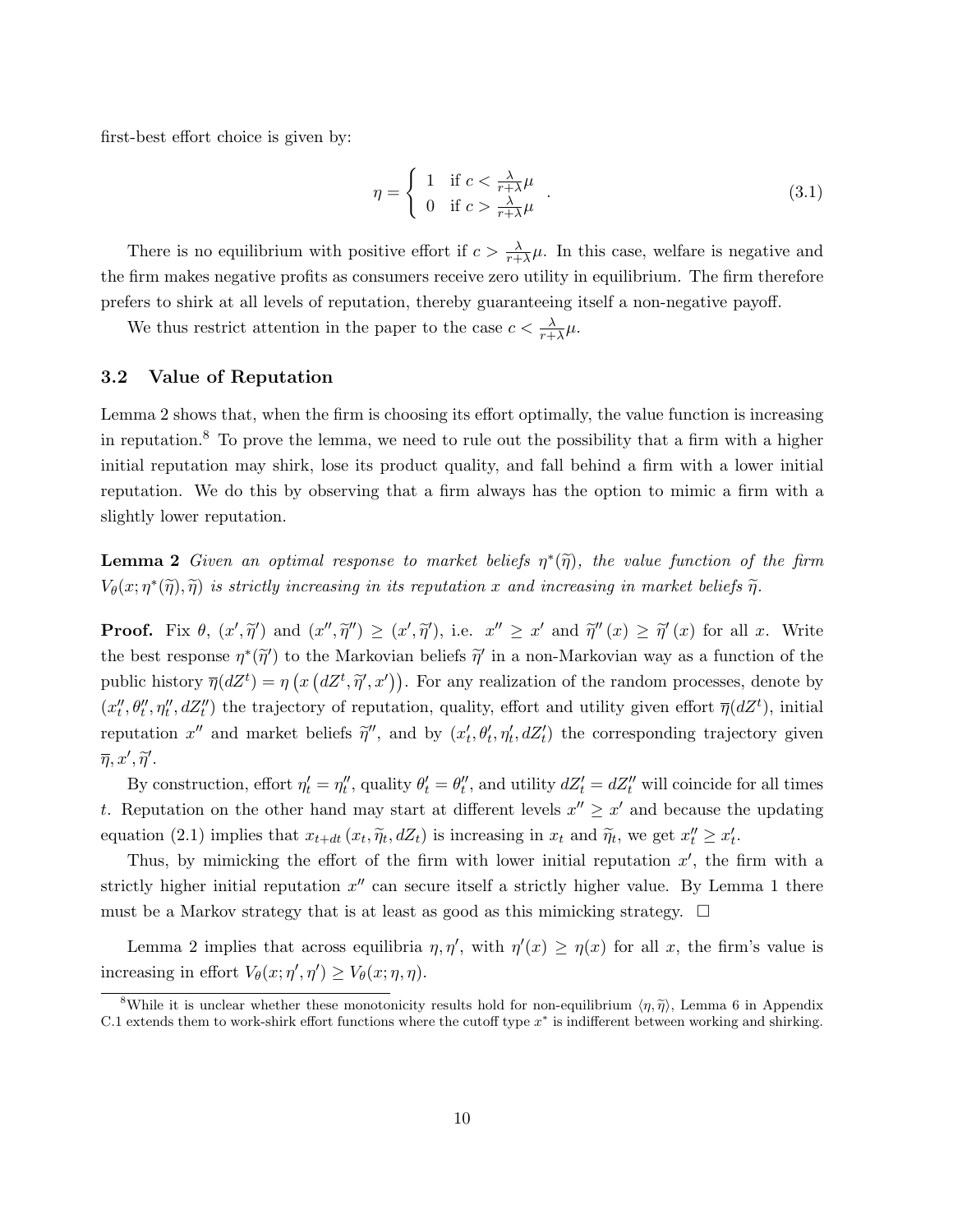first-best effort choice is given by:

$$\eta = \begin{cases} 1 & \text{if } c < \frac{\lambda}{r+\lambda}\mu \\ 0 & \text{if } c > \frac{\lambda}{r+\lambda}\mu \end{cases} . \tag{3.1}$$

There is no equilibrium with positive effort if $c > \frac{\lambda}{r+\lambda}\mu$. In this case, welfare is negative and the firm makes negative profits as consumers receive zero utility in equilibrium. The firm therefore prefers to shirk at all levels of reputation, thereby guaranteeing itself a non-negative payoff.

We thus restrict attention in the paper to the case $c < \frac{\lambda}{r+\lambda}\mu$.

### 3.2 Value of Reputation

Lemma 2 shows that, when the firm is choosing its effort optimally, the value function is increasing in reputation.[8] To prove the lemma, we need to rule out the possibility that a firm with a higher initial reputation may shirk, lose its product quality, and fall behind a firm with a lower initial reputation. We do this by observing that a firm always has the option to mimic a firm with a slightly lower reputation.

**Lemma 2** *Given an optimal response to market beliefs $\eta^*(\widetilde{\eta})$, the value function of the firm $V_\theta(x;\eta^*(\widetilde{\eta}),\widetilde{\eta})$ is strictly increasing in its reputation $x$ and increasing in market beliefs $\widetilde{\eta}$.*

**Proof.** Fix $\theta$, $(x',\widetilde{\eta}')$ and $(x'',\widetilde{\eta}'') \geq (x',\widetilde{\eta}')$, i.e. $x'' \geq x'$ and $\widetilde{\eta}''(x) \geq \widetilde{\eta}'(x)$ for all $x$. Write the best response $\eta^*(\widetilde{\eta}')$ to the Markovian beliefs $\widetilde{\eta}'$ in a non-Markovian way as a function of the public history $\overline{\eta}(dZ^t) = \eta\left(x\left(dZ^t,\widetilde{\eta}',x'\right)\right)$. For any realization of the random processes, denote by $(x''_t,\theta''_t,\eta''_t,dZ''_t)$ the trajectory of reputation, quality, effort and utility given effort $\overline{\eta}(dZ^t)$, initial reputation $x''$ and market beliefs $\widetilde{\eta}''$, and by $(x'_t,\theta'_t,\eta'_t,dZ'_t)$ the corresponding trajectory given $\overline{\eta},x',\widetilde{\eta}'$.

By construction, effort $\eta'_t = \eta''_t$, quality $\theta'_t = \theta''_t$, and utility $dZ'_t = dZ''_t$ will coincide for all times $t$. Reputation on the other hand may start at different levels $x'' \geq x'$ and because the updating equation (2.1) implies that $x_{t+dt}\left(x_t,\widetilde{\eta}_t,dZ_t\right)$ is increasing in $x_t$ and $\widetilde{\eta}_t$, we get $x''_t \geq x'_t$.

Thus, by mimicking the effort of the firm with lower initial reputation $x'$, the firm with a strictly higher initial reputation $x''$ can secure itself a strictly higher value. By Lemma 1 there must be a Markov strategy that is at least as good as this mimicking strategy. $\square$

Lemma 2 implies that across equilibria $\eta,\eta'$, with $\eta'(x) \geq \eta(x)$ for all $x$, the firm's value is increasing in effort $V_\theta(x;\eta',\eta') \geq V_\theta(x;\eta,\eta)$.

[8] While it is unclear whether these monotonicity results hold for non-equilibrium $\langle\eta,\widetilde{\eta}\rangle$, Lemma 6 in Appendix C.1 extends them to work-shirk effort functions where the cutoff type $x^*$ is indifferent between working and shirking.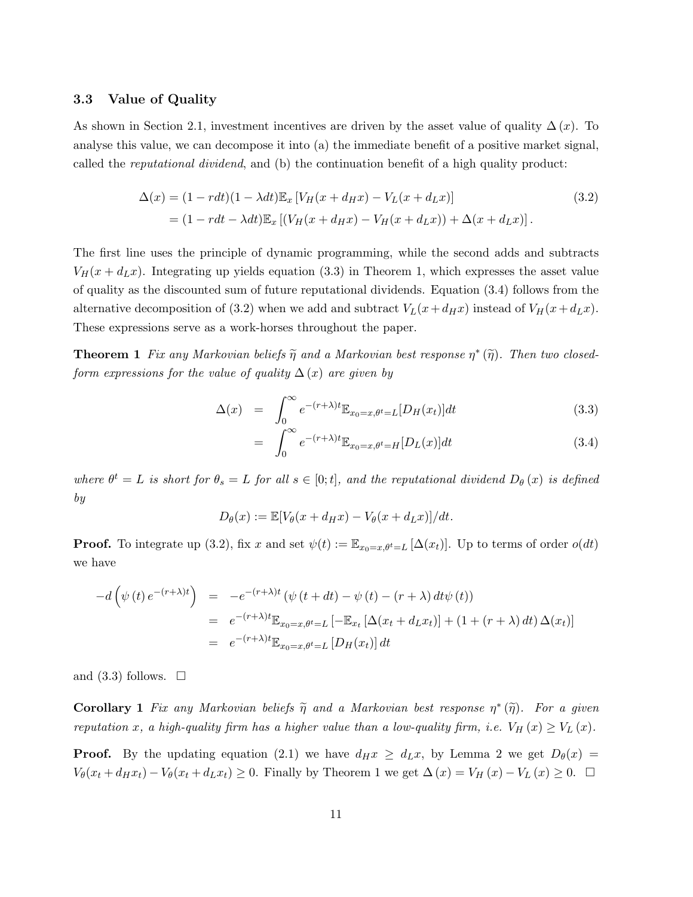### 3.3 Value of Quality

As shown in Section 2.1, investment incentives are driven by the asset value of quality $\Delta(x)$. To analyse this value, we can decompose it into (a) the immediate benefit of a positive market signal, called the *reputational dividend*, and (b) the continuation benefit of a high quality product:

$$
\begin{aligned}
\Delta(x) &= (1-rdt)(1-\lambda dt)\mathbb{E}_x\left[V_H(x+d_H x) - V_L(x+d_L x)\right] \\
&= (1-rdt-\lambda dt)\mathbb{E}_x\left[(V_H(x+d_H x) - V_H(x+d_L x)) + \Delta(x+d_L x)\right].
\end{aligned}
\tag{3.2}
$$

The first line uses the principle of dynamic programming, while the second adds and subtracts $V_H(x+d_L x)$. Integrating up yields equation (3.3) in Theorem 1, which expresses the asset value of quality as the discounted sum of future reputational dividends. Equation (3.4) follows from the alternative decomposition of (3.2) when we add and subtract $V_L(x+d_H x)$ instead of $V_H(x+d_L x)$. These expressions serve as a work-horses throughout the paper.

**Theorem 1** *Fix any Markovian beliefs $\widetilde{\eta}$ and a Markovian best response $\eta^*(\widetilde{\eta})$. Then two closed-form expressions for the value of quality $\Delta(x)$ are given by*

$$
\begin{aligned}
\Delta(x) &= \int_0^\infty e^{-(r+\lambda)t}\mathbb{E}_{x_0=x,\theta^t=L}[D_H(x_t)]dt && (3.3) \\
&= \int_0^\infty e^{-(r+\lambda)t}\mathbb{E}_{x_0=x,\theta^t=H}[D_L(x)]dt && (3.4)
\end{aligned}
$$

*where $\theta^t = L$ is short for $\theta_s = L$ for all $s \in [0;t]$, and the reputational dividend $D_\theta(x)$ is defined by*

$$
D_\theta(x) := \mathbb{E}[V_\theta(x+d_H x) - V_\theta(x+d_L x)]/dt.
$$

**Proof.** To integrate up (3.2), fix $x$ and set $\psi(t) := \mathbb{E}_{x_0=x,\theta^t=L}[\Delta(x_t)]$. Up to terms of order $o(dt)$ we have

$$
\begin{aligned}
-d\left(\psi(t)e^{-(r+\lambda)t}\right) &= -e^{-(r+\lambda)t}\left(\psi(t+dt) - \psi(t) - (r+\lambda)dt\psi(t)\right) \\
&= e^{-(r+\lambda)t}\mathbb{E}_{x_0=x,\theta^t=L}\left[-\mathbb{E}_{x_t}\left[\Delta(x_t+d_L x_t)\right] + (1+(r+\lambda)dt)\Delta(x_t)\right] \\
&= e^{-(r+\lambda)t}\mathbb{E}_{x_0=x,\theta^t=L}\left[D_H(x_t)\right]dt
\end{aligned}
$$

and (3.3) follows. $\square$

**Corollary 1** *Fix any Markovian beliefs $\widetilde{\eta}$ and a Markovian best response $\eta^*(\widetilde{\eta})$. For a given reputation $x$, a high-quality firm has a higher value than a low-quality firm, i.e. $V_H(x) \geq V_L(x)$.*

**Proof.** By the updating equation (2.1) we have $d_H x \geq d_L x$, by Lemma 2 we get $D_\theta(x) = V_\theta(x_t+d_H x_t) - V_\theta(x_t+d_L x_t) \geq 0$. Finally by Theorem 1 we get $\Delta(x) = V_H(x) - V_L(x) \geq 0$. $\square$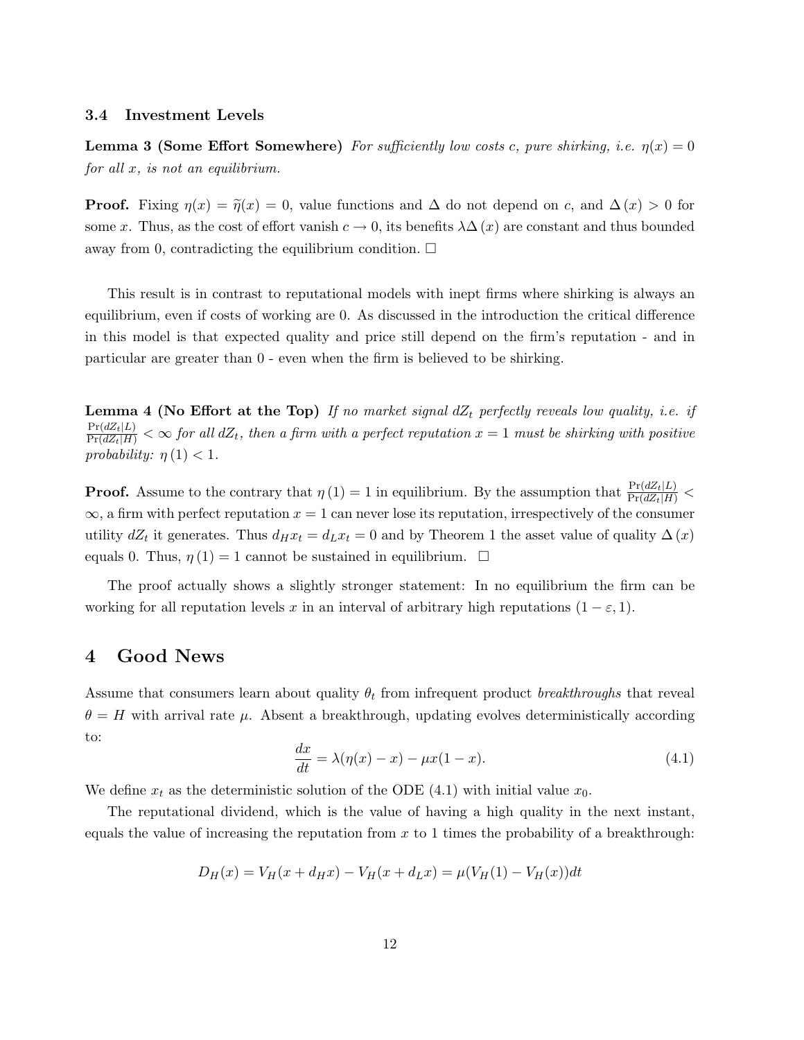### 3.4 Investment Levels

**Lemma 3 (Some Effort Somewhere)** *For sufficiently low costs $c$, pure shirking, i.e. $\eta(x) = 0$ for all $x$, is not an equilibrium.*

**Proof.** Fixing $\eta(x) = \widetilde{\eta}(x) = 0$, value functions and $\Delta$ do not depend on $c$, and $\Delta(x) > 0$ for some $x$. Thus, as the cost of effort vanish $c \to 0$, its benefits $\lambda \Delta(x)$ are constant and thus bounded away from 0, contradicting the equilibrium condition. □

This result is in contrast to reputational models with inept firms where shirking is always an equilibrium, even if costs of working are 0. As discussed in the introduction the critical difference in this model is that expected quality and price still depend on the firm's reputation - and in particular are greater than 0 - even when the firm is believed to be shirking.

**Lemma 4 (No Effort at the Top)** *If no market signal $dZ_t$ perfectly reveals low quality, i.e. if $\frac{\Pr(dZ_t|L)}{\Pr(dZ_t|H)} < \infty$ for all $dZ_t$, then a firm with a perfect reputation $x = 1$ must be shirking with positive probability: $\eta(1) < 1$.*

**Proof.** Assume to the contrary that $\eta(1) = 1$ in equilibrium. By the assumption that $\frac{\Pr(dZ_t|L)}{\Pr(dZ_t|H)} < \infty$, a firm with perfect reputation $x = 1$ can never lose its reputation, irrespectively of the consumer utility $dZ_t$ it generates. Thus $d_H x_t = d_L x_t = 0$ and by Theorem 1 the asset value of quality $\Delta(x)$ equals 0. Thus, $\eta(1) = 1$ cannot be sustained in equilibrium. □

The proof actually shows a slightly stronger statement: In no equilibrium the firm can be working for all reputation levels $x$ in an interval of arbitrary high reputations $(1 - \varepsilon, 1)$.

## 4 Good News

Assume that consumers learn about quality $\theta_t$ from infrequent product *breakthroughs* that reveal $\theta = H$ with arrival rate $\mu$. Absent a breakthrough, updating evolves deterministically according to:

$$\frac{dx}{dt} = \lambda(\eta(x) - x) - \mu x(1 - x). \tag{4.1}$$

We define $x_t$ as the deterministic solution of the ODE (4.1) with initial value $x_0$.

The reputational dividend, which is the value of having a high quality in the next instant, equals the value of increasing the reputation from $x$ to 1 times the probability of a breakthrough:

$$D_H(x) = V_H(x + d_H x) - V_H(x + d_L x) = \mu(V_H(1) - V_H(x))dt$$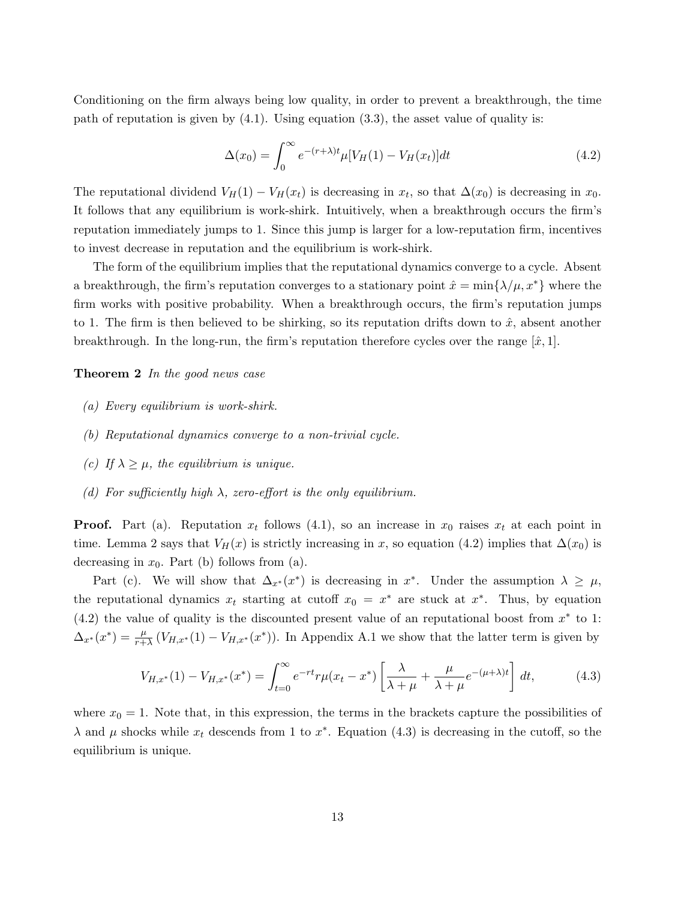Conditioning on the firm always being low quality, in order to prevent a breakthrough, the time path of reputation is given by (4.1). Using equation (3.3), the asset value of quality is:

$$\Delta(x_0) = \int_0^\infty e^{-(r+\lambda)t}\mu[V_H(1) - V_H(x_t)]dt \tag{4.2}$$

The reputational dividend $V_H(1) - V_H(x_t)$ is decreasing in $x_t$, so that $\Delta(x_0)$ is decreasing in $x_0$. It follows that any equilibrium is work-shirk. Intuitively, when a breakthrough occurs the firm's reputation immediately jumps to 1. Since this jump is larger for a low-reputation firm, incentives to invest decrease in reputation and the equilibrium is work-shirk.

The form of the equilibrium implies that the reputational dynamics converge to a cycle. Absent a breakthrough, the firm's reputation converges to a stationary point $\hat{x} = \min\{\lambda/\mu, x^*\}$ where the firm works with positive probability. When a breakthrough occurs, the firm's reputation jumps to 1. The firm is then believed to be shirking, so its reputation drifts down to $\hat{x}$, absent another breakthrough. In the long-run, the firm's reputation therefore cycles over the range $[\hat{x}, 1]$.

**Theorem 2** *In the good news case*

*(a) Every equilibrium is work-shirk.*

*(b) Reputational dynamics converge to a non-trivial cycle.*

*(c) If $\lambda \geq \mu$, the equilibrium is unique.*

*(d) For sufficiently high $\lambda$, zero-effort is the only equilibrium.*

**Proof.** Part (a). Reputation $x_t$ follows (4.1), so an increase in $x_0$ raises $x_t$ at each point in time. Lemma 2 says that $V_H(x)$ is strictly increasing in $x$, so equation (4.2) implies that $\Delta(x_0)$ is decreasing in $x_0$. Part (b) follows from (a).

Part (c). We will show that $\Delta_{x^*}(x^*)$ is decreasing in $x^*$. Under the assumption $\lambda \geq \mu$, the reputational dynamics $x_t$ starting at cutoff $x_0 = x^*$ are stuck at $x^*$. Thus, by equation (4.2) the value of quality is the discounted present value of an reputational boost from $x^*$ to 1: $\Delta_{x^*}(x^*) = \frac{\mu}{r+\lambda}\left(V_{H,x^*}(1) - V_{H,x^*}(x^*)\right)$. In Appendix A.1 we show that the latter term is given by

$$V_{H,x^*}(1) - V_{H,x^*}(x^*) = \int_{t=0}^\infty e^{-rt} r\mu(x_t - x^*)\left[\frac{\lambda}{\lambda+\mu} + \frac{\mu}{\lambda+\mu}e^{-(\mu+\lambda)t}\right]dt, \tag{4.3}$$

where $x_0 = 1$. Note that, in this expression, the terms in the brackets capture the possibilities of $\lambda$ and $\mu$ shocks while $x_t$ descends from 1 to $x^*$. Equation (4.3) is decreasing in the cutoff, so the equilibrium is unique.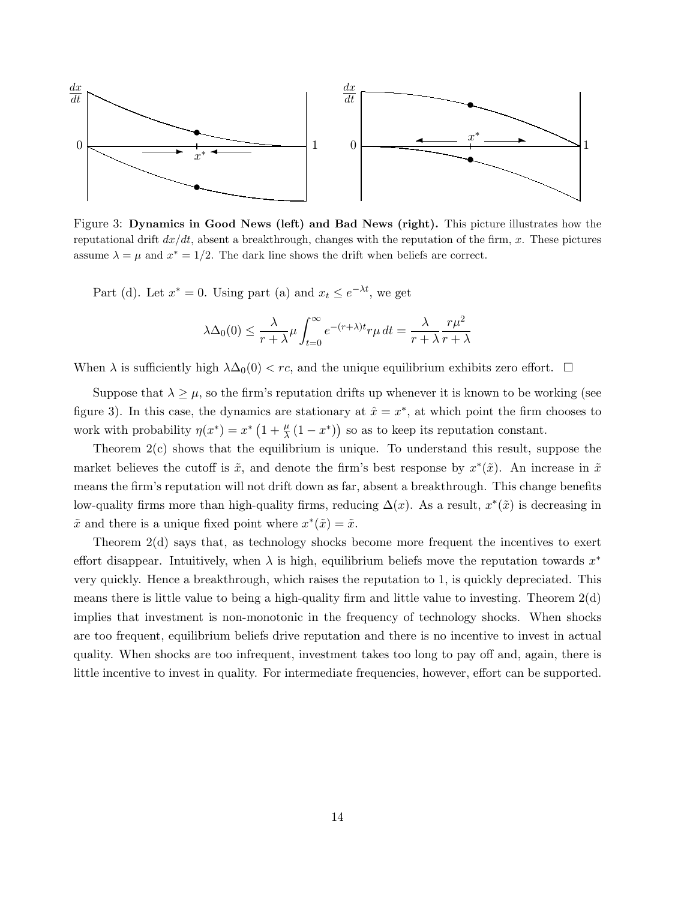Figure 3: **Dynamics in Good News (left) and Bad News (right).** This picture illustrates how the reputational drift $dx/dt$, absent a breakthrough, changes with the reputation of the firm, $x$. These pictures assume $\lambda = \mu$ and $x^* = 1/2$. The dark line shows the drift when beliefs are correct.

Part (d). Let $x^* = 0$. Using part (a) and $x_t \leq e^{-\lambda t}$, we get

$$\lambda \Delta_0(0) \leq \frac{\lambda}{r+\lambda} \mu \int_{t=0}^{\infty} e^{-(r+\lambda)t} r\mu \, dt = \frac{\lambda}{r+\lambda} \frac{r\mu^2}{r+\lambda}$$

When $\lambda$ is sufficiently high $\lambda \Delta_0(0) < rc$, and the unique equilibrium exhibits zero effort. $\square$

Suppose that $\lambda \geq \mu$, so the firm's reputation drifts up whenever it is known to be working (see figure 3). In this case, the dynamics are stationary at $\hat{x} = x^*$, at which point the firm chooses to work with probability $\eta(x^*) = x^* \left(1 + \frac{\mu}{\lambda}(1 - x^*)\right)$ so as to keep its reputation constant.

Theorem 2(c) shows that the equilibrium is unique. To understand this result, suppose the market believes the cutoff is $\tilde{x}$, and denote the firm's best response by $x^*(\tilde{x})$. An increase in $\tilde{x}$ means the firm's reputation will not drift down as far, absent a breakthrough. This change benefits low-quality firms more than high-quality firms, reducing $\Delta(x)$. As a result, $x^*(\tilde{x})$ is decreasing in $\tilde{x}$ and there is a unique fixed point where $x^*(\tilde{x}) = \tilde{x}$.

Theorem 2(d) says that, as technology shocks become more frequent the incentives to exert effort disappear. Intuitively, when $\lambda$ is high, equilibrium beliefs move the reputation towards $x^*$ very quickly. Hence a breakthrough, which raises the reputation to 1, is quickly depreciated. This means there is little value to being a high-quality firm and little value to investing. Theorem 2(d) implies that investment is non-monotonic in the frequency of technology shocks. When shocks are too frequent, equilibrium beliefs drive reputation and there is no incentive to invest in actual quality. When shocks are too infrequent, investment takes too long to pay off and, again, there is little incentive to invest in quality. For intermediate frequencies, however, effort can be supported.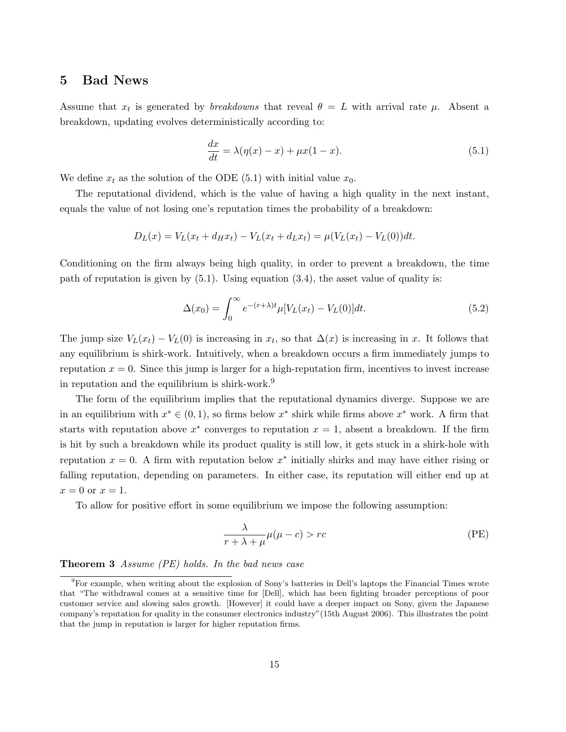## 5 Bad News

Assume that $x_t$ is generated by *breakdowns* that reveal $\theta = L$ with arrival rate $\mu$. Absent a breakdown, updating evolves deterministically according to:

$$\frac{dx}{dt} = \lambda(\eta(x) - x) + \mu x(1-x). \tag{5.1}$$

We define $x_t$ as the solution of the ODE (5.1) with initial value $x_0$.

The reputational dividend, which is the value of having a high quality in the next instant, equals the value of not losing one's reputation times the probability of a breakdown:

$$D_L(x) = V_L(x_t + d_H x_t) - V_L(x_t + d_L x_t) = \mu(V_L(x_t) - V_L(0))dt.$$

Conditioning on the firm always being high quality, in order to prevent a breakdown, the time path of reputation is given by (5.1). Using equation (3.4), the asset value of quality is:

$$\Delta(x_0) = \int_0^\infty e^{-(r+\lambda)t}\mu[V_L(x_t) - V_L(0)]dt. \tag{5.2}$$

The jump size $V_L(x_t) - V_L(0)$ is increasing in $x_t$, so that $\Delta(x)$ is increasing in $x$. It follows that any equilibrium is shirk-work. Intuitively, when a breakdown occurs a firm immediately jumps to reputation $x = 0$. Since this jump is larger for a high-reputation firm, incentives to invest increase in reputation and the equilibrium is shirk-work.[9]

The form of the equilibrium implies that the reputational dynamics diverge. Suppose we are in an equilibrium with $x^* \in (0,1)$, so firms below $x^*$ shirk while firms above $x^*$ work. A firm that starts with reputation above $x^*$ converges to reputation $x = 1$, absent a breakdown. If the firm is hit by such a breakdown while its product quality is still low, it gets stuck in a shirk-hole with reputation $x = 0$. A firm with reputation below $x^*$ initially shirks and may have either rising or falling reputation, depending on parameters. In either case, its reputation will either end up at $x = 0$ or $x = 1$.

To allow for positive effort in some equilibrium we impose the following assumption:

$$\frac{\lambda}{r+\lambda+\mu}\mu(\mu - c) > rc \tag{PE}$$

**Theorem 3** *Assume (PE) holds. In the bad news case*

[9] For example, when writing about the explosion of Sony's batteries in Dell's laptops the Financial Times wrote that "The withdrawal comes at a sensitive time for [Dell], which has been fighting broader perceptions of poor customer service and slowing sales growth. [However] it could have a deeper impact on Sony, given the Japanese company's reputation for quality in the consumer electronics industry"(15th August 2006). This illustrates the point that the jump in reputation is larger for higher reputation firms.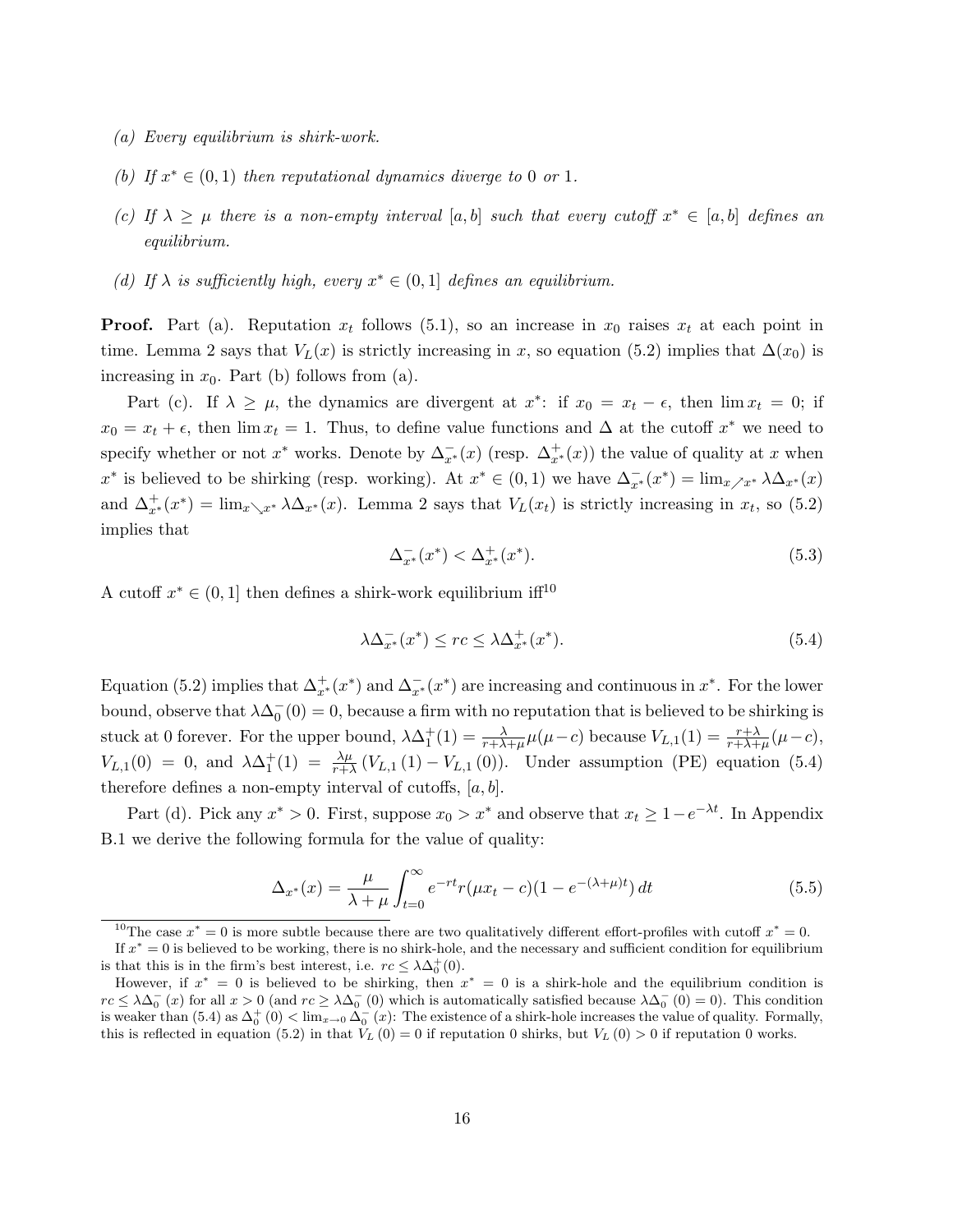*(a) Every equilibrium is shirk-work.*

*(b) If $x^* \in (0,1)$ then reputational dynamics diverge to 0 or 1.*

*(c) If $\lambda \geq \mu$ there is a non-empty interval $[a,b]$ such that every cutoff $x^* \in [a,b]$ defines an equilibrium.*

*(d) If $\lambda$ is sufficiently high, every $x^* \in (0,1]$ defines an equilibrium.*

**Proof.** Part (a). Reputation $x_t$ follows (5.1), so an increase in $x_0$ raises $x_t$ at each point in time. Lemma 2 says that $V_L(x)$ is strictly increasing in $x$, so equation (5.2) implies that $\Delta(x_0)$ is increasing in $x_0$. Part (b) follows from (a).

Part (c). If $\lambda \geq \mu$, the dynamics are divergent at $x^*$: if $x_0 = x_t - \epsilon$, then $\lim x_t = 0$; if $x_0 = x_t + \epsilon$, then $\lim x_t = 1$. Thus, to define value functions and $\Delta$ at the cutoff $x^*$ we need to specify whether or not $x^*$ works. Denote by $\Delta^-_{x^*}(x)$ (resp. $\Delta^+_{x^*}(x)$) the value of quality at $x$ when $x^*$ is believed to be shirking (resp. working). At $x^* \in (0,1)$ we have $\Delta^-_{x^*}(x^*) = \lim_{x \nearrow x^*} \lambda \Delta_{x^*}(x)$ and $\Delta^+_{x^*}(x^*) = \lim_{x \searrow x^*} \lambda \Delta_{x^*}(x)$. Lemma 2 says that $V_L(x_t)$ is strictly increasing in $x_t$, so (5.2) implies that

$$\Delta^-_{x^*}(x^*) < \Delta^+_{x^*}(x^*). \tag{5.3}$$

A cutoff $x^* \in (0,1]$ then defines a shirk-work equilibrium iff[10]

$$\lambda \Delta^-_{x^*}(x^*) \leq rc \leq \lambda \Delta^+_{x^*}(x^*). \tag{5.4}$$

Equation (5.2) implies that $\Delta^+_{x^*}(x^*)$ and $\Delta^-_{x^*}(x^*)$ are increasing and continuous in $x^*$. For the lower bound, observe that $\lambda \Delta^-_0(0) = 0$, because a firm with no reputation that is believed to be shirking is stuck at 0 forever. For the upper bound, $\lambda \Delta^+_1(1) = \frac{\lambda}{r+\lambda+\mu}\mu(\mu - c)$ because $V_{L,1}(1) = \frac{r+\lambda}{r+\lambda+\mu}(\mu - c)$, $V_{L,1}(0) = 0$, and $\lambda \Delta^+_1(1) = \frac{\lambda\mu}{r+\lambda}\left(V_{L,1}(1) - V_{L,1}(0)\right)$. Under assumption (PE) equation (5.4) therefore defines a non-empty interval of cutoffs, $[a,b]$.

Part (d). Pick any $x^* > 0$. First, suppose $x_0 > x^*$ and observe that $x_t \geq 1 - e^{-\lambda t}$. In Appendix B.1 we derive the following formula for the value of quality:

$$\Delta_{x^*}(x) = \frac{\mu}{\lambda+\mu}\int_{t=0}^{\infty} e^{-rt} r(\mu x_t - c)(1 - e^{-(\lambda+\mu)t})\, dt \tag{5.5}$$

---

[10] The case $x^* = 0$ is more subtle because there are two qualitatively different effort-profiles with cutoff $x^* = 0$. If $x^* = 0$ is believed to be working, there is no shirk-hole, and the necessary and sufficient condition for equilibrium is that this is in the firm's best interest, i.e. $rc \leq \lambda \Delta^+_0(0)$.

However, if $x^* = 0$ is believed to be shirking, then $x^* = 0$ is a shirk-hole and the equilibrium condition is $rc \leq \lambda \Delta^-_0(x)$ for all $x > 0$ (and $rc \geq \lambda \Delta^-_0(0)$ which is automatically satisfied because $\lambda \Delta^-_0(0) = 0$). This condition is weaker than (5.4) as $\Delta^+_0(0) < \lim_{x \to 0} \Delta^-_0(x)$: The existence of a shirk-hole increases the value of quality. Formally, this is reflected in equation (5.2) in that $V_L(0) = 0$ if reputation 0 shirks, but $V_L(0) > 0$ if reputation 0 works.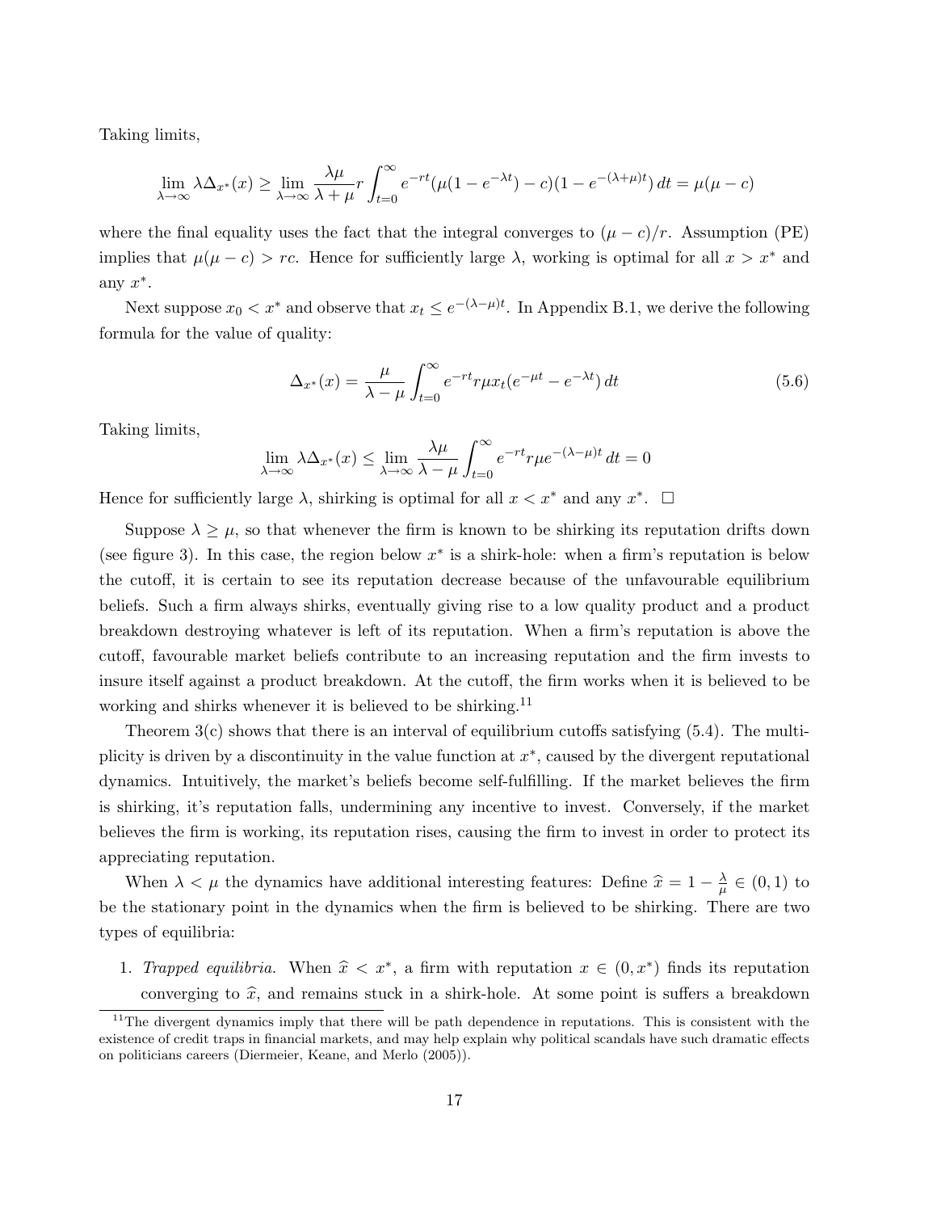Taking limits,

$$\lim_{\lambda\to\infty} \lambda \Delta_{x^*}(x) \geq \lim_{\lambda\to\infty} \frac{\lambda\mu}{\lambda+\mu} r \int_{t=0}^{\infty} e^{-rt}(\mu(1-e^{-\lambda t})-c)(1-e^{-(\lambda+\mu)t})\,dt = \mu(\mu-c)$$

where the final equality uses the fact that the integral converges to $(\mu-c)/r$. Assumption (PE) implies that $\mu(\mu-c) > rc$. Hence for sufficiently large $\lambda$, working is optimal for all $x > x^*$ and any $x^*$.

Next suppose $x_0 < x^*$ and observe that $x_t \leq e^{-(\lambda-\mu)t}$. In Appendix B.1, we derive the following formula for the value of quality:

$$\Delta_{x^*}(x) = \frac{\mu}{\lambda-\mu} \int_{t=0}^{\infty} e^{-rt} r\mu x_t (e^{-\mu t} - e^{-\lambda t})\,dt \tag{5.6}$$

Taking limits,

$$\lim_{\lambda\to\infty} \lambda \Delta_{x^*}(x) \leq \lim_{\lambda\to\infty} \frac{\lambda\mu}{\lambda-\mu} \int_{t=0}^{\infty} e^{-rt} r\mu e^{-(\lambda-\mu)t}\,dt = 0$$

Hence for sufficiently large $\lambda$, shirking is optimal for all $x < x^*$ and any $x^*$. $\square$

Suppose $\lambda \geq \mu$, so that whenever the firm is known to be shirking its reputation drifts down (see figure 3). In this case, the region below $x^*$ is a shirk-hole: when a firm's reputation is below the cutoff, it is certain to see its reputation decrease because of the unfavourable equilibrium beliefs. Such a firm always shirks, eventually giving rise to a low quality product and a product breakdown destroying whatever is left of its reputation. When a firm's reputation is above the cutoff, favourable market beliefs contribute to an increasing reputation and the firm invests to insure itself against a product breakdown. At the cutoff, the firm works when it is believed to be working and shirks whenever it is believed to be shirking.[11]

Theorem 3(c) shows that there is an interval of equilibrium cutoffs satisfying (5.4). The multiplicity is driven by a discontinuity in the value function at $x^*$, caused by the divergent reputational dynamics. Intuitively, the market's beliefs become self-fulfilling. If the market believes the firm is shirking, it's reputation falls, undermining any incentive to invest. Conversely, if the market believes the firm is working, its reputation rises, causing the firm to invest in order to protect its appreciating reputation.

When $\lambda < \mu$ the dynamics have additional interesting features: Define $\widehat{x} = 1 - \frac{\lambda}{\mu} \in (0,1)$ to be the stationary point in the dynamics when the firm is believed to be shirking. There are two types of equilibria:

1. *Trapped equilibria.* When $\widehat{x} < x^*$, a firm with reputation $x \in (0, x^*)$ finds its reputation converging to $\widehat{x}$, and remains stuck in a shirk-hole. At some point is suffers a breakdown

[11] The divergent dynamics imply that there will be path dependence in reputations. This is consistent with the existence of credit traps in financial markets, and may help explain why political scandals have such dramatic effects on politicians careers (Diermeier, Keane, and Merlo (2005)).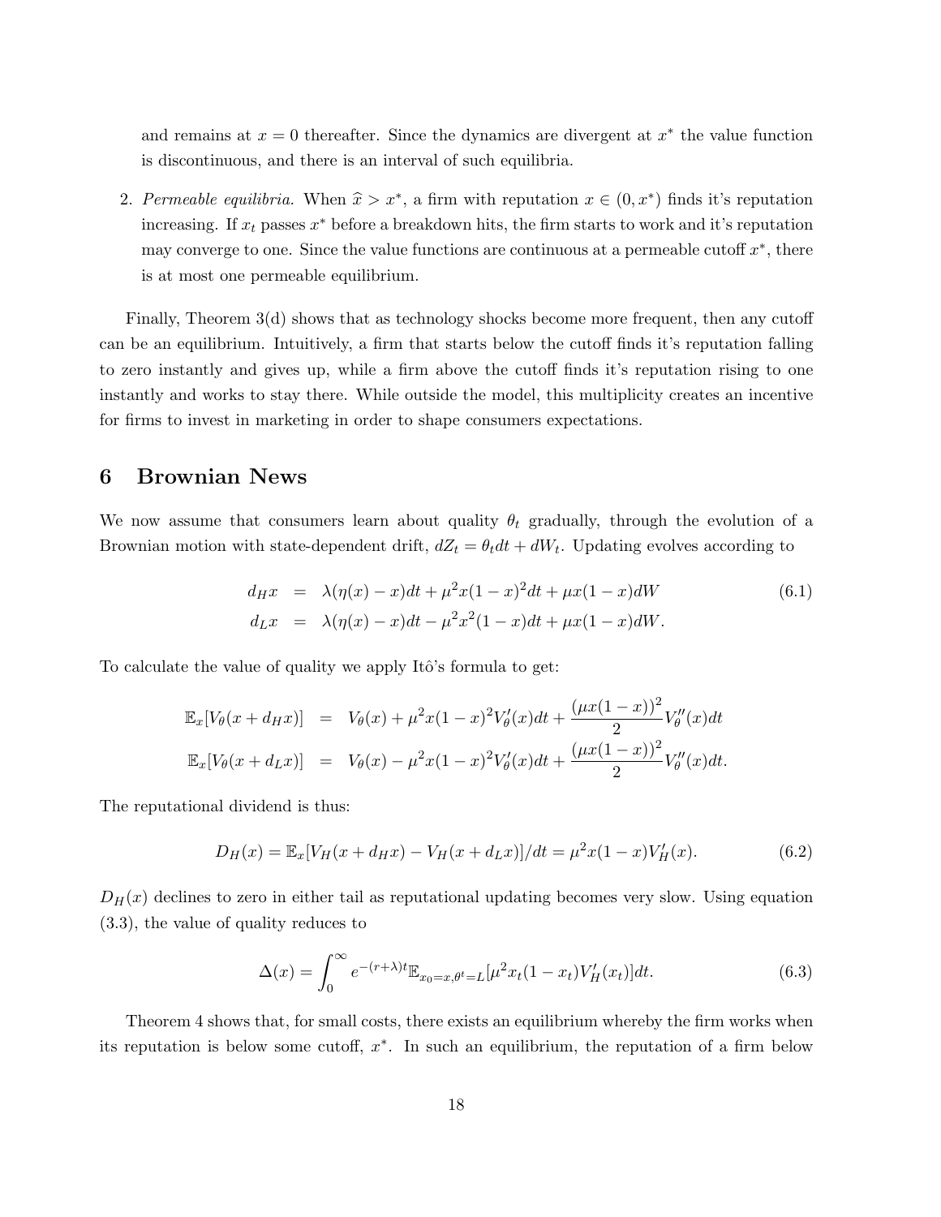and remains at $x = 0$ thereafter. Since the dynamics are divergent at $x^*$ the value function is discontinuous, and there is an interval of such equilibria.

2. *Permeable equilibria.* When $\widehat{x} > x^*$, a firm with reputation $x \in (0, x^*)$ finds it's reputation increasing. If $x_t$ passes $x^*$ before a breakdown hits, the firm starts to work and it's reputation may converge to one. Since the value functions are continuous at a permeable cutoff $x^*$, there is at most one permeable equilibrium.

Finally, Theorem 3(d) shows that as technology shocks become more frequent, then any cutoff can be an equilibrium. Intuitively, a firm that starts below the cutoff finds it's reputation falling to zero instantly and gives up, while a firm above the cutoff finds it's reputation rising to one instantly and works to stay there. While outside the model, this multiplicity creates an incentive for firms to invest in marketing in order to shape consumers expectations.

## 6 Brownian News

We now assume that consumers learn about quality $\theta_t$ gradually, through the evolution of a Brownian motion with state-dependent drift, $dZ_t = \theta_t dt + dW_t$. Updating evolves according to

$$
\begin{aligned}
d_H x &= \lambda(\eta(x) - x)dt + \mu^2 x(1-x)^2 dt + \mu x(1-x)dW \\
d_L x &= \lambda(\eta(x) - x)dt - \mu^2 x^2(1-x)dt + \mu x(1-x)dW.
\end{aligned}
\tag{6.1}
$$

To calculate the value of quality we apply Itô's formula to get:

$$
\begin{aligned}
\mathbb{E}_x[V_\theta(x + d_H x)] &= V_\theta(x) + \mu^2 x(1-x)^2 V_\theta'(x)dt + \frac{(\mu x(1-x))^2}{2} V_\theta''(x)dt \\
\mathbb{E}_x[V_\theta(x + d_L x)] &= V_\theta(x) - \mu^2 x(1-x)^2 V_\theta'(x)dt + \frac{(\mu x(1-x))^2}{2} V_\theta''(x)dt.
\end{aligned}
$$

The reputational dividend is thus:

$$
D_H(x) = \mathbb{E}_x[V_H(x + d_H x) - V_H(x + d_L x)]/dt = \mu^2 x(1-x) V_H'(x). \tag{6.2}
$$

$D_H(x)$ declines to zero in either tail as reputational updating becomes very slow. Using equation (3.3), the value of quality reduces to

$$
\Delta(x) = \int_0^\infty e^{-(r+\lambda)t} \mathbb{E}_{x_0 = x, \theta^t = L}[\mu^2 x_t(1-x_t) V_H'(x_t)]dt. \tag{6.3}
$$

Theorem 4 shows that, for small costs, there exists an equilibrium whereby the firm works when its reputation is below some cutoff, $x^*$. In such an equilibrium, the reputation of a firm below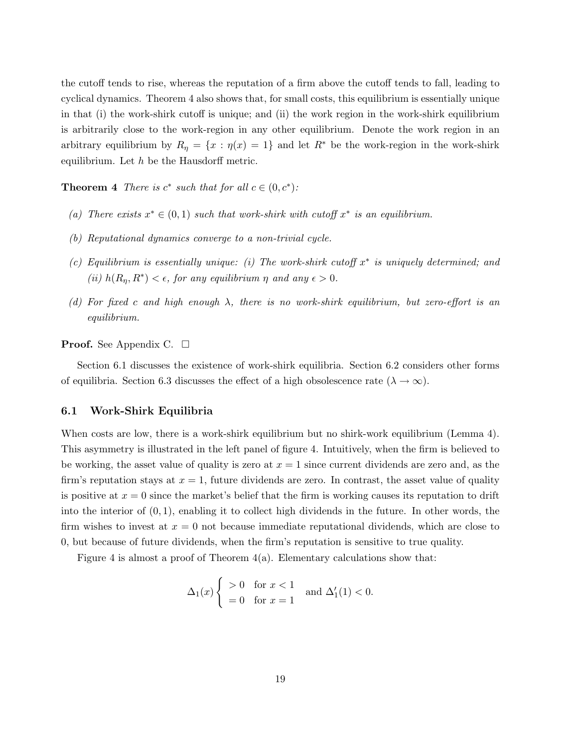the cutoff tends to rise, whereas the reputation of a firm above the cutoff tends to fall, leading to cyclical dynamics. Theorem 4 also shows that, for small costs, this equilibrium is essentially unique in that (i) the work-shirk cutoff is unique; and (ii) the work region in the work-shirk equilibrium is arbitrarily close to the work-region in any other equilibrium. Denote the work region in an arbitrary equilibrium by $R_\eta = \{x : \eta(x) = 1\}$ and let $R^*$ be the work-region in the work-shirk equilibrium. Let $h$ be the Hausdorff metric.

**Theorem 4** *There is $c^*$ such that for all $c \in (0, c^*)$:*

*(a) There exists $x^* \in (0, 1)$ such that work-shirk with cutoff $x^*$ is an equilibrium.*

*(b) Reputational dynamics converge to a non-trivial cycle.*

*(c) Equilibrium is essentially unique: (i) The work-shirk cutoff $x^*$ is uniquely determined; and (ii) $h(R_\eta, R^*) < \epsilon$, for any equilibrium $\eta$ and any $\epsilon > 0$.*

*(d) For fixed $c$ and high enough $\lambda$, there is no work-shirk equilibrium, but zero-effort is an equilibrium.*

**Proof.** See Appendix C. $\square$

Section 6.1 discusses the existence of work-shirk equilibria. Section 6.2 considers other forms of equilibria. Section 6.3 discusses the effect of a high obsolescence rate ($\lambda \to \infty$).

## 6.1 Work-Shirk Equilibria

When costs are low, there is a work-shirk equilibrium but no shirk-work equilibrium (Lemma 4). This asymmetry is illustrated in the left panel of figure 4. Intuitively, when the firm is believed to be working, the asset value of quality is zero at $x = 1$ since current dividends are zero and, as the firm's reputation stays at $x = 1$, future dividends are zero. In contrast, the asset value of quality is positive at $x = 0$ since the market's belief that the firm is working causes its reputation to drift into the interior of $(0, 1)$, enabling it to collect high dividends in the future. In other words, the firm wishes to invest at $x = 0$ not because immediate reputational dividends, which are close to 0, but because of future dividends, when the firm's reputation is sensitive to true quality.

Figure 4 is almost a proof of Theorem 4(a). Elementary calculations show that:

$$\Delta_1(x) \begin{cases} > 0 & \text{for } x < 1 \\ = 0 & \text{for } x = 1 \end{cases} \quad \text{and } \Delta_1'(1) < 0.$$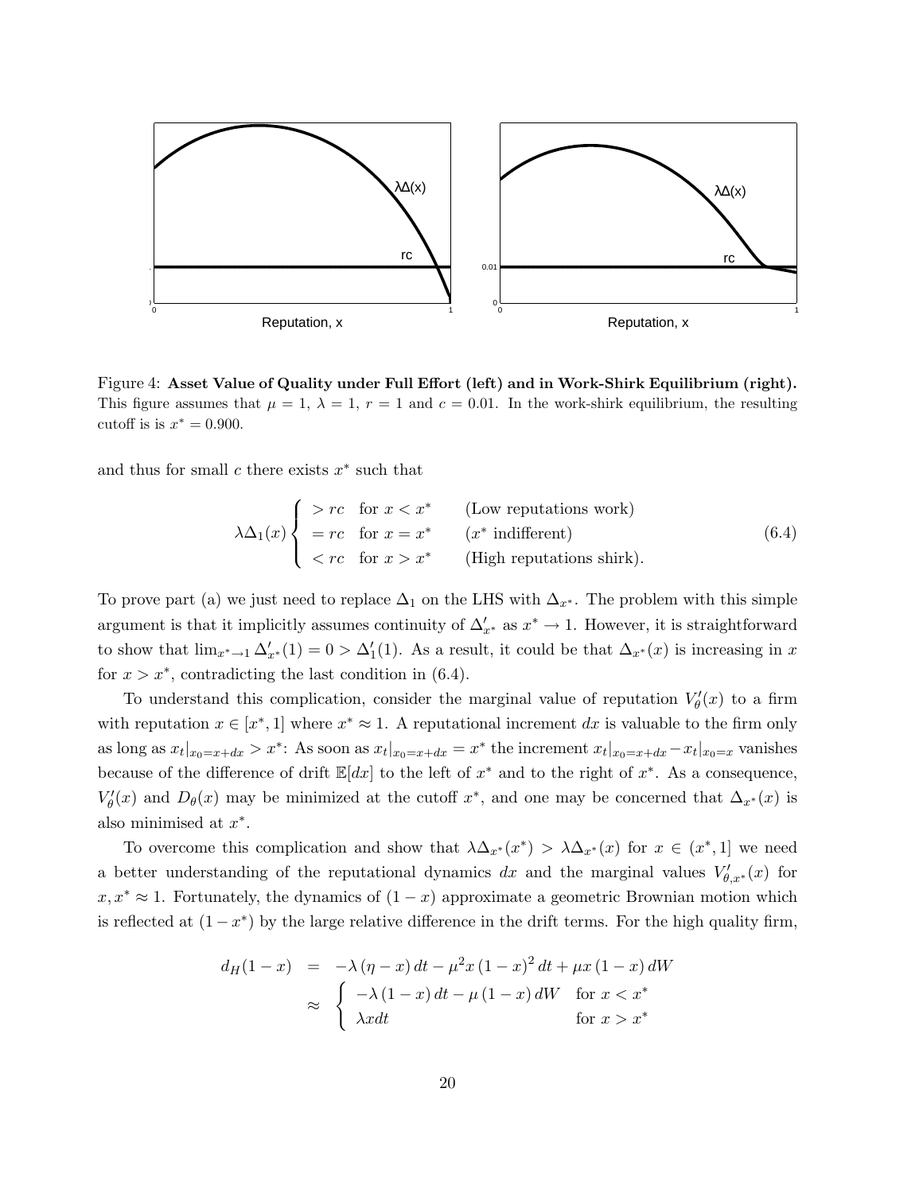Figure 4: **Asset Value of Quality under Full Effort (left) and in Work-Shirk Equilibrium (right).** This figure assumes that $\mu = 1$, $\lambda = 1$, $r = 1$ and $c = 0.01$. In the work-shirk equilibrium, the resulting cutoff is is $x^* = 0.900$.

and thus for small $c$ there exists $x^*$ such that

$$\lambda\Delta_1(x) \begin{cases} > rc & \text{for } x < x^* & \text{(Low reputations work)} \\ = rc & \text{for } x = x^* & (x^* \text{ indifferent}) \\ < rc & \text{for } x > x^* & \text{(High reputations shirk).} \end{cases} \tag{6.4}$$

To prove part (a) we just need to replace $\Delta_1$ on the LHS with $\Delta_{x^*}$. The problem with this simple argument is that it implicitly assumes continuity of $\Delta'_{x^*}$ as $x^* \to 1$. However, it is straightforward to show that $\lim_{x^* \to 1} \Delta'_{x^*}(1) = 0 > \Delta'_1(1)$. As a result, it could be that $\Delta_{x^*}(x)$ is increasing in $x$ for $x > x^*$, contradicting the last condition in (6.4).

To understand this complication, consider the marginal value of reputation $V'_\theta(x)$ to a firm with reputation $x \in [x^*, 1]$ where $x^* \approx 1$. A reputational increment $dx$ is valuable to the firm only as long as $x_t|_{x_0=x+dx} > x^*$: As soon as $x_t|_{x_0=x+dx} = x^*$ the increment $x_t|_{x_0=x+dx} - x_t|_{x_0=x}$ vanishes because of the difference of drift $\mathbb{E}[dx]$ to the left of $x^*$ and to the right of $x^*$. As a consequence, $V'_\theta(x)$ and $D_\theta(x)$ may be minimized at the cutoff $x^*$, and one may be concerned that $\Delta_{x^*}(x)$ is also minimised at $x^*$.

To overcome this complication and show that $\lambda\Delta_{x^*}(x^*) > \lambda\Delta_{x^*}(x)$ for $x \in (x^*, 1]$ we need a better understanding of the reputational dynamics $dx$ and the marginal values $V'_{\theta,x^*}(x)$ for $x, x^* \approx 1$. Fortunately, the dynamics of $(1-x)$ approximate a geometric Brownian motion which is reflected at $(1-x^*)$ by the large relative difference in the drift terms. For the high quality firm,

$$\begin{aligned} d_H(1-x) &= -\lambda(\eta - x)\,dt - \mu^2 x(1-x)^2\,dt + \mu x(1-x)\,dW \\ &\approx \begin{cases} -\lambda(1-x)\,dt - \mu(1-x)\,dW & \text{for } x < x^* \\ \lambda x dt & \text{for } x > x^* \end{cases} \end{aligned}$$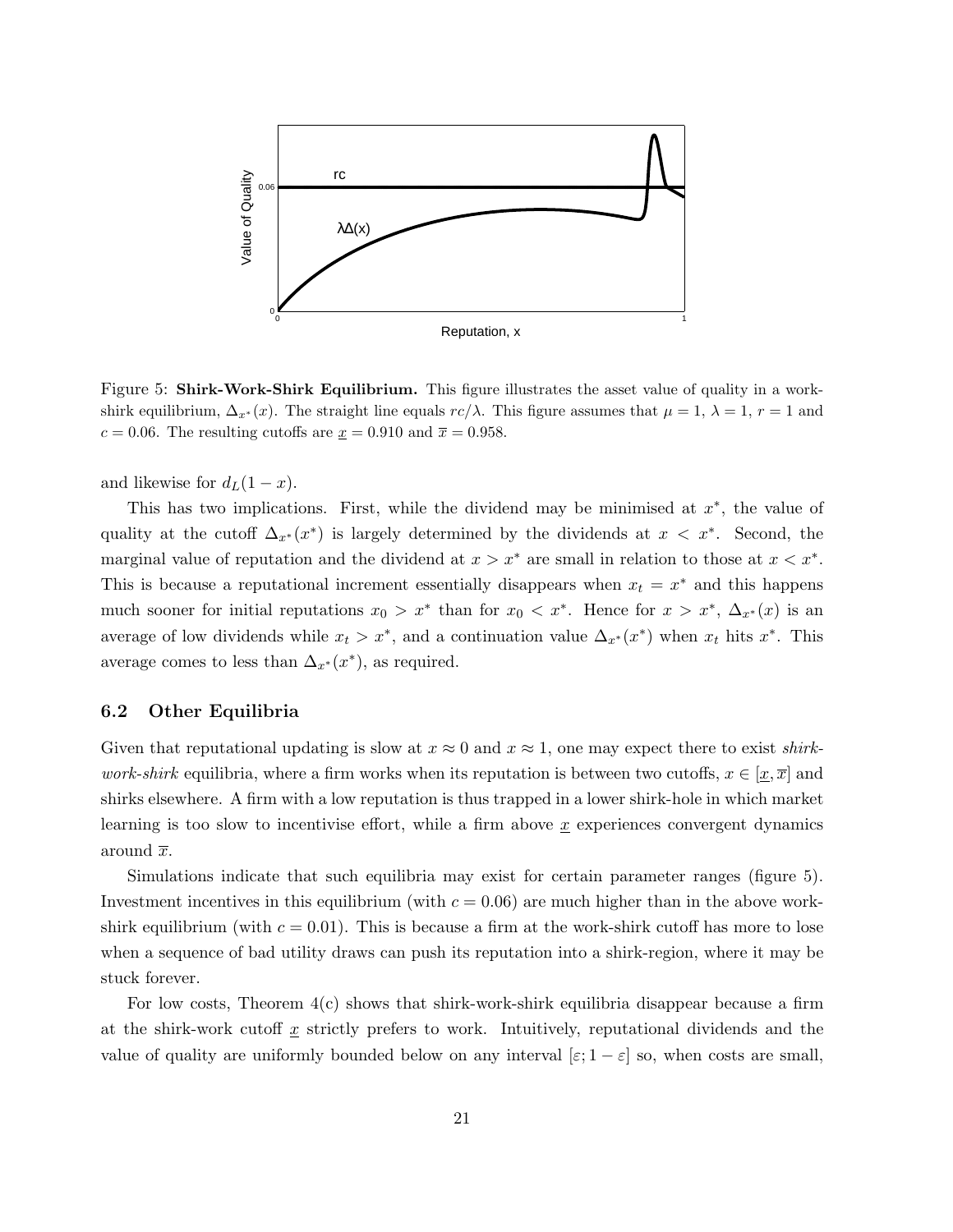Figure 5: **Shirk-Work-Shirk Equilibrium.** This figure illustrates the asset value of quality in a work-shirk equilibrium, $\Delta_{x^*}(x)$. The straight line equals $rc/\lambda$. This figure assumes that $\mu = 1$, $\lambda = 1$, $r = 1$ and $c = 0.06$. The resulting cutoffs are $\underline{x} = 0.910$ and $\overline{x} = 0.958$.

and likewise for $d_L(1-x)$.

This has two implications. First, while the dividend may be minimised at $x^*$, the value of quality at the cutoff $\Delta_{x^*}(x^*)$ is largely determined by the dividends at $x < x^*$. Second, the marginal value of reputation and the dividend at $x > x^*$ are small in relation to those at $x < x^*$. This is because a reputational increment essentially disappears when $x_t = x^*$ and this happens much sooner for initial reputations $x_0 > x^*$ than for $x_0 < x^*$. Hence for $x > x^*$, $\Delta_{x^*}(x)$ is an average of low dividends while $x_t > x^*$, and a continuation value $\Delta_{x^*}(x^*)$ when $x_t$ hits $x^*$. This average comes to less than $\Delta_{x^*}(x^*)$, as required.

### 6.2 Other Equilibria

Given that reputational updating is slow at $x \approx 0$ and $x \approx 1$, one may expect there to exist *shirk-work-shirk* equilibria, where a firm works when its reputation is between two cutoffs, $x \in [\underline{x}, \overline{x}]$ and shirks elsewhere. A firm with a low reputation is thus trapped in a lower shirk-hole in which market learning is too slow to incentivise effort, while a firm above $\underline{x}$ experiences convergent dynamics around $\overline{x}$.

Simulations indicate that such equilibria may exist for certain parameter ranges (figure 5). Investment incentives in this equilibrium (with $c = 0.06$) are much higher than in the above work-shirk equilibrium (with $c = 0.01$). This is because a firm at the work-shirk cutoff has more to lose when a sequence of bad utility draws can push its reputation into a shirk-region, where it may be stuck forever.

For low costs, Theorem 4(c) shows that shirk-work-shirk equilibria disappear because a firm at the shirk-work cutoff $\underline{x}$ strictly prefers to work. Intuitively, reputational dividends and the value of quality are uniformly bounded below on any interval $[\varepsilon; 1-\varepsilon]$ so, when costs are small,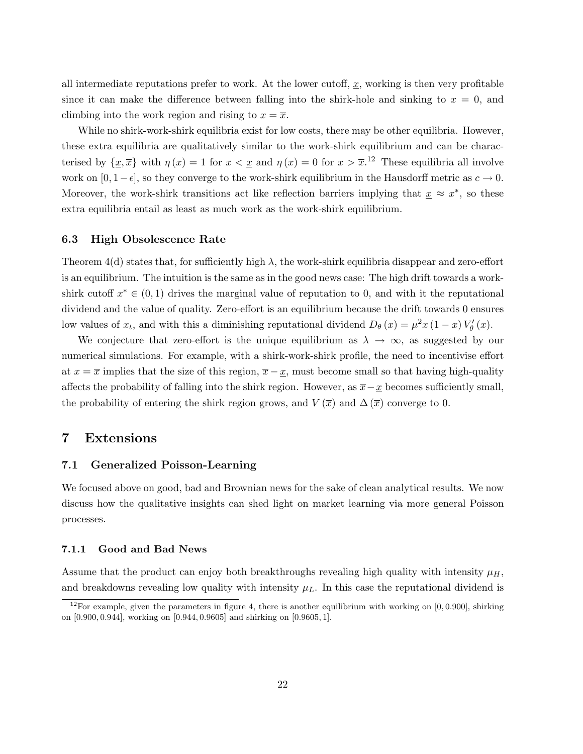all intermediate reputations prefer to work. At the lower cutoff, $\underline{x}$, working is then very profitable since it can make the difference between falling into the shirk-hole and sinking to $x = 0$, and climbing into the work region and rising to $x = \overline{x}$.

While no shirk-work-shirk equilibria exist for low costs, there may be other equilibria. However, these extra equilibria are qualitatively similar to the work-shirk equilibrium and can be characterised by $\{\underline{x}, \overline{x}\}$ with $\eta(x) = 1$ for $x < \underline{x}$ and $\eta(x) = 0$ for $x > \overline{x}$.[12] These equilibria all involve work on $[0, 1-\epsilon]$, so they converge to the work-shirk equilibrium in the Hausdorff metric as $c \to 0$. Moreover, the work-shirk transitions act like reflection barriers implying that $\underline{x} \approx x^*$, so these extra equilibria entail as least as much work as the work-shirk equilibrium.

### 6.3 High Obsolescence Rate

Theorem 4(d) states that, for sufficiently high $\lambda$, the work-shirk equilibria disappear and zero-effort is an equilibrium. The intuition is the same as in the good news case: The high drift towards a work-shirk cutoff $x^* \in (0, 1)$ drives the marginal value of reputation to 0, and with it the reputational dividend and the value of quality. Zero-effort is an equilibrium because the drift towards 0 ensures low values of $x_t$, and with this a diminishing reputational dividend $D_\theta(x) = \mu^2 x(1-x) V'_\theta(x)$.

We conjecture that zero-effort is the unique equilibrium as $\lambda \to \infty$, as suggested by our numerical simulations. For example, with a shirk-work-shirk profile, the need to incentivise effort at $x = \overline{x}$ implies that the size of this region, $\overline{x} - \underline{x}$, must become small so that having high-quality affects the probability of falling into the shirk region. However, as $\overline{x} - \underline{x}$ becomes sufficiently small, the probability of entering the shirk region grows, and $V(\overline{x})$ and $\Delta(\overline{x})$ converge to 0.

## 7 Extensions

### 7.1 Generalized Poisson-Learning

We focused above on good, bad and Brownian news for the sake of clean analytical results. We now discuss how the qualitative insights can shed light on market learning via more general Poisson processes.

#### 7.1.1 Good and Bad News

Assume that the product can enjoy both breakthroughs revealing high quality with intensity $\mu_H$, and breakdowns revealing low quality with intensity $\mu_L$. In this case the reputational dividend is

[12] For example, given the parameters in figure 4, there is another equilibrium with working on $[0, 0.900]$, shirking on $[0.900, 0.944]$, working on $[0.944, 0.9605]$ and shirking on $[0.9605, 1]$.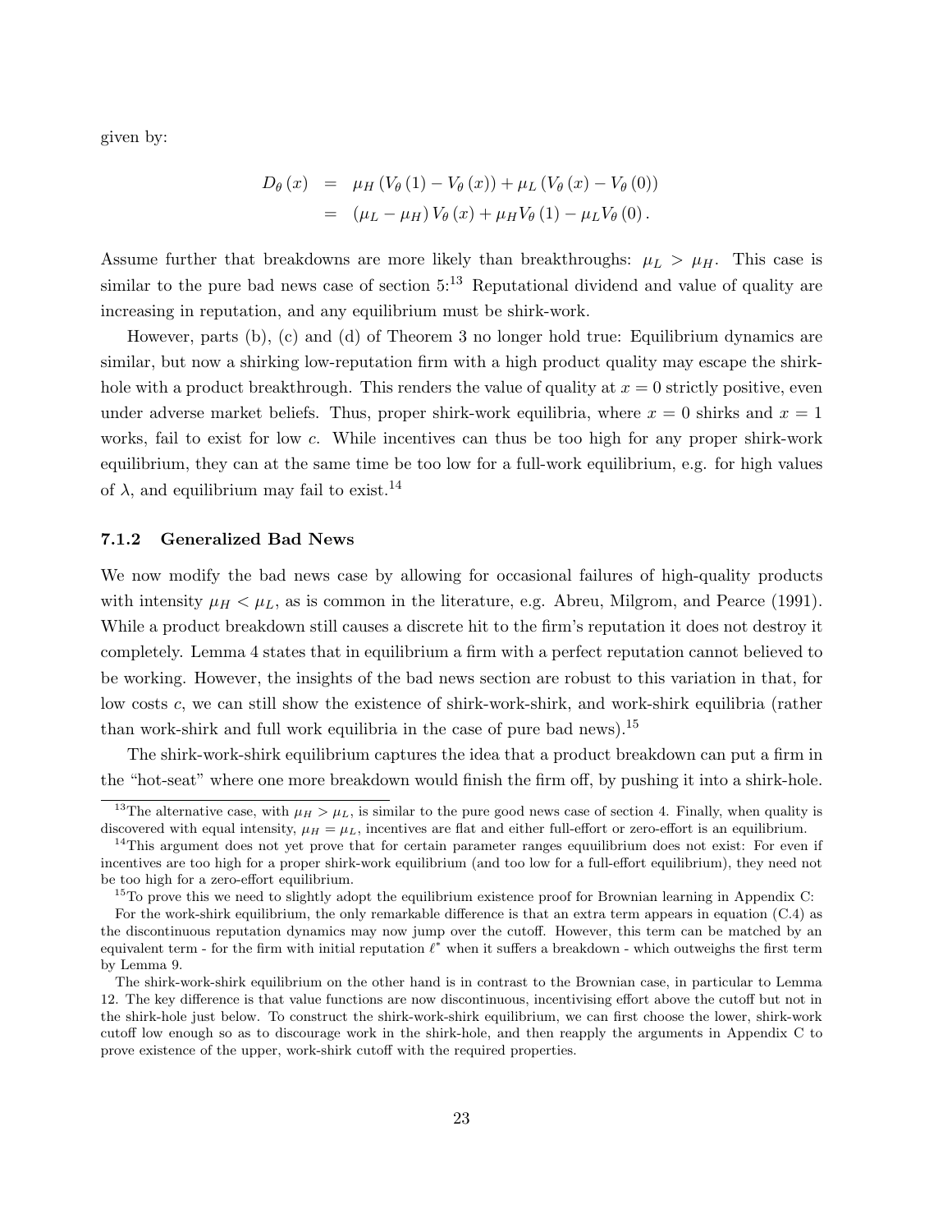given by:

$$
\begin{aligned}
D_\theta(x) &= \mu_H\left(V_\theta(1) - V_\theta(x)\right) + \mu_L\left(V_\theta(x) - V_\theta(0)\right) \\
&= \left(\mu_L - \mu_H\right) V_\theta(x) + \mu_H V_\theta(1) - \mu_L V_\theta(0).
\end{aligned}
$$

Assume further that breakdowns are more likely than breakthroughs: $\mu_L > \mu_H$. This case is similar to the pure bad news case of section 5:[13] Reputational dividend and value of quality are increasing in reputation, and any equilibrium must be shirk-work.

However, parts (b), (c) and (d) of Theorem 3 no longer hold true: Equilibrium dynamics are similar, but now a shirking low-reputation firm with a high product quality may escape the shirk-hole with a product breakthrough. This renders the value of quality at $x = 0$ strictly positive, even under adverse market beliefs. Thus, proper shirk-work equilibria, where $x = 0$ shirks and $x = 1$ works, fail to exist for low $c$. While incentives can thus be too high for any proper shirk-work equilibrium, they can at the same time be too low for a full-work equilibrium, e.g. for high values of $\lambda$, and equilibrium may fail to exist.[14]

### 7.1.2 Generalized Bad News

We now modify the bad news case by allowing for occasional failures of high-quality products with intensity $\mu_H < \mu_L$, as is common in the literature, e.g. Abreu, Milgrom, and Pearce (1991). While a product breakdown still causes a discrete hit to the firm's reputation it does not destroy it completely. Lemma 4 states that in equilibrium a firm with a perfect reputation cannot believed to be working. However, the insights of the bad news section are robust to this variation in that, for low costs $c$, we can still show the existence of shirk-work-shirk, and work-shirk equilibria (rather than work-shirk and full work equilibria in the case of pure bad news).[15]

The shirk-work-shirk equilibrium captures the idea that a product breakdown can put a firm in the "hot-seat" where one more breakdown would finish the firm off, by pushing it into a shirk-hole.

[13] The alternative case, with $\mu_H > \mu_L$, is similar to the pure good news case of section 4. Finally, when quality is discovered with equal intensity, $\mu_H = \mu_L$, incentives are flat and either full-effort or zero-effort is an equilibrium.

[14] This argument does not yet prove that for certain parameter ranges equuilibrium does not exist: For even if incentives are too high for a proper shirk-work equilibrium (and too low for a full-effort equilibrium), they need not be too high for a zero-effort equilibrium.

[15] To prove this we need to slightly adopt the equilibrium existence proof for Brownian learning in Appendix C:

For the work-shirk equilibrium, the only remarkable difference is that an extra term appears in equation (C.4) as the discontinuous reputation dynamics may now jump over the cutoff. However, this term can be matched by an equivalent term - for the firm with initial reputation $\ell^*$ when it suffers a breakdown - which outweighs the first term by Lemma 9.

The shirk-work-shirk equilibrium on the other hand is in contrast to the Brownian case, in particular to Lemma 12. The key difference is that value functions are now discontinuous, incentivising effort above the cutoff but not in the shirk-hole just below. To construct the shirk-work-shirk equilibrium, we can first choose the lower, shirk-work cutoff low enough so as to discourage work in the shirk-hole, and then reapply the arguments in Appendix C to prove existence of the upper, work-shirk cutoff with the required properties.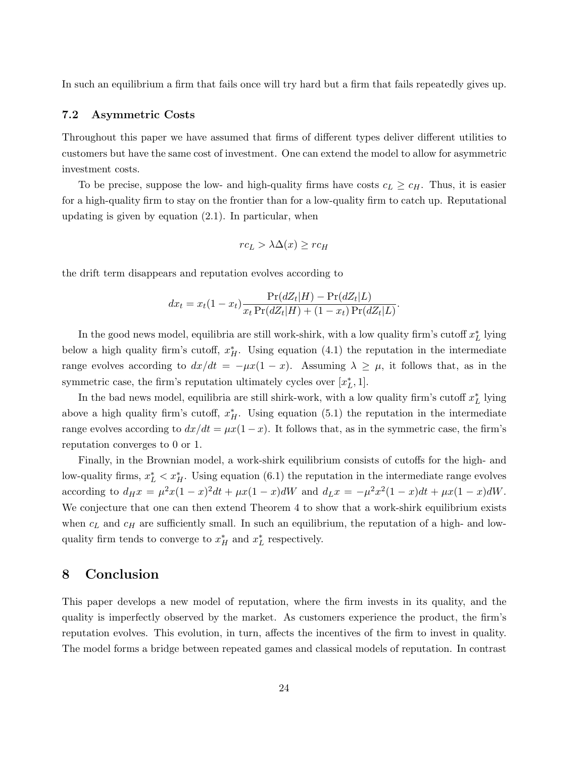In such an equilibrium a firm that fails once will try hard but a firm that fails repeatedly gives up.

### 7.2 Asymmetric Costs

Throughout this paper we have assumed that firms of different types deliver different utilities to customers but have the same cost of investment. One can extend the model to allow for asymmetric investment costs.

To be precise, suppose the low- and high-quality firms have costs $c_L \geq c_H$. Thus, it is easier for a high-quality firm to stay on the frontier than for a low-quality firm to catch up. Reputational updating is given by equation (2.1). In particular, when

$$rc_L > \lambda\Delta(x) \geq rc_H$$

the drift term disappears and reputation evolves according to

$$dx_t = x_t(1-x_t)\frac{\Pr(dZ_t|H) - \Pr(dZ_t|L)}{x_t \Pr(dZ_t|H) + (1-x_t)\Pr(dZ_t|L)}.$$

In the good news model, equilibria are still work-shirk, with a low quality firm's cutoff $x_L^*$ lying below a high quality firm's cutoff, $x_H^*$. Using equation (4.1) the reputation in the intermediate range evolves according to $dx/dt = -\mu x(1-x)$. Assuming $\lambda \geq \mu$, it follows that, as in the symmetric case, the firm's reputation ultimately cycles over $[x_L^*, 1]$.

In the bad news model, equilibria are still shirk-work, with a low quality firm's cutoff $x_L^*$ lying above a high quality firm's cutoff, $x_H^*$. Using equation (5.1) the reputation in the intermediate range evolves according to $dx/dt = \mu x(1-x)$. It follows that, as in the symmetric case, the firm's reputation converges to 0 or 1.

Finally, in the Brownian model, a work-shirk equilibrium consists of cutoffs for the high- and low-quality firms, $x_L^* < x_H^*$. Using equation (6.1) the reputation in the intermediate range evolves according to $d_H x = \mu^2 x(1-x)^2 dt + \mu x(1-x)dW$ and $d_L x = -\mu^2 x^2(1-x)dt + \mu x(1-x)dW$. We conjecture that one can then extend Theorem 4 to show that a work-shirk equilibrium exists when $c_L$ and $c_H$ are sufficiently small. In such an equilibrium, the reputation of a high- and low-quality firm tends to converge to $x_H^*$ and $x_L^*$ respectively.

## 8 Conclusion

This paper develops a new model of reputation, where the firm invests in its quality, and the quality is imperfectly observed by the market. As customers experience the product, the firm's reputation evolves. This evolution, in turn, affects the incentives of the firm to invest in quality. The model forms a bridge between repeated games and classical models of reputation. In contrast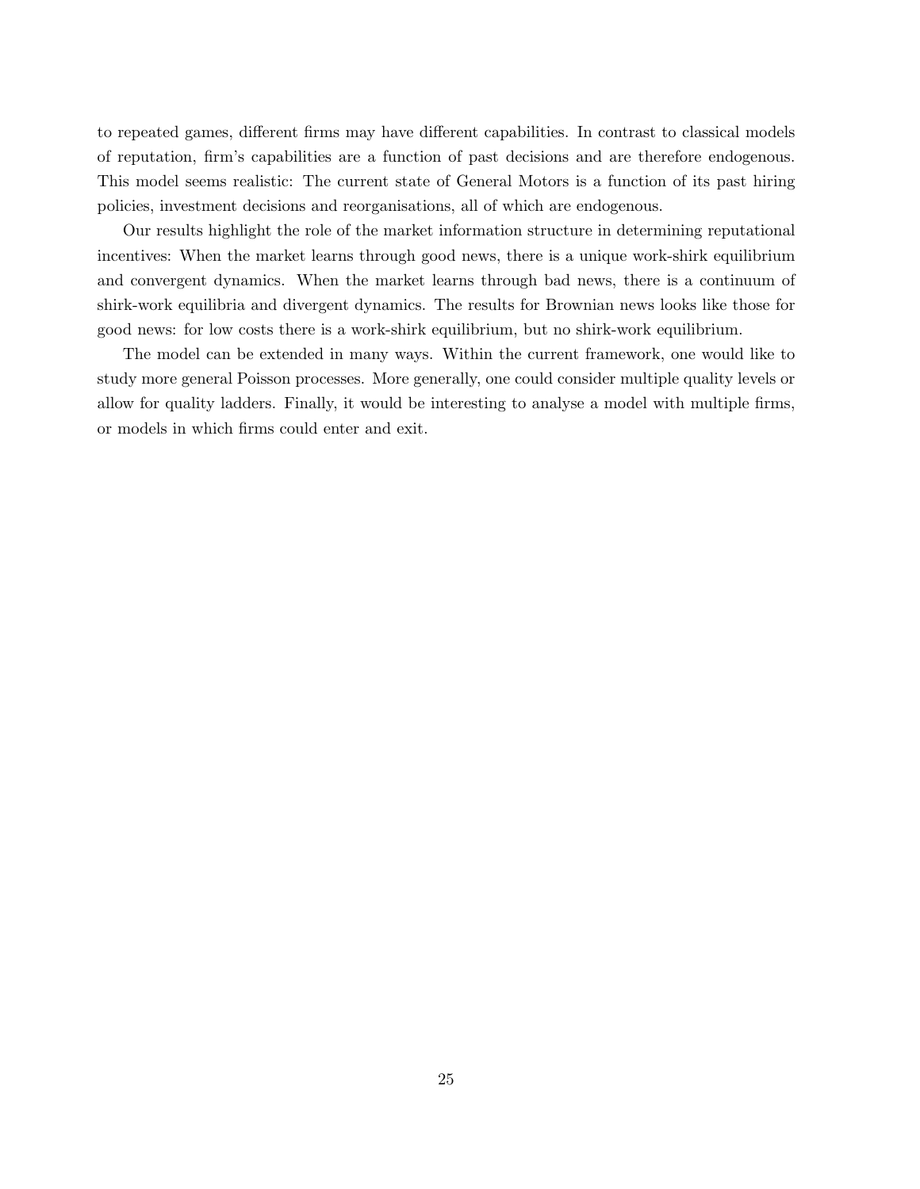to repeated games, different firms may have different capabilities. In contrast to classical models of reputation, firm's capabilities are a function of past decisions and are therefore endogenous. This model seems realistic: The current state of General Motors is a function of its past hiring policies, investment decisions and reorganisations, all of which are endogenous.

Our results highlight the role of the market information structure in determining reputational incentives: When the market learns through good news, there is a unique work-shirk equilibrium and convergent dynamics. When the market learns through bad news, there is a continuum of shirk-work equilibria and divergent dynamics. The results for Brownian news looks like those for good news: for low costs there is a work-shirk equilibrium, but no shirk-work equilibrium.

The model can be extended in many ways. Within the current framework, one would like to study more general Poisson processes. More generally, one could consider multiple quality levels or allow for quality ladders. Finally, it would be interesting to analyse a model with multiple firms, or models in which firms could enter and exit.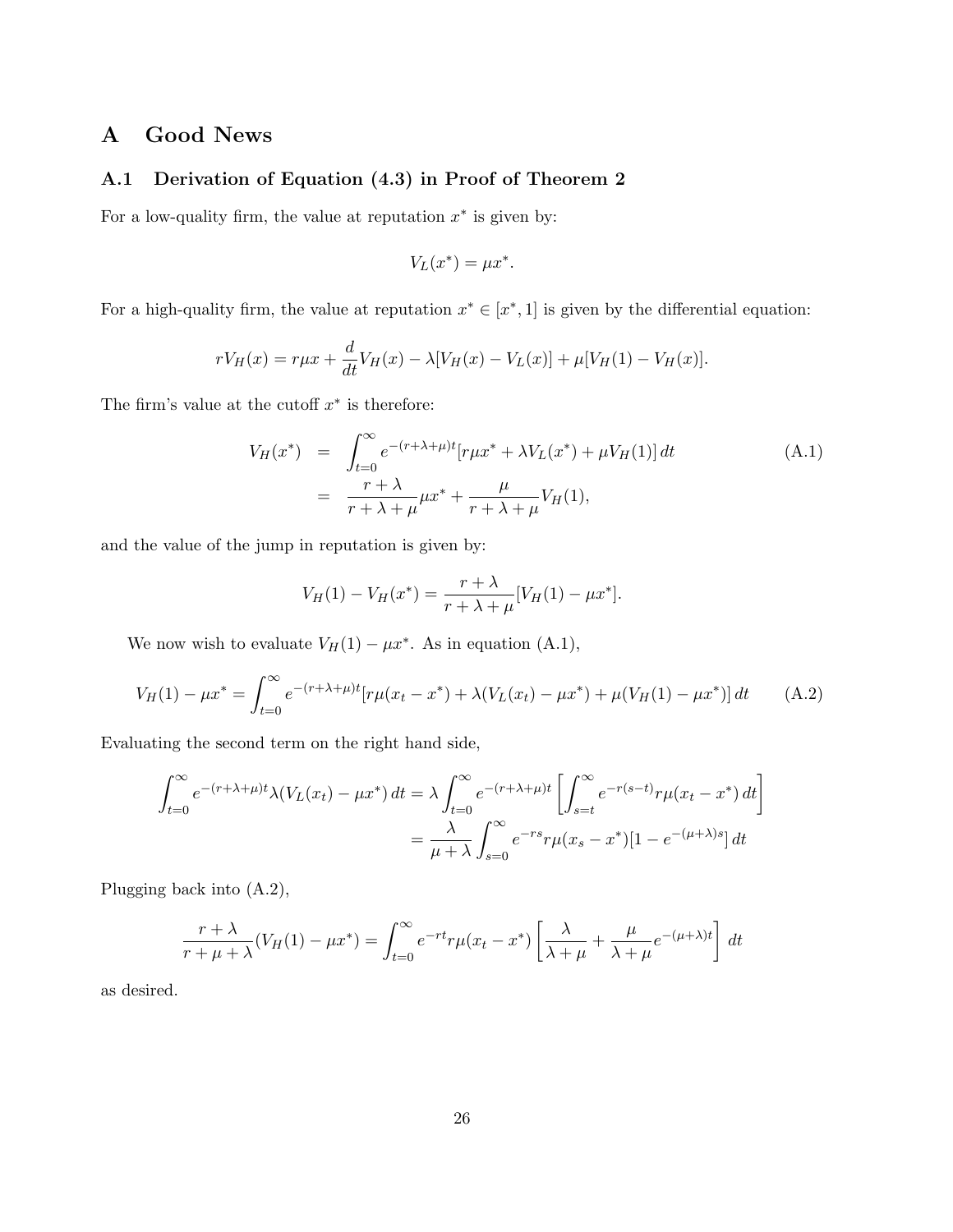# A Good News

## A.1 Derivation of Equation (4.3) in Proof of Theorem 2

For a low-quality firm, the value at reputation $x^*$ is given by:

$$V_L(x^*) = \mu x^*.$$

For a high-quality firm, the value at reputation $x^* \in [x^*, 1]$ is given by the differential equation:

$$rV_H(x) = r\mu x + \frac{d}{dt}V_H(x) - \lambda[V_H(x) - V_L(x)] + \mu[V_H(1) - V_H(x)].$$

The firm's value at the cutoff $x^*$ is therefore:

$$\begin{aligned} V_H(x^*) &= \int_{t=0}^{\infty} e^{-(r+\lambda+\mu)t}[r\mu x^* + \lambda V_L(x^*) + \mu V_H(1)]\, dt \\ &= \frac{r+\lambda}{r+\lambda+\mu}\mu x^* + \frac{\mu}{r+\lambda+\mu}V_H(1), \end{aligned} \tag{A.1}$$

and the value of the jump in reputation is given by:

$$V_H(1) - V_H(x^*) = \frac{r+\lambda}{r+\lambda+\mu}[V_H(1) - \mu x^*].$$

We now wish to evaluate $V_H(1) - \mu x^*$. As in equation (A.1),

$$V_H(1) - \mu x^* = \int_{t=0}^{\infty} e^{-(r+\lambda+\mu)t}[r\mu(x_t - x^*) + \lambda(V_L(x_t) - \mu x^*) + \mu(V_H(1) - \mu x^*)]\, dt \tag{A.2}$$

Evaluating the second term on the right hand side,

$$\begin{aligned} \int_{t=0}^{\infty} e^{-(r+\lambda+\mu)t}\lambda(V_L(x_t) - \mu x^*)\, dt &= \lambda \int_{t=0}^{\infty} e^{-(r+\lambda+\mu)t}\left[\int_{s=t}^{\infty} e^{-r(s-t)} r\mu(x_t - x^*)\, dt\right] \\ &= \frac{\lambda}{\mu+\lambda}\int_{s=0}^{\infty} e^{-rs} r\mu(x_s - x^*)[1 - e^{-(\mu+\lambda)s}]\, dt \end{aligned}$$

Plugging back into (A.2),

$$\frac{r+\lambda}{r+\mu+\lambda}(V_H(1) - \mu x^*) = \int_{t=0}^{\infty} e^{-rt} r\mu(x_t - x^*)\left[\frac{\lambda}{\lambda+\mu} + \frac{\mu}{\lambda+\mu}e^{-(\mu+\lambda)t}\right]\, dt$$

as desired.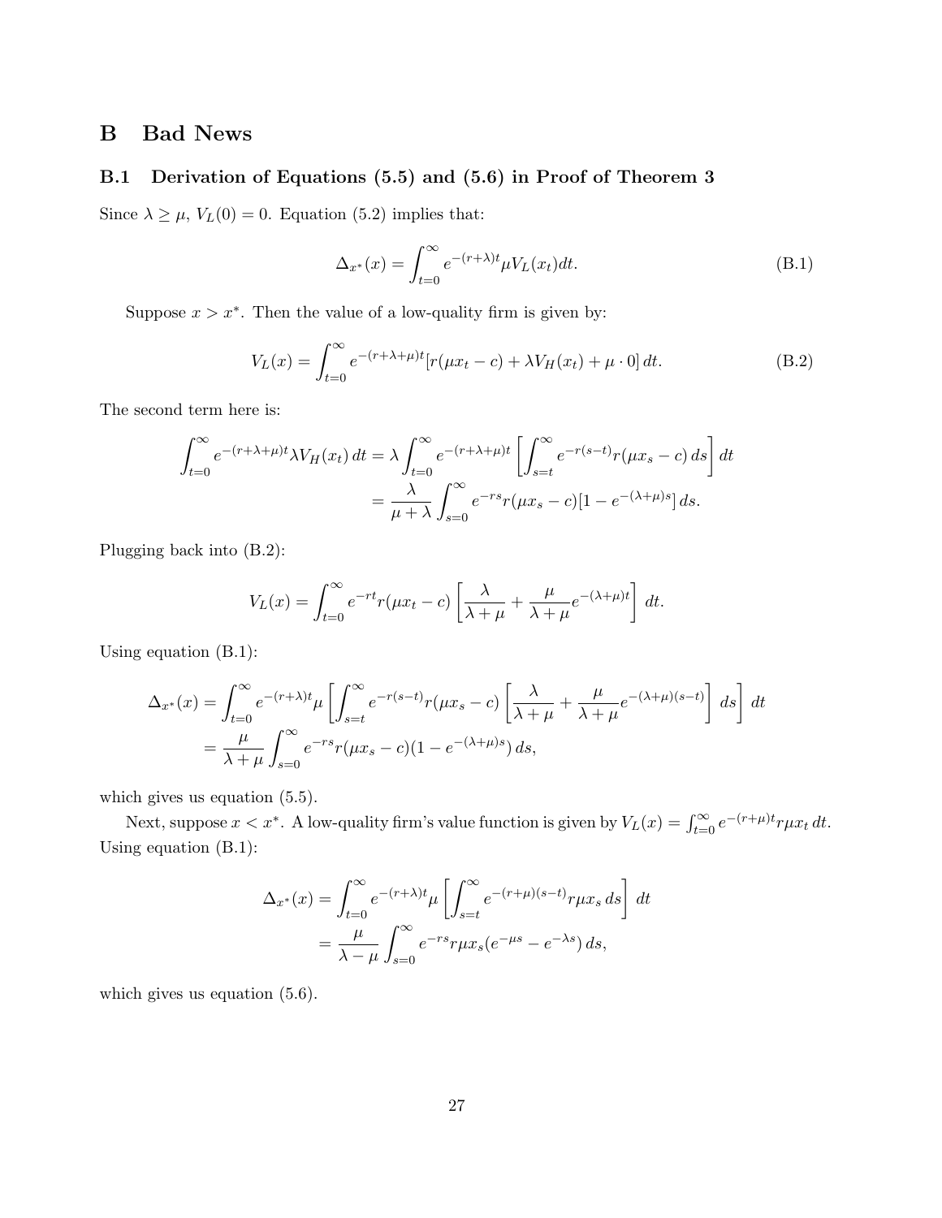# B Bad News

## B.1 Derivation of Equations (5.5) and (5.6) in Proof of Theorem 3

Since $\lambda \geq \mu$, $V_L(0) = 0$. Equation (5.2) implies that:

$$\Delta_{x^*}(x) = \int_{t=0}^{\infty} e^{-(r+\lambda)t} \mu V_L(x_t) dt. \tag{B.1}$$

Suppose $x > x^*$. Then the value of a low-quality firm is given by:

$$V_L(x) = \int_{t=0}^{\infty} e^{-(r+\lambda+\mu)t} [r(\mu x_t - c) + \lambda V_H(x_t) + \mu \cdot 0] \, dt. \tag{B.2}$$

The second term here is:

$$\begin{aligned}
\int_{t=0}^{\infty} e^{-(r+\lambda+\mu)t} \lambda V_H(x_t) \, dt &= \lambda \int_{t=0}^{\infty} e^{-(r+\lambda+\mu)t} \left[ \int_{s=t}^{\infty} e^{-r(s-t)} r(\mu x_s - c) \, ds \right] dt \\
&= \frac{\lambda}{\mu + \lambda} \int_{s=0}^{\infty} e^{-rs} r(\mu x_s - c)[1 - e^{-(\lambda+\mu)s}] \, ds.
\end{aligned}$$

Plugging back into (B.2):

$$V_L(x) = \int_{t=0}^{\infty} e^{-rt} r(\mu x_t - c) \left[ \frac{\lambda}{\lambda + \mu} + \frac{\mu}{\lambda + \mu} e^{-(\lambda+\mu)t} \right] dt.$$

Using equation (B.1):

$$\begin{aligned}
\Delta_{x^*}(x) &= \int_{t=0}^{\infty} e^{-(r+\lambda)t} \mu \left[ \int_{s=t}^{\infty} e^{-r(s-t)} r(\mu x_s - c) \left[ \frac{\lambda}{\lambda + \mu} + \frac{\mu}{\lambda + \mu} e^{-(\lambda+\mu)(s-t)} \right] ds \right] dt \\
&= \frac{\mu}{\lambda + \mu} \int_{s=0}^{\infty} e^{-rs} r(\mu x_s - c)(1 - e^{-(\lambda+\mu)s}) \, ds,
\end{aligned}$$

which gives us equation (5.5).

Next, suppose $x < x^*$. A low-quality firm's value function is given by $V_L(x) = \int_{t=0}^{\infty} e^{-(r+\mu)t} r\mu x_t \, dt$. Using equation (B.1):

$$\begin{aligned}
\Delta_{x^*}(x) &= \int_{t=0}^{\infty} e^{-(r+\lambda)t} \mu \left[ \int_{s=t}^{\infty} e^{-(r+\mu)(s-t)} r\mu x_s \, ds \right] dt \\
&= \frac{\mu}{\lambda - \mu} \int_{s=0}^{\infty} e^{-rs} r\mu x_s (e^{-\mu s} - e^{-\lambda s}) \, ds,
\end{aligned}$$

which gives us equation (5.6).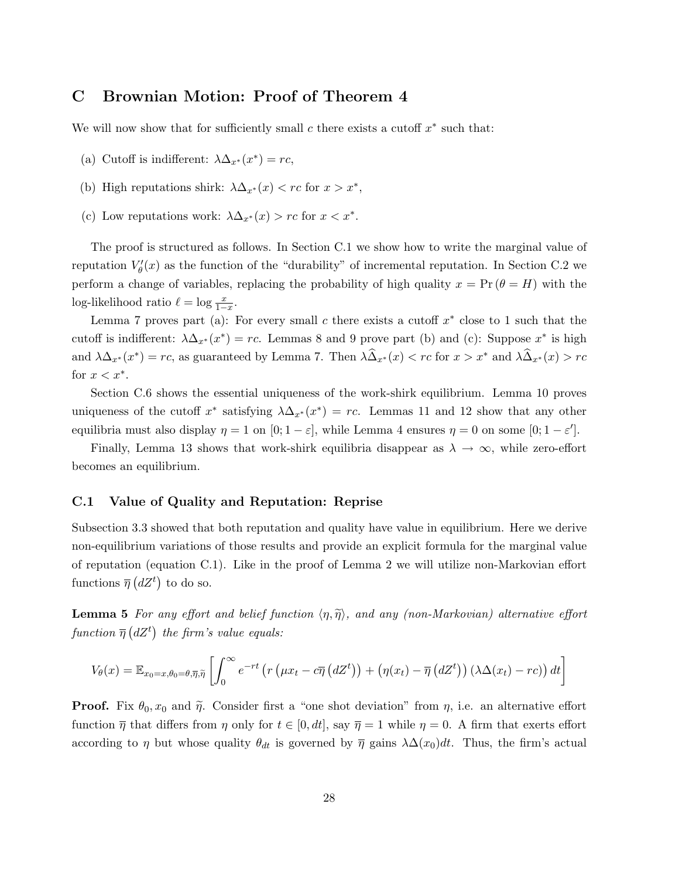# C Brownian Motion: Proof of Theorem 4

We will now show that for sufficiently small $c$ there exists a cutoff $x^*$ such that:

(a) Cutoff is indifferent: $\lambda\Delta_{x^*}(x^*) = rc$,

(b) High reputations shirk: $\lambda\Delta_{x^*}(x) < rc$ for $x > x^*$,

(c) Low reputations work: $\lambda\Delta_{x^*}(x) > rc$ for $x < x^*$.

The proof is structured as follows. In Section C.1 we show how to write the marginal value of reputation $V_\theta'(x)$ as the function of the "durability" of incremental reputation. In Section C.2 we perform a change of variables, replacing the probability of high quality $x = \Pr(\theta = H)$ with the log-likelihood ratio $\ell = \log \frac{x}{1-x}$.

Lemma 7 proves part (a): For every small $c$ there exists a cutoff $x^*$ close to 1 such that the cutoff is indifferent: $\lambda\Delta_{x^*}(x^*) = rc$. Lemmas 8 and 9 prove part (b) and (c): Suppose $x^*$ is high and $\lambda\Delta_{x^*}(x^*) = rc$, as guaranteed by Lemma 7. Then $\lambda\widehat{\Delta}_{x^*}(x) < rc$ for $x > x^*$ and $\lambda\widehat{\Delta}_{x^*}(x) > rc$ for $x < x^*$.

Section C.6 shows the essential uniqueness of the work-shirk equilibrium. Lemma 10 proves uniqueness of the cutoff $x^*$ satisfying $\lambda\Delta_{x^*}(x^*) = rc$. Lemmas 11 and 12 show that any other equilibria must also display $\eta = 1$ on $[0; 1-\varepsilon]$, while Lemma 4 ensures $\eta = 0$ on some $[0; 1-\varepsilon']$.

Finally, Lemma 13 shows that work-shirk equilibria disappear as $\lambda \to \infty$, while zero-effort becomes an equilibrium.

## C.1 Value of Quality and Reputation: Reprise

Subsection 3.3 showed that both reputation and quality have value in equilibrium. Here we derive non-equilibrium variations of those results and provide an explicit formula for the marginal value of reputation (equation C.1). Like in the proof of Lemma 2 we will utilize non-Markovian effort functions $\overline{\eta}\left(dZ^t\right)$ to do so.

**Lemma 5** *For any effort and belief function $\langle \eta, \widetilde{\eta} \rangle$, and any (non-Markovian) alternative effort function $\overline{\eta}\left(dZ^t\right)$ the firm's value equals:*

$$V_\theta(x) = \mathbb{E}_{x_0=x,\theta_0=\theta,\overline{\eta},\widetilde{\eta}}\left[\int_0^\infty e^{-rt}\left(r\left(\mu x_t - c\overline{\eta}\left(dZ^t\right)\right) + \left(\eta(x_t) - \overline{\eta}\left(dZ^t\right)\right)\left(\lambda\Delta(x_t) - rc\right)dt\right]$$

**Proof.** Fix $\theta_0, x_0$ and $\widetilde{\eta}$. Consider first a "one shot deviation" from $\eta$, i.e. an alternative effort function $\overline{\eta}$ that differs from $\eta$ only for $t \in [0, dt]$, say $\overline{\eta} = 1$ while $\eta = 0$. A firm that exerts effort according to $\eta$ but whose quality $\theta_{dt}$ is governed by $\overline{\eta}$ gains $\lambda\Delta(x_0)dt$. Thus, the firm's actual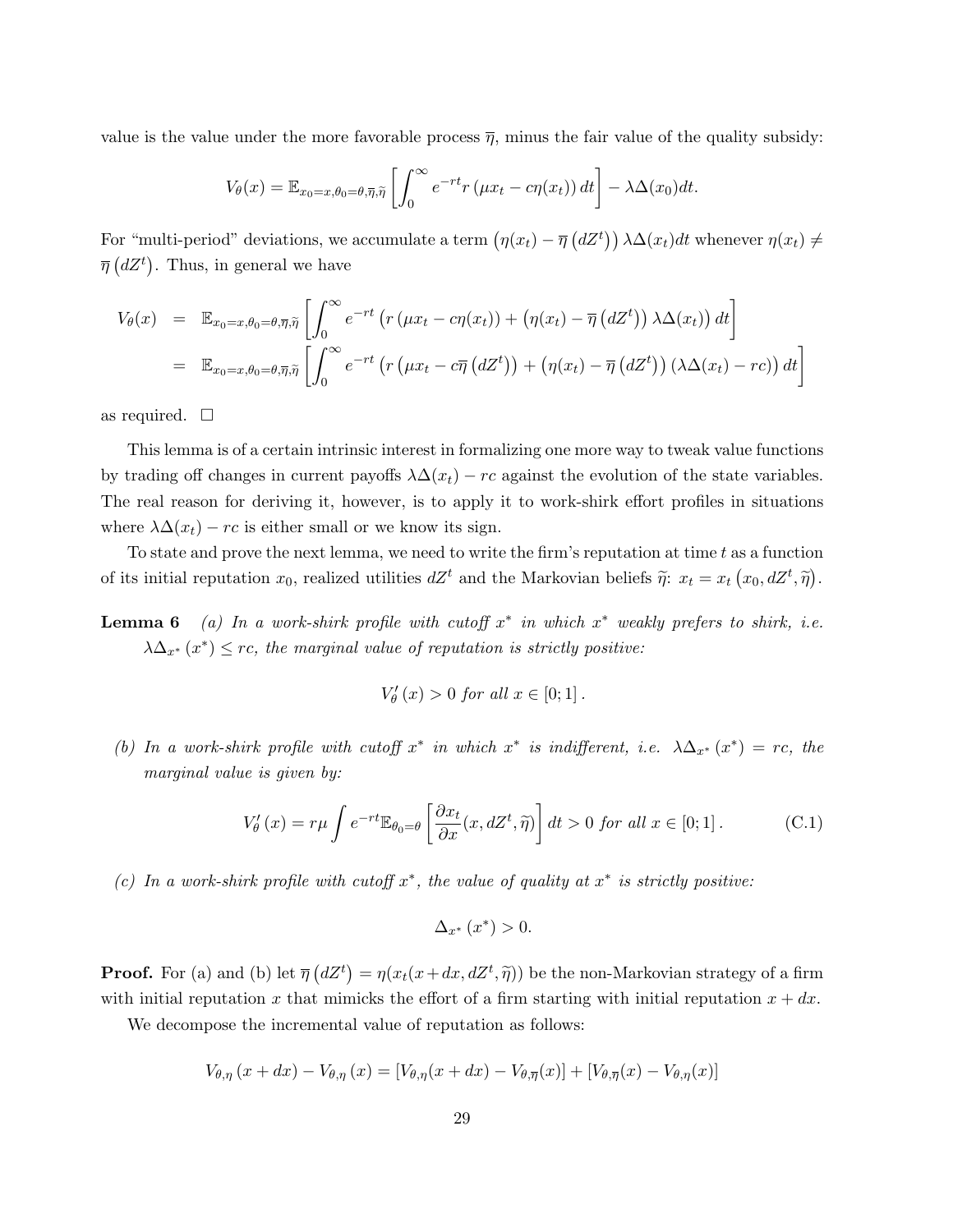value is the value under the more favorable process $\overline{\eta}$, minus the fair value of the quality subsidy:

$$V_\theta(x) = \mathbb{E}_{x_0=x,\theta_0=\theta,\overline{\eta},\widetilde{\eta}}\left[\int_0^\infty e^{-rt} r\left(\mu x_t - c\eta(x_t)\right)dt\right] - \lambda\Delta(x_0)dt.$$

For "multi-period" deviations, we accumulate a term $\left(\eta(x_t) - \overline{\eta}\left(dZ^t\right)\right)\lambda\Delta(x_t)dt$ whenever $\eta(x_t) \neq \overline{\eta}\left(dZ^t\right)$. Thus, in general we have

$$\begin{aligned}
V_\theta(x) &= \mathbb{E}_{x_0=x,\theta_0=\theta,\overline{\eta},\widetilde{\eta}}\left[\int_0^\infty e^{-rt}\left(r\left(\mu x_t - c\eta(x_t)\right) + \left(\eta(x_t) - \overline{\eta}\left(dZ^t\right)\right)\lambda\Delta(x_t)\right)dt\right] \\
&= \mathbb{E}_{x_0=x,\theta_0=\theta,\overline{\eta},\widetilde{\eta}}\left[\int_0^\infty e^{-rt}\left(r\left(\mu x_t - c\overline{\eta}\left(dZ^t\right)\right) + \left(\eta(x_t) - \overline{\eta}\left(dZ^t\right)\right)\left(\lambda\Delta(x_t) - rc\right)\right)dt\right]
\end{aligned}$$

as required. $\square$

This lemma is of a certain intrinsic interest in formalizing one more way to tweak value functions by trading off changes in current payoffs $\lambda\Delta(x_t) - rc$ against the evolution of the state variables. The real reason for deriving it, however, is to apply it to work-shirk effort profiles in situations where $\lambda\Delta(x_t) - rc$ is either small or we know its sign.

To state and prove the next lemma, we need to write the firm's reputation at time $t$ as a function of its initial reputation $x_0$, realized utilities $dZ^t$ and the Markovian beliefs $\widetilde{\eta}$: $x_t = x_t\left(x_0, dZ^t, \widetilde{\eta}\right)$.

**Lemma 6** *(a) In a work-shirk profile with cutoff $x^*$ in which $x^*$ weakly prefers to shirk, i.e. $\lambda\Delta_{x^*}(x^*) \leq rc$, the marginal value of reputation is strictly positive:*

$$V_\theta'(x) > 0 \text{ for all } x \in [0;1].$$

*(b) In a work-shirk profile with cutoff $x^*$ in which $x^*$ is indifferent, i.e. $\lambda\Delta_{x^*}(x^*) = rc$, the marginal value is given by:*

$$V_\theta'(x) = r\mu\int e^{-rt}\mathbb{E}_{\theta_0=\theta}\left[\frac{\partial x_t}{\partial x}(x, dZ^t, \widetilde{\eta})\right]dt > 0 \text{ for all } x \in [0;1]. \tag{C.1}$$

*(c) In a work-shirk profile with cutoff $x^*$, the value of quality at $x^*$ is strictly positive:*

$$\Delta_{x^*}(x^*) > 0.$$

**Proof.** For (a) and (b) let $\overline{\eta}\left(dZ^t\right) = \eta(x_t(x+dx, dZ^t, \widetilde{\eta}))$ be the non-Markovian strategy of a firm with initial reputation $x$ that mimicks the effort of a firm starting with initial reputation $x + dx$.

We decompose the incremental value of reputation as follows:

$$V_{\theta,\eta}(x+dx) - V_{\theta,\eta}(x) = [V_{\theta,\eta}(x+dx) - V_{\theta,\overline{\eta}}(x)] + [V_{\theta,\overline{\eta}}(x) - V_{\theta,\eta}(x)]$$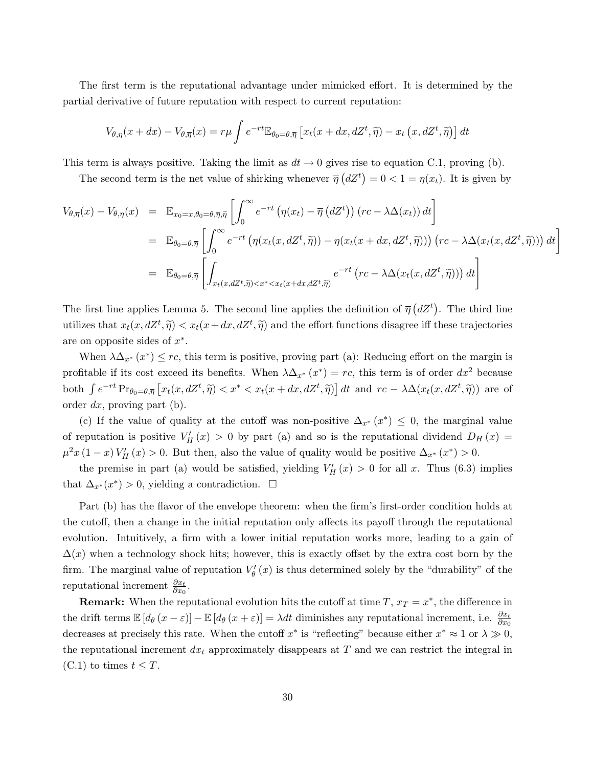The first term is the reputational advantage under mimicked effort. It is determined by the partial derivative of future reputation with respect to current reputation:

$$V_{\theta,\eta}(x+dx) - V_{\theta,\overline{\eta}}(x) = r\mu \int e^{-rt}\mathbb{E}_{\theta_0=\theta,\overline{\eta}}\left[x_t(x+dx,dZ^t,\widetilde{\eta}) - x_t\left(x,dZ^t,\widetilde{\eta}\right)\right]dt$$

This term is always positive. Taking the limit as $dt \to 0$ gives rise to equation C.1, proving (b).

The second term is the net value of shirking whenever $\overline{\eta}\left(dZ^t\right) = 0 < 1 = \eta(x_t)$. It is given by

$$\begin{aligned}
V_{\theta,\overline{\eta}}(x) - V_{\theta,\eta}(x) &= \mathbb{E}_{x_0=x,\theta_0=\theta,\overline{\eta},\widetilde{\eta}}\left[\int_0^\infty e^{-rt}\left(\eta(x_t) - \overline{\eta}\left(dZ^t\right)\right)(rc - \lambda\Delta(x_t))\,dt\right] \\
&= \mathbb{E}_{\theta_0=\theta,\overline{\eta}}\left[\int_0^\infty e^{-rt}\left(\eta(x_t(x,dZ^t,\widetilde{\eta})) - \eta(x_t(x+dx,dZ^t,\widetilde{\eta}))\right)\left(rc - \lambda\Delta(x_t(x,dZ^t,\widetilde{\eta}))\right)dt\right] \\
&= \mathbb{E}_{\theta_0=\theta,\overline{\eta}}\left[\int_{x_t(x,dZ^t,\widetilde{\eta})<x^*<x_t(x+dx,dZ^t,\widetilde{\eta})} e^{-rt}\left(rc - \lambda\Delta(x_t(x,dZ^t,\widetilde{\eta}))\right)dt\right]
\end{aligned}$$

The first line applies Lemma 5. The second line applies the definition of $\overline{\eta}\left(dZ^t\right)$. The third line utilizes that $x_t(x,dZ^t,\widetilde{\eta}) < x_t(x+dx,dZ^t,\widetilde{\eta})$ and the effort functions disagree iff these trajectories are on opposite sides of $x^*$.

When $\lambda\Delta_{x^*}(x^*) \leq rc$, this term is positive, proving part (a): Reducing effort on the margin is profitable if its cost exceed its benefits. When $\lambda\Delta_{x^*}(x^*) = rc$, this term is of order $dx^2$ because both $\int e^{-rt}\Pr_{\theta_0=\theta,\overline{\eta}}\left[x_t(x,dZ^t,\widetilde{\eta}) < x^* < x_t(x+dx,dZ^t,\widetilde{\eta})\right]dt$ and $rc - \lambda\Delta(x_t(x,dZ^t,\widetilde{\eta}))$ are of order $dx$, proving part (b).

(c) If the value of quality at the cutoff was non-positive $\Delta_{x^*}(x^*) \leq 0$, the marginal value of reputation is positive $V_H'(x) > 0$ by part (a) and so is the reputational dividend $D_H(x) = \mu^2 x(1-x)V_H'(x) > 0$. But then, also the value of quality would be positive $\Delta_{x^*}(x^*) > 0$.

the premise in part (a) would be satisfied, yielding $V_H'(x) > 0$ for all $x$. Thus (6.3) implies that $\Delta_{x^*}(x^*) > 0$, yielding a contradiction. □

Part (b) has the flavor of the envelope theorem: when the firm's first-order condition holds at the cutoff, then a change in the initial reputation only affects its payoff through the reputational evolution. Intuitively, a firm with a lower initial reputation works more, leading to a gain of $\Delta(x)$ when a technology shock hits; however, this is exactly offset by the extra cost born by the firm. The marginal value of reputation $V_\theta'(x)$ is thus determined solely by the "durability" of the reputational increment $\frac{\partial x_t}{\partial x_0}$.

**Remark:** When the reputational evolution hits the cutoff at time $T$, $x_T = x^*$, the difference in the drift terms $\mathbb{E}\left[d_\theta(x-\varepsilon)\right] - \mathbb{E}\left[d_\theta(x+\varepsilon)\right] = \lambda dt$ diminishes any reputational increment, i.e. $\frac{\partial x_t}{\partial x_0}$ decreases at precisely this rate. When the cutoff $x^*$ is "reflecting" because either $x^* \approx 1$ or $\lambda \gg 0$, the reputational increment $dx_t$ approximately disappears at $T$ and we can restrict the integral in (C.1) to times $t \leq T$.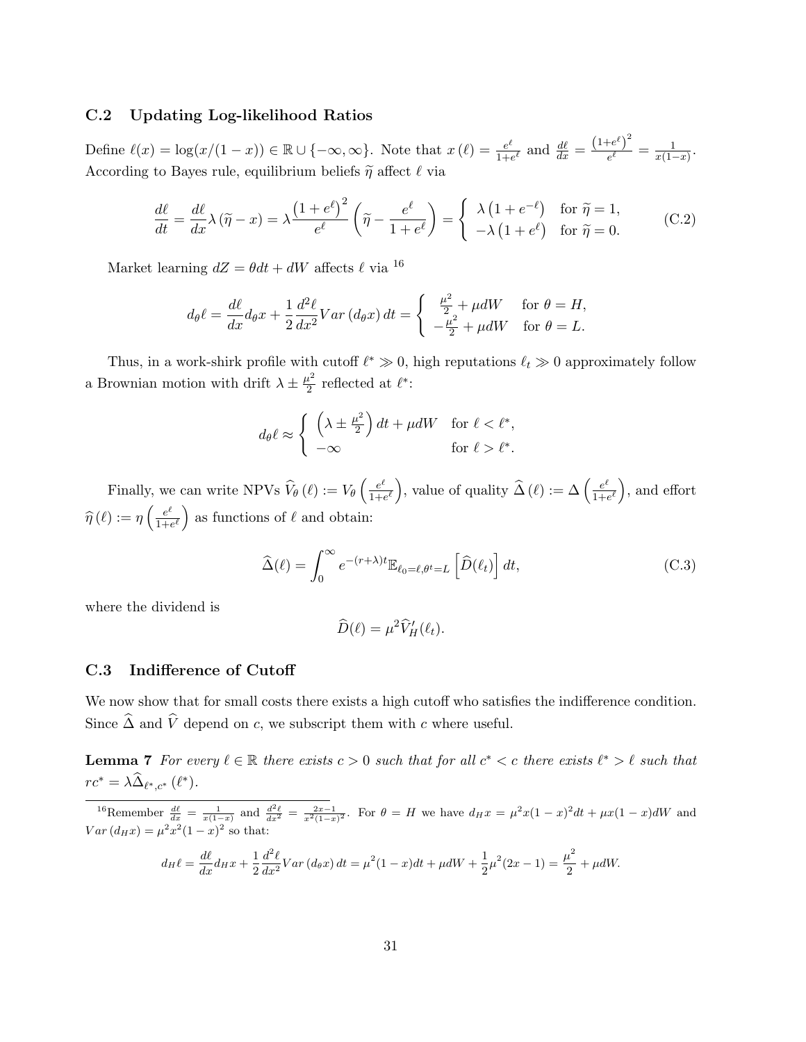## C.2 Updating Log-likelihood Ratios

Define $\ell(x) = \log(x/(1-x)) \in \mathbb{R} \cup \{-\infty, \infty\}$. Note that $x(\ell) = \frac{e^\ell}{1+e^\ell}$ and $\frac{d\ell}{dx} = \frac{(1+e^\ell)^2}{e^\ell} = \frac{1}{x(1-x)}$. According to Bayes rule, equilibrium beliefs $\widetilde{\eta}$ affect $\ell$ via

$$\frac{d\ell}{dt} = \frac{d\ell}{dx}\lambda(\widetilde{\eta} - x) = \lambda\frac{(1+e^\ell)^2}{e^\ell}\left(\widetilde{\eta} - \frac{e^\ell}{1+e^\ell}\right) = \begin{cases} \lambda\left(1+e^{-\ell}\right) & \text{for } \widetilde{\eta} = 1, \\ -\lambda\left(1+e^{\ell}\right) & \text{for } \widetilde{\eta} = 0. \end{cases} \tag{C.2}$$

Market learning $dZ = \theta dt + dW$ affects $\ell$ via [16]

$$d_\theta \ell = \frac{d\ell}{dx}d_\theta x + \frac{1}{2}\frac{d^2\ell}{dx^2}Var(d_\theta x)\,dt = \begin{cases} \frac{\mu^2}{2} + \mu dW & \text{for } \theta = H, \\ -\frac{\mu^2}{2} + \mu dW & \text{for } \theta = L. \end{cases}$$

Thus, in a work-shirk profile with cutoff $\ell^* \gg 0$, high reputations $\ell_t \gg 0$ approximately follow a Brownian motion with drift $\lambda \pm \frac{\mu^2}{2}$ reflected at $\ell^*$:

$$d_\theta \ell \approx \begin{cases} \left(\lambda \pm \frac{\mu^2}{2}\right)dt + \mu dW & \text{for } \ell < \ell^*, \\ -\infty & \text{for } \ell > \ell^*. \end{cases}$$

Finally, we can write NPVs $\widehat{V}_\theta(\ell) := V_\theta\left(\frac{e^\ell}{1+e^\ell}\right)$, value of quality $\widehat{\Delta}(\ell) := \Delta\left(\frac{e^\ell}{1+e^\ell}\right)$, and effort $\widehat{\eta}(\ell) := \eta\left(\frac{e^\ell}{1+e^\ell}\right)$ as functions of $\ell$ and obtain:

$$\widehat{\Delta}(\ell) = \int_0^\infty e^{-(r+\lambda)t}\mathbb{E}_{\ell_0=\ell,\theta^t=L}\left[\widehat{D}(\ell_t)\right]dt, \tag{C.3}$$

where the dividend is

$$\widehat{D}(\ell) = \mu^2 \widehat{V}_H'(\ell_t).$$

## C.3 Indifference of Cutoff

We now show that for small costs there exists a high cutoff who satisfies the indifference condition. Since $\widehat{\Delta}$ and $\widehat{V}$ depend on $c$, we subscript them with $c$ where useful.

**Lemma 7** *For every $\ell \in \mathbb{R}$ there exists $c > 0$ such that for all $c^* < c$ there exists $\ell^* > \ell$ such that $rc^* = \lambda\widehat{\Delta}_{\ell^*,c^*}(\ell^*)$.*

---

[16] Remember $\frac{d\ell}{dx} = \frac{1}{x(1-x)}$ and $\frac{d^2\ell}{dx^2} = \frac{2x-1}{x^2(1-x)^2}$. For $\theta = H$ we have $d_H x = \mu^2 x(1-x)^2 dt + \mu x(1-x)dW$ and $Var(d_H x) = \mu^2 x^2(1-x)^2$ so that:

$$d_H \ell = \frac{d\ell}{dx}d_H x + \frac{1}{2}\frac{d^2\ell}{dx^2}Var(d_\theta x)\,dt = \mu^2(1-x)dt + \mu dW + \frac{1}{2}\mu^2(2x-1) = \frac{\mu^2}{2} + \mu dW.$$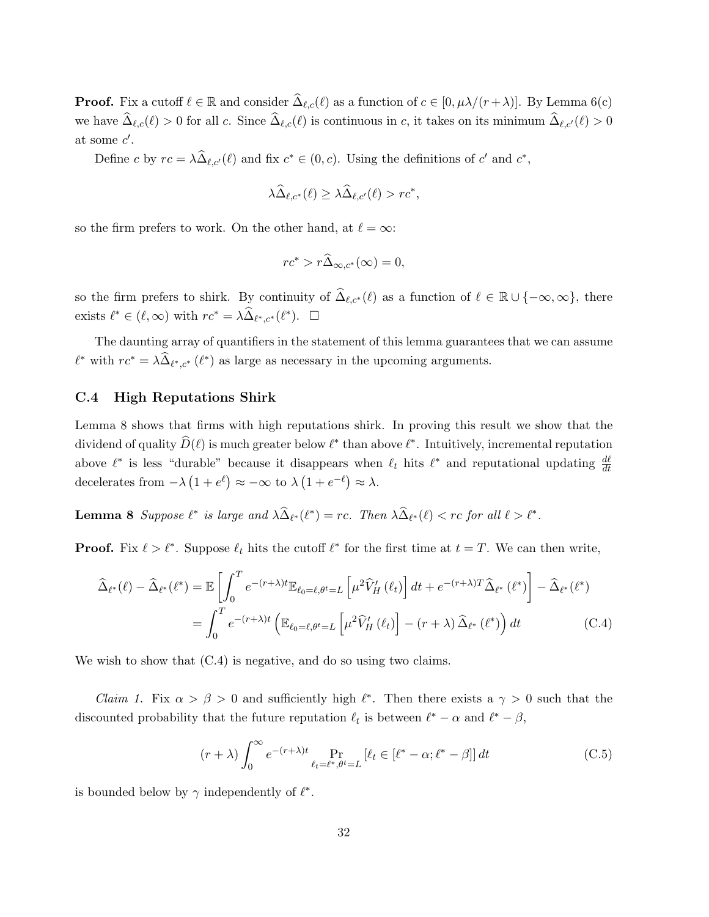**Proof.** Fix a cutoff $\ell \in \mathbb{R}$ and consider $\widehat{\Delta}_{\ell,c}(\ell)$ as a function of $c \in [0, \mu\lambda/(r+\lambda)]$. By Lemma 6(c) we have $\widehat{\Delta}_{\ell,c}(\ell) > 0$ for all $c$. Since $\widehat{\Delta}_{\ell,c}(\ell)$ is continuous in $c$, it takes on its minimum $\widehat{\Delta}_{\ell,c'}(\ell) > 0$ at some $c'$.

Define $c$ by $rc = \lambda\widehat{\Delta}_{\ell,c'}(\ell)$ and fix $c^* \in (0, c)$. Using the definitions of $c'$ and $c^*$,

$$\lambda\widehat{\Delta}_{\ell,c^*}(\ell) \geq \lambda\widehat{\Delta}_{\ell,c'}(\ell) > rc^*,$$

so the firm prefers to work. On the other hand, at $\ell = \infty$:

$$rc^* > r\widehat{\Delta}_{\infty,c^*}(\infty) = 0,$$

so the firm prefers to shirk. By continuity of $\widehat{\Delta}_{\ell,c^*}(\ell)$ as a function of $\ell \in \mathbb{R} \cup \{-\infty, \infty\}$, there exists $\ell^* \in (\ell, \infty)$ with $rc^* = \lambda\widehat{\Delta}_{\ell^*,c^*}(\ell^*)$. $\square$

The daunting array of quantifiers in the statement of this lemma guarantees that we can assume $\ell^*$ with $rc^* = \lambda\widehat{\Delta}_{\ell^*,c^*}(\ell^*)$ as large as necessary in the upcoming arguments.

### C.4 High Reputations Shirk

Lemma 8 shows that firms with high reputations shirk. In proving this result we show that the dividend of quality $\widehat{D}(\ell)$ is much greater below $\ell^*$ than above $\ell^*$. Intuitively, incremental reputation above $\ell^*$ is less "durable" because it disappears when $\ell_t$ hits $\ell^*$ and reputational updating $\frac{d\ell}{dt}$ decelerates from $-\lambda\left(1 + e^{\ell}\right) \approx -\infty$ to $\lambda\left(1 + e^{-\ell}\right) \approx \lambda$.

**Lemma 8** *Suppose $\ell^*$ is large and $\lambda\widehat{\Delta}_{\ell^*}(\ell^*) = rc$. Then $\lambda\widehat{\Delta}_{\ell^*}(\ell) < rc$ for all $\ell > \ell^*$.*

**Proof.** Fix $\ell > \ell^*$. Suppose $\ell_t$ hits the cutoff $\ell^*$ for the first time at $t = T$. We can then write,

$$\begin{aligned}
\widehat{\Delta}_{\ell^*}(\ell) - \widehat{\Delta}_{\ell^*}(\ell^*) &= \mathbb{E}\left[\int_0^T e^{-(r+\lambda)t}\mathbb{E}_{\ell_0=\ell,\theta^t=L}\left[\mu^2\widehat{V}_H'(\ell_t)\right]dt + e^{-(r+\lambda)T}\widehat{\Delta}_{\ell^*}(\ell^*)\right] - \widehat{\Delta}_{\ell^*}(\ell^*) \\
&= \int_0^T e^{-(r+\lambda)t}\left(\mathbb{E}_{\ell_0=\ell,\theta^t=L}\left[\mu^2\widehat{V}_H'(\ell_t)\right] - (r+\lambda)\widehat{\Delta}_{\ell^*}(\ell^*)\right)dt \qquad \text{(C.4)}
\end{aligned}$$

We wish to show that (C.4) is negative, and do so using two claims.

*Claim 1.* Fix $\alpha > \beta > 0$ and sufficiently high $\ell^*$. Then there exists a $\gamma > 0$ such that the discounted probability that the future reputation $\ell_t$ is between $\ell^* - \alpha$ and $\ell^* - \beta$,

$$(r+\lambda)\int_0^\infty e^{-(r+\lambda)t}\Pr_{\ell_t=\ell^*,\theta^t=L}\left[\ell_t \in [\ell^* - \alpha; \ell^* - \beta]\right]dt \qquad \text{(C.5)}$$

is bounded below by $\gamma$ independently of $\ell^*$.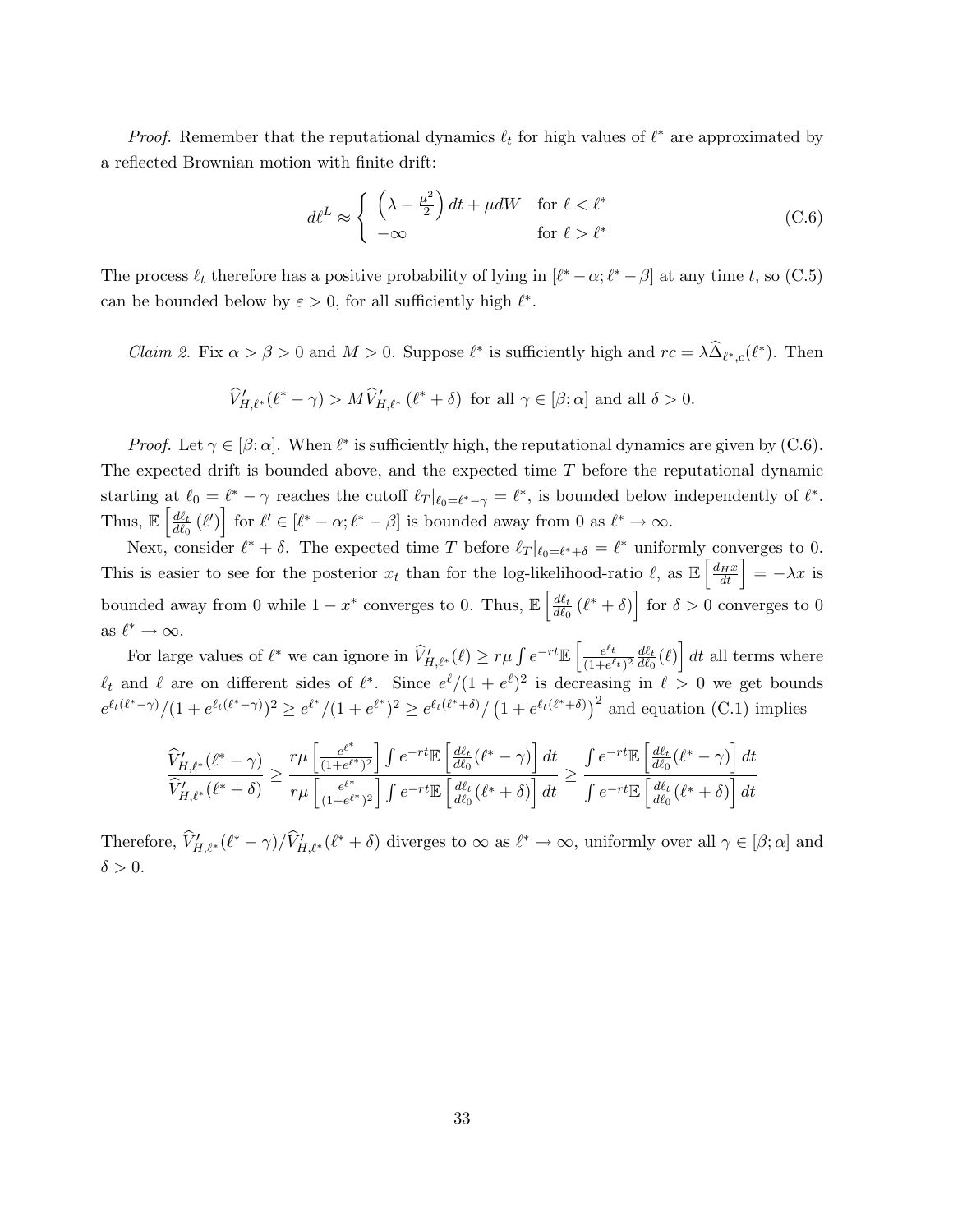*Proof.* Remember that the reputational dynamics $\ell_t$ for high values of $\ell^*$ are approximated by a reflected Brownian motion with finite drift:

$$d\ell^L \approx \begin{cases} \left(\lambda - \frac{\mu^2}{2}\right) dt + \mu dW & \text{for } \ell < \ell^* \\ -\infty & \text{for } \ell > \ell^* \end{cases} \tag{C.6}$$

The process $\ell_t$ therefore has a positive probability of lying in $[\ell^* - \alpha; \ell^* - \beta]$ at any time $t$, so (C.5) can be bounded below by $\varepsilon > 0$, for all sufficiently high $\ell^*$.

*Claim 2.* Fix $\alpha > \beta > 0$ and $M > 0$. Suppose $\ell^*$ is sufficiently high and $rc = \lambda \widehat{\Delta}_{\ell^*,c}(\ell^*)$. Then

$$\widehat{V}'_{H,\ell^*}(\ell^* - \gamma) > M \widehat{V}'_{H,\ell^*}(\ell^* + \delta) \text{ for all } \gamma \in [\beta; \alpha] \text{ and all } \delta > 0.$$

*Proof.* Let $\gamma \in [\beta; \alpha]$. When $\ell^*$ is sufficiently high, the reputational dynamics are given by (C.6). The expected drift is bounded above, and the expected time $T$ before the reputational dynamic starting at $\ell_0 = \ell^* - \gamma$ reaches the cutoff $\ell_T|_{\ell_0 = \ell^* - \gamma} = \ell^*$, is bounded below independently of $\ell^*$. Thus, $\mathbb{E}\left[\frac{d\ell_t}{d\ell_0}(\ell')\right]$ for $\ell' \in [\ell^* - \alpha; \ell^* - \beta]$ is bounded away from 0 as $\ell^* \to \infty$.

Next, consider $\ell^* + \delta$. The expected time $T$ before $\ell_T|_{\ell_0 = \ell^* + \delta} = \ell^*$ uniformly converges to 0. This is easier to see for the posterior $x_t$ than for the log-likelihood-ratio $\ell$, as $\mathbb{E}\left[\frac{d_H x}{dt}\right] = -\lambda x$ is bounded away from 0 while $1 - x^*$ converges to 0. Thus, $\mathbb{E}\left[\frac{d\ell_t}{d\ell_0}(\ell^* + \delta)\right]$ for $\delta > 0$ converges to 0 as $\ell^* \to \infty$.

For large values of $\ell^*$ we can ignore in $\widehat{V}'_{H,\ell^*}(\ell) \geq r\mu \int e^{-rt} \mathbb{E}\left[\frac{e^{\ell_t}}{(1+e^{\ell_t})^2} \frac{d\ell_t}{d\ell_0}(\ell)\right] dt$ all terms where $\ell_t$ and $\ell$ are on different sides of $\ell^*$. Since $e^{\ell}/(1 + e^{\ell})^2$ is decreasing in $\ell > 0$ we get bounds $e^{\ell_t(\ell^* - \gamma)}/(1 + e^{\ell_t(\ell^* - \gamma)})^2 \geq e^{\ell^*}/(1 + e^{\ell^*})^2 \geq e^{\ell_t(\ell^* + \delta)}/\left(1 + e^{\ell_t(\ell^* + \delta)}\right)^2$ and equation (C.1) implies

$$\frac{\widehat{V}'_{H,\ell^*}(\ell^* - \gamma)}{\widehat{V}'_{H,\ell^*}(\ell^* + \delta)} \geq \frac{r\mu \left[\frac{e^{\ell^*}}{(1+e^{\ell^*})^2}\right] \int e^{-rt} \mathbb{E}\left[\frac{d\ell_t}{d\ell_0}(\ell^* - \gamma)\right] dt}{r\mu \left[\frac{e^{\ell^*}}{(1+e^{\ell^*})^2}\right] \int e^{-rt} \mathbb{E}\left[\frac{d\ell_t}{d\ell_0}(\ell^* + \delta)\right] dt} \geq \frac{\int e^{-rt} \mathbb{E}\left[\frac{d\ell_t}{d\ell_0}(\ell^* - \gamma)\right] dt}{\int e^{-rt} \mathbb{E}\left[\frac{d\ell_t}{d\ell_0}(\ell^* + \delta)\right] dt}$$

Therefore, $\widehat{V}'_{H,\ell^*}(\ell^* - \gamma)/\widehat{V}'_{H,\ell^*}(\ell^* + \delta)$ diverges to $\infty$ as $\ell^* \to \infty$, uniformly over all $\gamma \in [\beta; \alpha]$ and $\delta > 0$.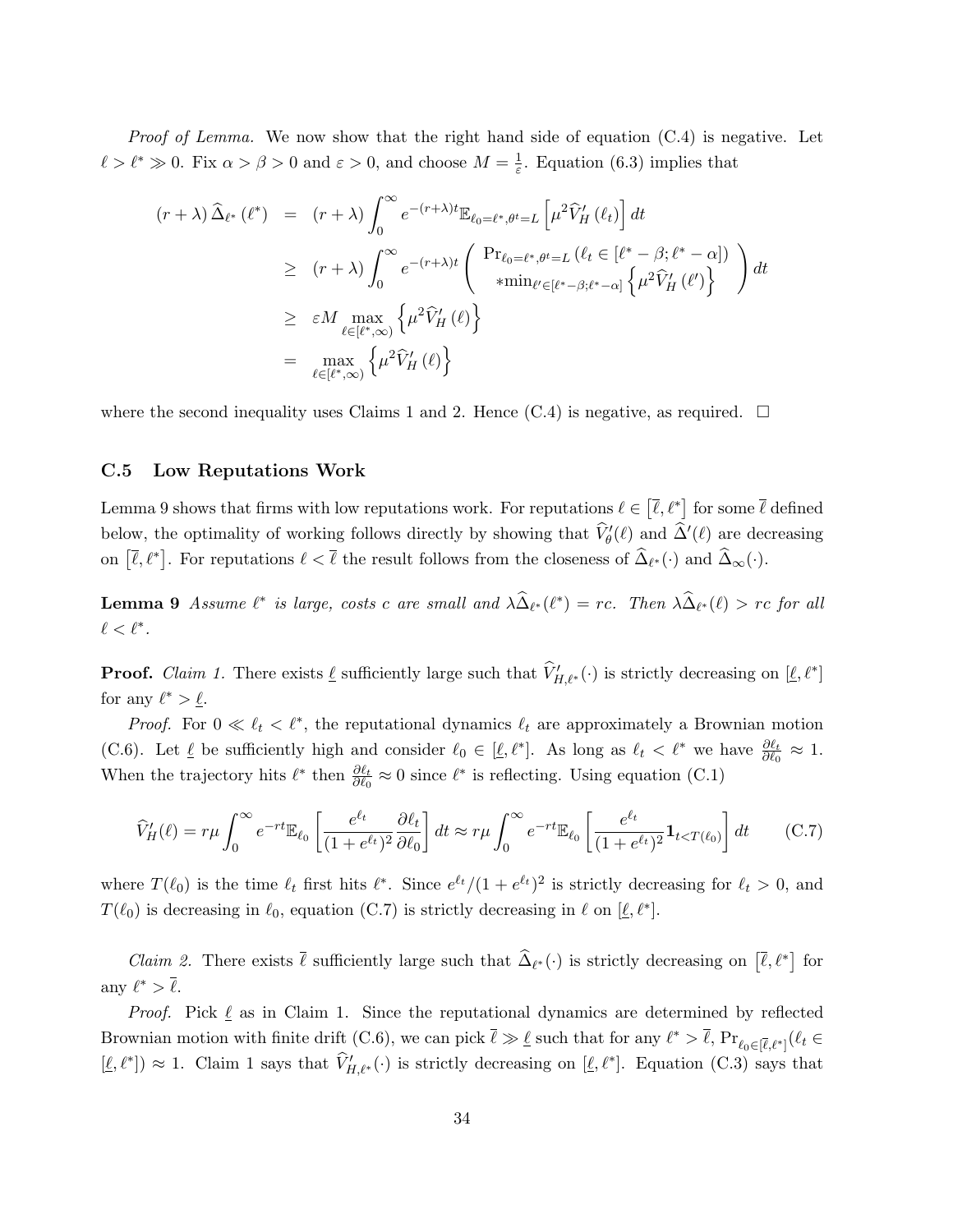*Proof of Lemma.* We now show that the right hand side of equation (C.4) is negative. Let $\ell > \ell^* \gg 0$. Fix $\alpha > \beta > 0$ and $\varepsilon > 0$, and choose $M = \frac{1}{\varepsilon}$. Equation (6.3) implies that

$$
\begin{aligned}
(r+\lambda)\,\widehat{\Delta}_{\ell^*}(\ell^*) &= (r+\lambda)\int_0^\infty e^{-(r+\lambda)t}\mathbb{E}_{\ell_0=\ell^*,\theta^t=L}\left[\mu^2\widehat{V}_H'(\ell_t)\right]dt \\
&\geq (r+\lambda)\int_0^\infty e^{-(r+\lambda)t}\begin{pmatrix} \Pr_{\ell_0=\ell^*,\theta^t=L}(\ell_t\in[\ell^*-\beta;\ell^*-\alpha]) \\ *\min_{\ell'\in[\ell^*-\beta;\ell^*-\alpha]}\left\{\mu^2\widehat{V}_H'(\ell')\right\}\end{pmatrix}dt \\
&\geq \varepsilon M \max_{\ell\in[\ell^*,\infty)}\left\{\mu^2\widehat{V}_H'(\ell)\right\} \\
&= \max_{\ell\in[\ell^*,\infty)}\left\{\mu^2\widehat{V}_H'(\ell)\right\}
\end{aligned}
$$

where the second inequality uses Claims 1 and 2. Hence (C.4) is negative, as required. $\square$

### C.5 Low Reputations Work

Lemma 9 shows that firms with low reputations work. For reputations $\ell \in [\overline{\ell}, \ell^*]$ for some $\overline{\ell}$ defined below, the optimality of working follows directly by showing that $\widehat{V}_\theta'(\ell)$ and $\widehat{\Delta}'(\ell)$ are decreasing on $[\overline{\ell}, \ell^*]$. For reputations $\ell < \overline{\ell}$ the result follows from the closeness of $\widehat{\Delta}_{\ell^*}(\cdot)$ and $\widehat{\Delta}_\infty(\cdot)$.

**Lemma 9** *Assume $\ell^*$ is large, costs $c$ are small and $\lambda\widehat{\Delta}_{\ell^*}(\ell^*) = rc$. Then $\lambda\widehat{\Delta}_{\ell^*}(\ell) > rc$ for all $\ell < \ell^*$.*

**Proof.** *Claim 1.* There exists $\underline{\ell}$ sufficiently large such that $\widehat{V}_{H,\ell^*}'(\cdot)$ is strictly decreasing on $[\underline{\ell}, \ell^*]$ for any $\ell^* > \underline{\ell}$.

*Proof.* For $0 \ll \ell_t < \ell^*$, the reputational dynamics $\ell_t$ are approximately a Brownian motion (C.6). Let $\underline{\ell}$ be sufficiently high and consider $\ell_0 \in [\underline{\ell}, \ell^*]$. As long as $\ell_t < \ell^*$ we have $\frac{\partial \ell_t}{\partial \ell_0} \approx 1$. When the trajectory hits $\ell^*$ then $\frac{\partial \ell_t}{\partial \ell_0} \approx 0$ since $\ell^*$ is reflecting. Using equation (C.1)

$$
\widehat{V}_H'(\ell) = r\mu\int_0^\infty e^{-rt}\mathbb{E}_{\ell_0}\left[\frac{e^{\ell_t}}{(1+e^{\ell_t})^2}\frac{\partial \ell_t}{\partial \ell_0}\right]dt \approx r\mu\int_0^\infty e^{-rt}\mathbb{E}_{\ell_0}\left[\frac{e^{\ell_t}}{(1+e^{\ell_t})^2}\mathbf{1}_{t<T(\ell_0)}\right]dt \qquad \text{(C.7)}
$$

where $T(\ell_0)$ is the time $\ell_t$ first hits $\ell^*$. Since $e^{\ell_t}/(1+e^{\ell_t})^2$ is strictly decreasing for $\ell_t > 0$, and $T(\ell_0)$ is decreasing in $\ell_0$, equation (C.7) is strictly decreasing in $\ell$ on $[\underline{\ell}, \ell^*]$.

*Claim 2.* There exists $\overline{\ell}$ sufficiently large such that $\widehat{\Delta}_{\ell^*}(\cdot)$ is strictly decreasing on $[\overline{\ell}, \ell^*]$ for any $\ell^* > \overline{\ell}$.

*Proof.* Pick $\underline{\ell}$ as in Claim 1. Since the reputational dynamics are determined by reflected Brownian motion with finite drift (C.6), we can pick $\overline{\ell} \gg \underline{\ell}$ such that for any $\ell^* > \overline{\ell}$, $\Pr_{\ell_0 \in [\overline{\ell}, \ell^*]}(\ell_t \in [\underline{\ell}, \ell^*]) \approx 1$. Claim 1 says that $\widehat{V}_{H,\ell^*}'(\cdot)$ is strictly decreasing on $[\underline{\ell}, \ell^*]$. Equation (C.3) says that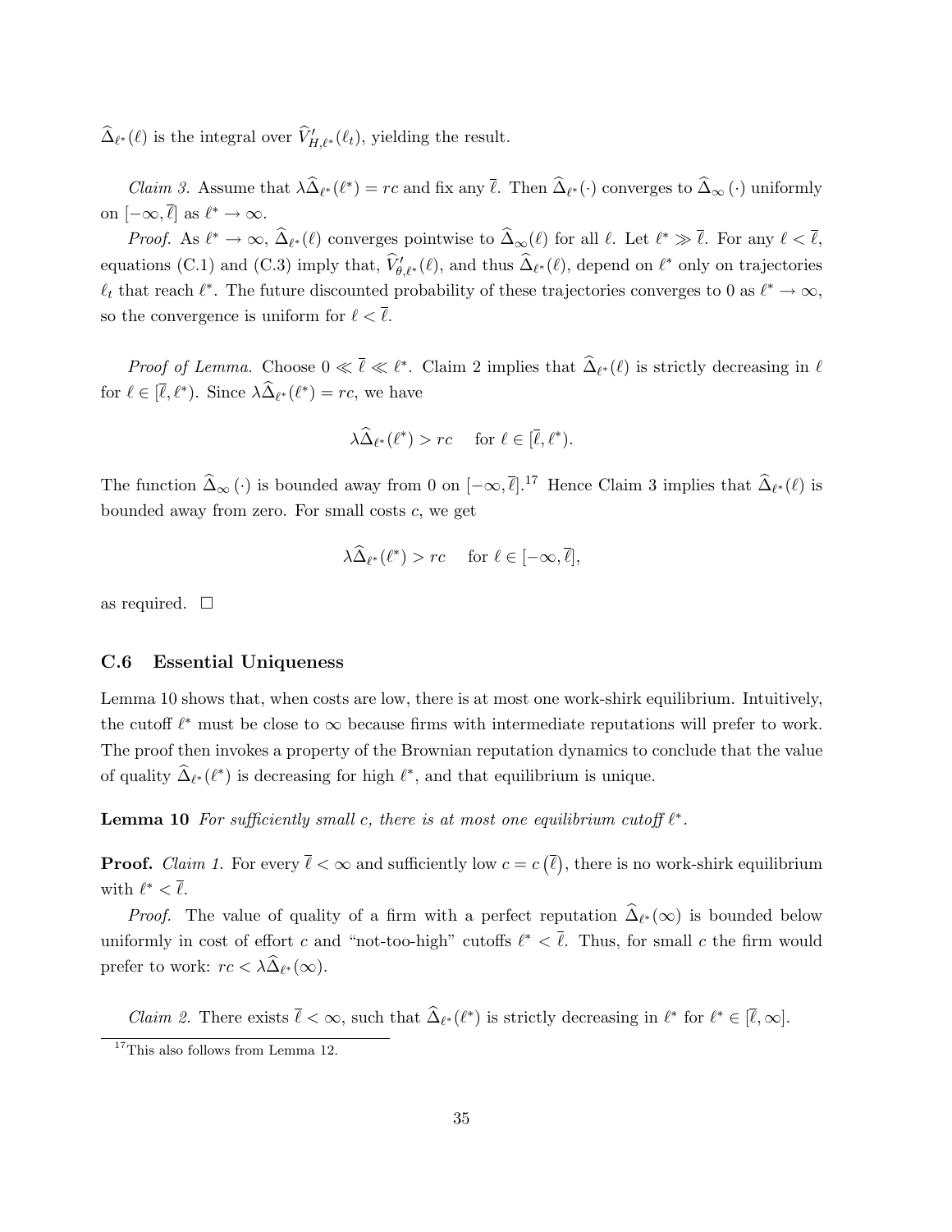$\widehat{\Delta}_{\ell^*}(\ell)$ is the integral over $\widehat{V}'_{H,\ell^*}(\ell_t)$, yielding the result.

*Claim 3.* Assume that $\lambda\widehat{\Delta}_{\ell^*}(\ell^*) = rc$ and fix any $\overline{\ell}$. Then $\widehat{\Delta}_{\ell^*}(\cdot)$ converges to $\widehat{\Delta}_{\infty}(\cdot)$ uniformly on $[-\infty, \overline{\ell}]$ as $\ell^* \to \infty$.

*Proof.* As $\ell^* \to \infty$, $\widehat{\Delta}_{\ell^*}(\ell)$ converges pointwise to $\widehat{\Delta}_{\infty}(\ell)$ for all $\ell$. Let $\ell^* \gg \overline{\ell}$. For any $\ell < \overline{\ell}$, equations (C.1) and (C.3) imply that, $\widehat{V}'_{\theta,\ell^*}(\ell)$, and thus $\widehat{\Delta}_{\ell^*}(\ell)$, depend on $\ell^*$ only on trajectories $\ell_t$ that reach $\ell^*$. The future discounted probability of these trajectories converges to 0 as $\ell^* \to \infty$, so the convergence is uniform for $\ell < \overline{\ell}$.

*Proof of Lemma.* Choose $0 \ll \overline{\ell} \ll \ell^*$. Claim 2 implies that $\widehat{\Delta}_{\ell^*}(\ell)$ is strictly decreasing in $\ell$ for $\ell \in [\overline{\ell}, \ell^*)$. Since $\lambda\widehat{\Delta}_{\ell^*}(\ell^*) = rc$, we have

$$\lambda\widehat{\Delta}_{\ell^*}(\ell^*) > rc \quad \text{ for } \ell \in [\overline{\ell}, \ell^*).$$

The function $\widehat{\Delta}_{\infty}(\cdot)$ is bounded away from 0 on $[-\infty, \overline{\ell}]$.[17] Hence Claim 3 implies that $\widehat{\Delta}_{\ell^*}(\ell)$ is bounded away from zero. For small costs $c$, we get

$$\lambda\widehat{\Delta}_{\ell^*}(\ell^*) > rc \quad \text{ for } \ell \in [-\infty, \overline{\ell}],$$

as required. $\square$

### C.6 Essential Uniqueness

Lemma 10 shows that, when costs are low, there is at most one work-shirk equilibrium. Intuitively, the cutoff $\ell^*$ must be close to $\infty$ because firms with intermediate reputations will prefer to work. The proof then invokes a property of the Brownian reputation dynamics to conclude that the value of quality $\widehat{\Delta}_{\ell^*}(\ell^*)$ is decreasing for high $\ell^*$, and that equilibrium is unique.

**Lemma 10** *For sufficiently small c, there is at most one equilibrium cutoff $\ell^*$.*

**Proof.** *Claim 1.* For every $\overline{\ell} < \infty$ and sufficiently low $c = c(\overline{\ell})$, there is no work-shirk equilibrium with $\ell^* < \overline{\ell}$.

*Proof.* The value of quality of a firm with a perfect reputation $\widehat{\Delta}_{\ell^*}(\infty)$ is bounded below uniformly in cost of effort $c$ and "not-too-high" cutoffs $\ell^* < \overline{\ell}$. Thus, for small $c$ the firm would prefer to work: $rc < \lambda\widehat{\Delta}_{\ell^*}(\infty)$.

*Claim 2.* There exists $\overline{\ell} < \infty$, such that $\widehat{\Delta}_{\ell^*}(\ell^*)$ is strictly decreasing in $\ell^*$ for $\ell^* \in [\overline{\ell}, \infty]$.

[17] This also follows from Lemma 12.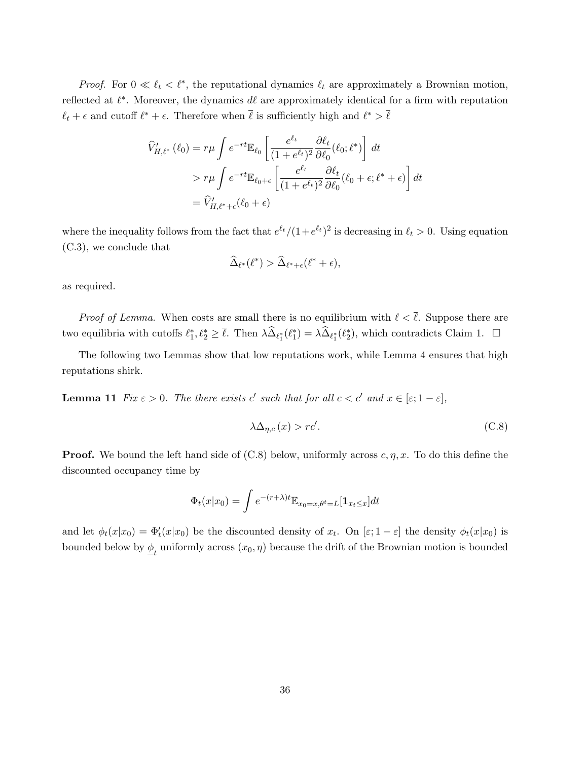*Proof.* For $0 \ll \ell_t < \ell^*$, the reputational dynamics $\ell_t$ are approximately a Brownian motion, reflected at $\ell^*$. Moreover, the dynamics $d\ell$ are approximately identical for a firm with reputation $\ell_t + \epsilon$ and cutoff $\ell^* + \epsilon$. Therefore when $\overline{\ell}$ is sufficiently high and $\ell^* > \overline{\ell}$

$$
\begin{aligned}
\widehat{V}'_{H,\ell^*}(\ell_0) &= r\mu \int e^{-rt} \mathbb{E}_{\ell_0} \left[ \frac{e^{\ell_t}}{(1+e^{\ell_t})^2} \frac{\partial \ell_t}{\partial \ell_0}(\ell_0; \ell^*) \right] dt \\
&> r\mu \int e^{-rt} \mathbb{E}_{\ell_0+\epsilon} \left[ \frac{e^{\ell_t}}{(1+e^{\ell_t})^2} \frac{\partial \ell_t}{\partial \ell_0}(\ell_0 + \epsilon; \ell^* + \epsilon) \right] dt \\
&= \widehat{V}'_{H,\ell^*+\epsilon}(\ell_0 + \epsilon)
\end{aligned}
$$

where the inequality follows from the fact that $e^{\ell_t}/(1+e^{\ell_t})^2$ is decreasing in $\ell_t > 0$. Using equation (C.3), we conclude that

$$
\widehat{\Delta}_{\ell^*}(\ell^*) > \widehat{\Delta}_{\ell^*+\epsilon}(\ell^* + \epsilon),
$$

as required.

*Proof of Lemma.* When costs are small there is no equilibrium with $\ell < \overline{\ell}$. Suppose there are two equilibria with cutoffs $\ell_1^*, \ell_2^* \geq \overline{\ell}$. Then $\lambda \widehat{\Delta}_{\ell_1^*}(\ell_1^*) = \lambda \widehat{\Delta}_{\ell_1^*}(\ell_2^*)$, which contradicts Claim 1. □

The following two Lemmas show that low reputations work, while Lemma 4 ensures that high reputations shirk.

**Lemma 11** *Fix $\varepsilon > 0$. The there exists $c'$ such that for all $c < c'$ and $x \in [\varepsilon; 1-\varepsilon]$,*

$$
\lambda \Delta_{\eta,c}(x) > rc'. \tag{C.8}
$$

**Proof.** We bound the left hand side of (C.8) below, uniformly across $c, \eta, x$. To do this define the discounted occupancy time by

$$
\Phi_t(x|x_0) = \int e^{-(r+\lambda)t} \mathbb{E}_{x_0=x,\theta^t=L}[\mathbf{1}_{x_t \leq x}] dt
$$

and let $\phi_t(x|x_0) = \Phi'_t(x|x_0)$ be the discounted density of $x_t$. On $[\varepsilon; 1-\varepsilon]$ the density $\phi_t(x|x_0)$ is bounded below by $\underline{\phi}_t$ uniformly across $(x_0, \eta)$ because the drift of the Brownian motion is bounded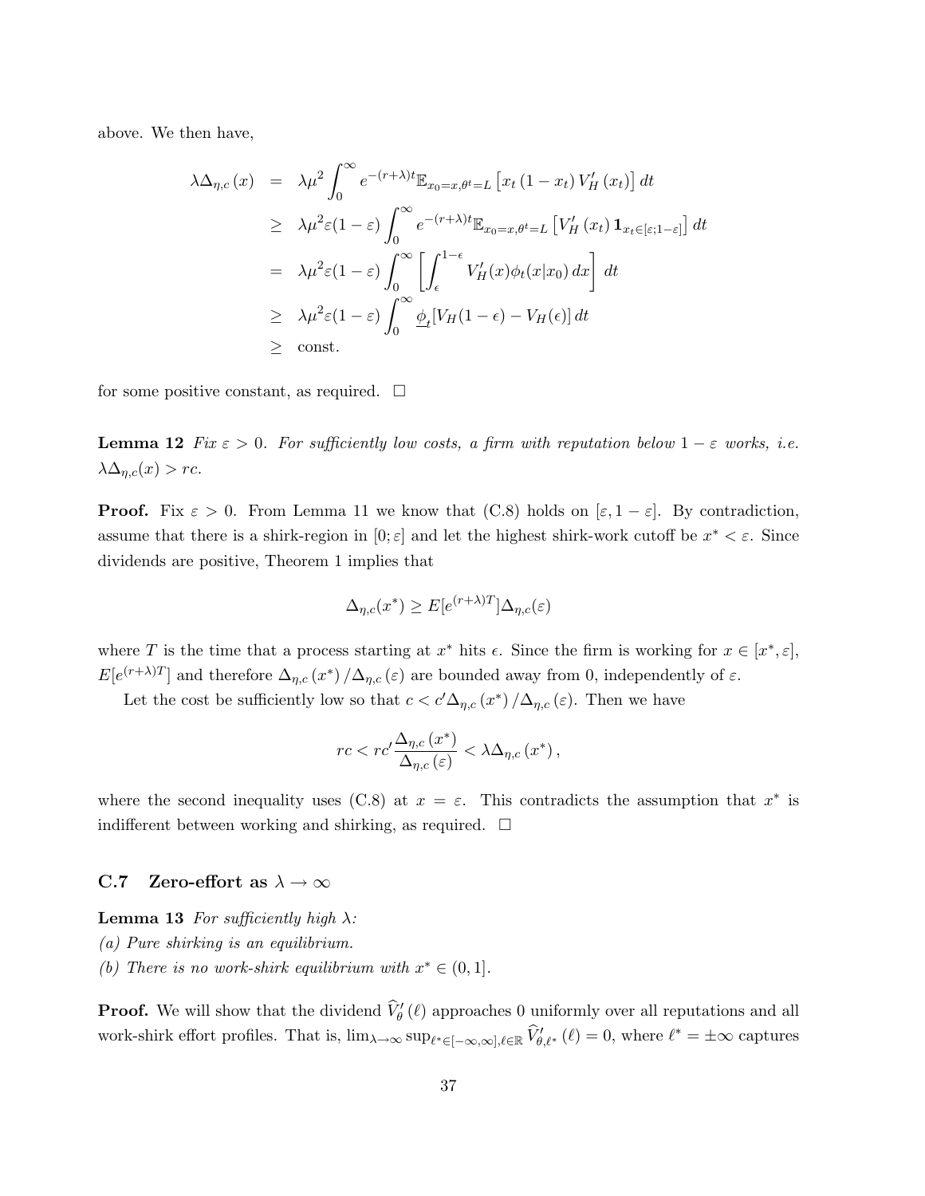above. We then have,

$$
\begin{aligned}
\lambda \Delta_{\eta,c}(x) &= \lambda \mu^2 \int_0^\infty e^{-(r+\lambda)t} \mathbb{E}_{x_0=x,\theta^t=L}\left[x_t(1-x_t)V_H'(x_t)\right] dt \\
&\geq \lambda \mu^2 \varepsilon(1-\varepsilon) \int_0^\infty e^{-(r+\lambda)t} \mathbb{E}_{x_0=x,\theta^t=L}\left[V_H'(x_t)\mathbf{1}_{x_t\in[\varepsilon;1-\varepsilon]}\right] dt \\
&= \lambda \mu^2 \varepsilon(1-\varepsilon) \int_0^\infty \left[\int_\epsilon^{1-\epsilon} V_H'(x)\phi_t(x|x_0)\,dx\right] dt \\
&\geq \lambda \mu^2 \varepsilon(1-\varepsilon) \int_0^\infty \underline{\phi}_t [V_H(1-\epsilon) - V_H(\epsilon)]\,dt \\
&\geq \text{const.}
\end{aligned}
$$

for some positive constant, as required. $\square$

**Lemma 12** *Fix $\varepsilon > 0$. For sufficiently low costs, a firm with reputation below $1-\varepsilon$ works, i.e. $\lambda \Delta_{\eta,c}(x) > rc$.*

**Proof.** Fix $\varepsilon > 0$. From Lemma 11 we know that (C.8) holds on $[\varepsilon, 1-\varepsilon]$. By contradiction, assume that there is a shirk-region in $[0;\varepsilon]$ and let the highest shirk-work cutoff be $x^* < \varepsilon$. Since dividends are positive, Theorem 1 implies that

$$
\Delta_{\eta,c}(x^*) \geq E[e^{(r+\lambda)T}]\Delta_{\eta,c}(\varepsilon)
$$

where $T$ is the time that a process starting at $x^*$ hits $\epsilon$. Since the firm is working for $x \in [x^*, \varepsilon]$, $E[e^{(r+\lambda)T}]$ and therefore $\Delta_{\eta,c}(x^*)/\Delta_{\eta,c}(\varepsilon)$ are bounded away from 0, independently of $\varepsilon$.

Let the cost be sufficiently low so that $c < c'\Delta_{\eta,c}(x^*)/\Delta_{\eta,c}(\varepsilon)$. Then we have

$$
rc < rc' \frac{\Delta_{\eta,c}(x^*)}{\Delta_{\eta,c}(\varepsilon)} < \lambda \Delta_{\eta,c}(x^*),
$$

where the second inequality uses (C.8) at $x = \varepsilon$. This contradicts the assumption that $x^*$ is indifferent between working and shirking, as required. $\square$

### C.7 Zero-effort as $\lambda \to \infty$

**Lemma 13** *For sufficiently high $\lambda$:*
*(a) Pure shirking is an equilibrium.*
*(b) There is no work-shirk equilibrium with $x^* \in (0, 1]$.*

**Proof.** We will show that the dividend $\widehat{V}_\theta'(\ell)$ approaches 0 uniformly over all reputations and all work-shirk effort profiles. That is, $\lim_{\lambda\to\infty} \sup_{\ell^*\in[-\infty,\infty],\ell\in\mathbb{R}} \widehat{V}_{\theta,\ell^*}'(\ell) = 0$, where $\ell^* = \pm\infty$ captures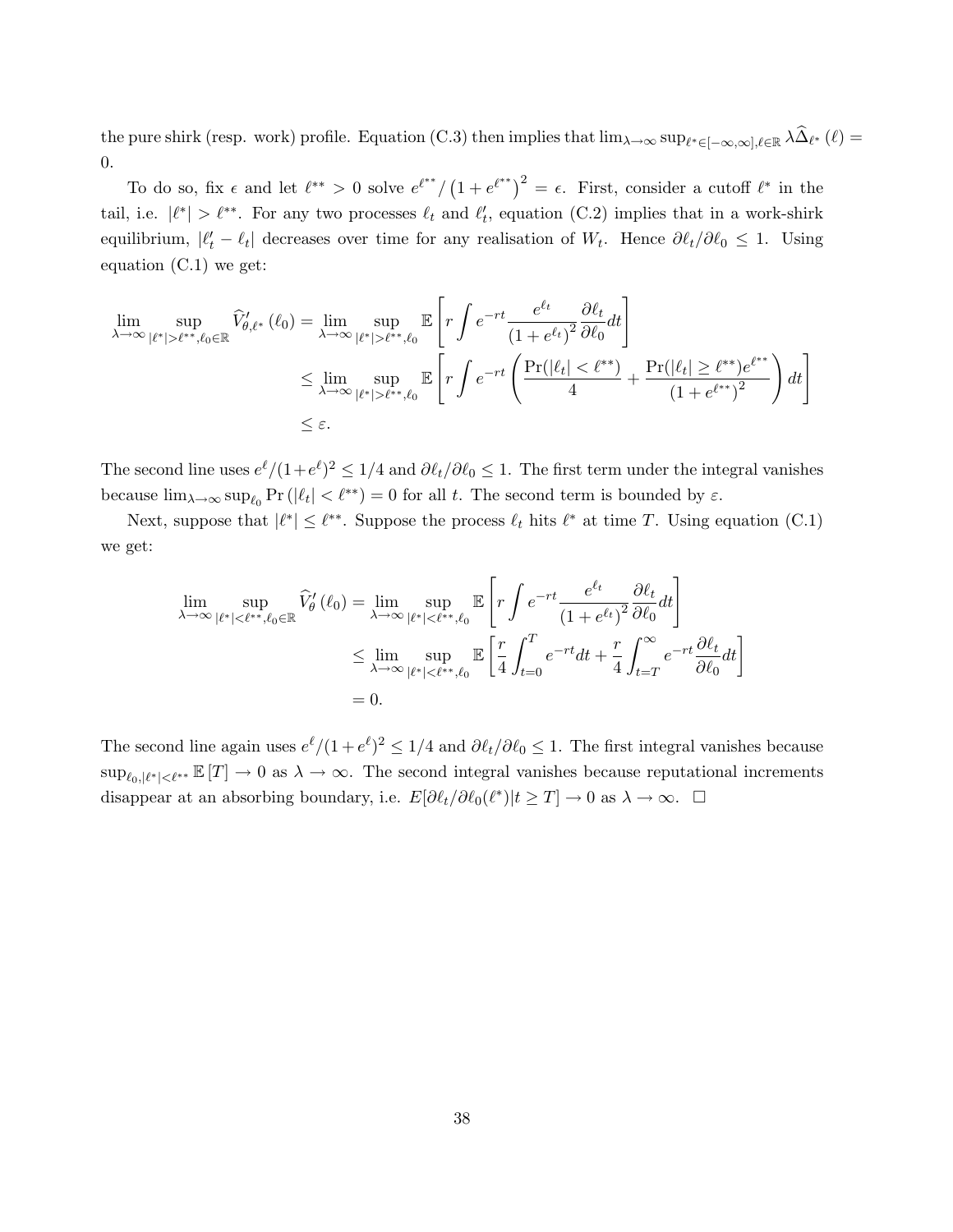the pure shirk (resp. work) profile. Equation (C.3) then implies that $\lim_{\lambda\to\infty}\sup_{\ell^*\in[-\infty,\infty],\ell\in\mathbb{R}}\lambda\widehat{\Delta}_{\ell^*}(\ell)=0$.

To do so, fix $\epsilon$ and let $\ell^{**}>0$ solve $e^{\ell^{**}}/\left(1+e^{\ell^{**}}\right)^2=\epsilon$. First, consider a cutoff $\ell^*$ in the tail, i.e. $|\ell^*|>\ell^{**}$. For any two processes $\ell_t$ and $\ell_t'$, equation (C.2) implies that in a work-shirk equilibrium, $|\ell_t'-\ell_t|$ decreases over time for any realisation of $W_t$. Hence $\partial\ell_t/\partial\ell_0\leq 1$. Using equation (C.1) we get:

$$
\begin{aligned}
\lim_{\lambda\to\infty}\sup_{|\ell^*|>\ell^{**},\ell_0\in\mathbb{R}}\widehat{V}_{\theta,\ell^*}'(\ell_0) &= \lim_{\lambda\to\infty}\sup_{|\ell^*|>\ell^{**},\ell_0}\mathbb{E}\left[r\int e^{-rt}\frac{e^{\ell_t}}{\left(1+e^{\ell_t}\right)^2}\frac{\partial\ell_t}{\partial\ell_0}dt\right]\\
&\leq \lim_{\lambda\to\infty}\sup_{|\ell^*|>\ell^{**},\ell_0}\mathbb{E}\left[r\int e^{-rt}\left(\frac{\Pr(|\ell_t|<\ell^{**})}{4}+\frac{\Pr(|\ell_t|\geq\ell^{**})e^{\ell^{**}}}{\left(1+e^{\ell^{**}}\right)^2}\right)dt\right]\\
&\leq \varepsilon.
\end{aligned}
$$

The second line uses $e^{\ell}/(1+e^{\ell})^2\leq 1/4$ and $\partial\ell_t/\partial\ell_0\leq 1$. The first term under the integral vanishes because $\lim_{\lambda\to\infty}\sup_{\ell_0}\Pr\left(|\ell_t|<\ell^{**}\right)=0$ for all $t$. The second term is bounded by $\varepsilon$.

Next, suppose that $|\ell^*|\leq\ell^{**}$. Suppose the process $\ell_t$ hits $\ell^*$ at time $T$. Using equation (C.1) we get:

$$
\begin{aligned}
\lim_{\lambda\to\infty}\sup_{|\ell^*|<\ell^{**},\ell_0\in\mathbb{R}}\widehat{V}_{\theta}'(\ell_0) &= \lim_{\lambda\to\infty}\sup_{|\ell^*|<\ell^{**},\ell_0}\mathbb{E}\left[r\int e^{-rt}\frac{e^{\ell_t}}{\left(1+e^{\ell_t}\right)^2}\frac{\partial\ell_t}{\partial\ell_0}dt\right]\\
&\leq \lim_{\lambda\to\infty}\sup_{|\ell^*|<\ell^{**},\ell_0}\mathbb{E}\left[\frac{r}{4}\int_{t=0}^{T}e^{-rt}dt+\frac{r}{4}\int_{t=T}^{\infty}e^{-rt}\frac{\partial\ell_t}{\partial\ell_0}dt\right]\\
&= 0.
\end{aligned}
$$

The second line again uses $e^{\ell}/(1+e^{\ell})^2\leq 1/4$ and $\partial\ell_t/\partial\ell_0\leq 1$. The first integral vanishes because $\sup_{\ell_0,|\ell^*|<\ell^{**}}\mathbb{E}\left[T\right]\to 0$ as $\lambda\to\infty$. The second integral vanishes because reputational increments disappear at an absorbing boundary, i.e. $E[\partial\ell_t/\partial\ell_0(\ell^*)|t\geq T]\to 0$ as $\lambda\to\infty$. $\square$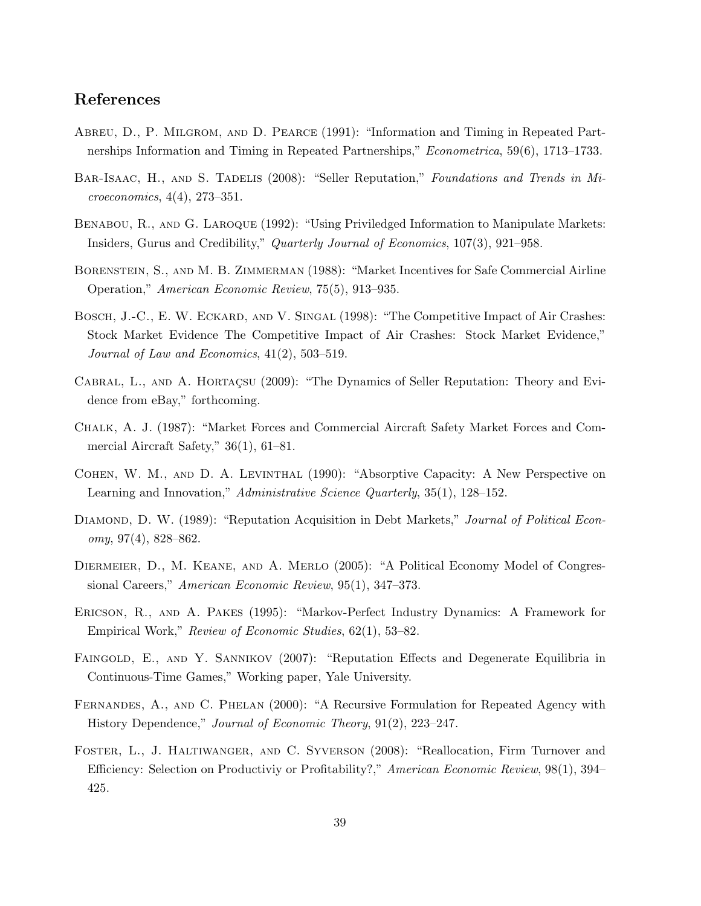## References

Abreu, D., P. Milgrom, and D. Pearce (1991): "Information and Timing in Repeated Partnerships Information and Timing in Repeated Partnerships," *Econometrica*, 59(6), 1713–1733.

Bar-Isaac, H., and S. Tadelis (2008): "Seller Reputation," *Foundations and Trends in Microeconomics*, 4(4), 273–351.

Benabou, R., and G. Laroque (1992): "Using Priviledged Information to Manipulate Markets: Insiders, Gurus and Credibility," *Quarterly Journal of Economics*, 107(3), 921–958.

Borenstein, S., and M. B. Zimmerman (1988): "Market Incentives for Safe Commercial Airline Operation," *American Economic Review*, 75(5), 913–935.

Bosch, J.-C., E. W. Eckard, and V. Singal (1998): "The Competitive Impact of Air Crashes: Stock Market Evidence The Competitive Impact of Air Crashes: Stock Market Evidence," *Journal of Law and Economics*, 41(2), 503–519.

Cabral, L., and A. Hortaçsu (2009): "The Dynamics of Seller Reputation: Theory and Evidence from eBay," forthcoming.

Chalk, A. J. (1987): "Market Forces and Commercial Aircraft Safety Market Forces and Commercial Aircraft Safety," 36(1), 61–81.

Cohen, W. M., and D. A. Levinthal (1990): "Absorptive Capacity: A New Perspective on Learning and Innovation," *Administrative Science Quarterly*, 35(1), 128–152.

Diamond, D. W. (1989): "Reputation Acquisition in Debt Markets," *Journal of Political Economy*, 97(4), 828–862.

Diermeier, D., M. Keane, and A. Merlo (2005): "A Political Economy Model of Congressional Careers," *American Economic Review*, 95(1), 347–373.

Ericson, R., and A. Pakes (1995): "Markov-Perfect Industry Dynamics: A Framework for Empirical Work," *Review of Economic Studies*, 62(1), 53–82.

Faingold, E., and Y. Sannikov (2007): "Reputation Effects and Degenerate Equilibria in Continuous-Time Games," Working paper, Yale University.

Fernandes, A., and C. Phelan (2000): "A Recursive Formulation for Repeated Agency with History Dependence," *Journal of Economic Theory*, 91(2), 223–247.

Foster, L., J. Haltiwanger, and C. Syverson (2008): "Reallocation, Firm Turnover and Efficiency: Selection on Productiviy or Profitability?," *American Economic Review*, 98(1), 394–425.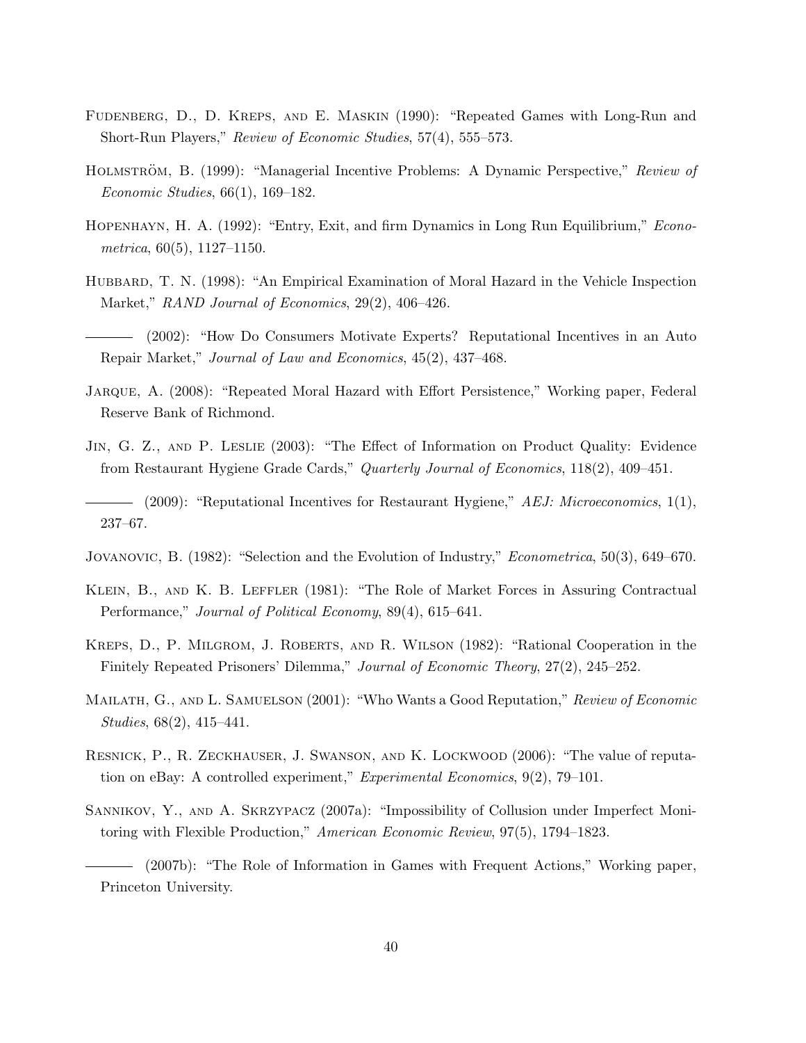Fudenberg, D., D. Kreps, and E. Maskin (1990): "Repeated Games with Long-Run and Short-Run Players," *Review of Economic Studies*, 57(4), 555–573.

Holmström, B. (1999): "Managerial Incentive Problems: A Dynamic Perspective," *Review of Economic Studies*, 66(1), 169–182.

Hopenhayn, H. A. (1992): "Entry, Exit, and firm Dynamics in Long Run Equilibrium," *Econometrica*, 60(5), 1127–1150.

Hubbard, T. N. (1998): "An Empirical Examination of Moral Hazard in the Vehicle Inspection Market," *RAND Journal of Economics*, 29(2), 406–426.

——— (2002): "How Do Consumers Motivate Experts? Reputational Incentives in an Auto Repair Market," *Journal of Law and Economics*, 45(2), 437–468.

Jarque, A. (2008): "Repeated Moral Hazard with Effort Persistence," Working paper, Federal Reserve Bank of Richmond.

Jin, G. Z., and P. Leslie (2003): "The Effect of Information on Product Quality: Evidence from Restaurant Hygiene Grade Cards," *Quarterly Journal of Economics*, 118(2), 409–451.

——— (2009): "Reputational Incentives for Restaurant Hygiene," *AEJ: Microeconomics*, 1(1), 237–67.

Jovanovic, B. (1982): "Selection and the Evolution of Industry," *Econometrica*, 50(3), 649–670.

Klein, B., and K. B. Leffler (1981): "The Role of Market Forces in Assuring Contractual Performance," *Journal of Political Economy*, 89(4), 615–641.

Kreps, D., P. Milgrom, J. Roberts, and R. Wilson (1982): "Rational Cooperation in the Finitely Repeated Prisoners' Dilemma," *Journal of Economic Theory*, 27(2), 245–252.

Mailath, G., and L. Samuelson (2001): "Who Wants a Good Reputation," *Review of Economic Studies*, 68(2), 415–441.

Resnick, P., R. Zeckhauser, J. Swanson, and K. Lockwood (2006): "The value of reputation on eBay: A controlled experiment," *Experimental Economics*, 9(2), 79–101.

Sannikov, Y., and A. Skrzypacz (2007a): "Impossibility of Collusion under Imperfect Monitoring with Flexible Production," *American Economic Review*, 97(5), 1794–1823.

——— (2007b): "The Role of Information in Games with Frequent Actions," Working paper, Princeton University.